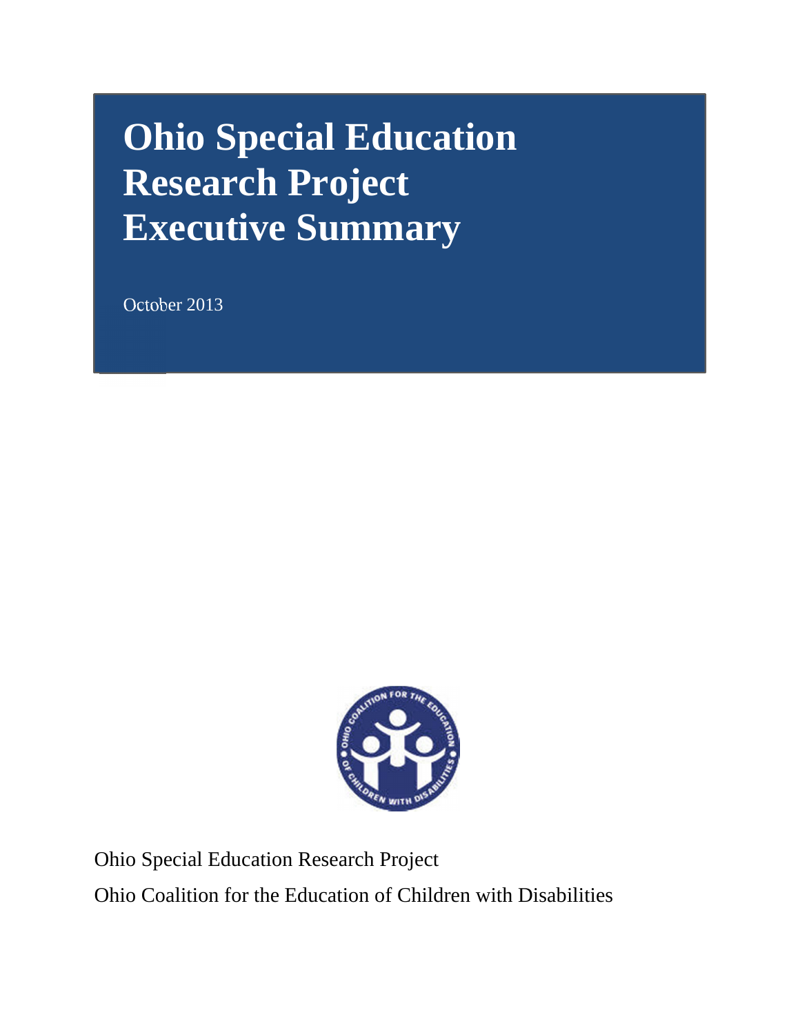# Ohio Special Education Research Project Executive Summary

October 2013

Ohio Special Education Research Project

Ohio Coalition for the Education of Children with Disabilities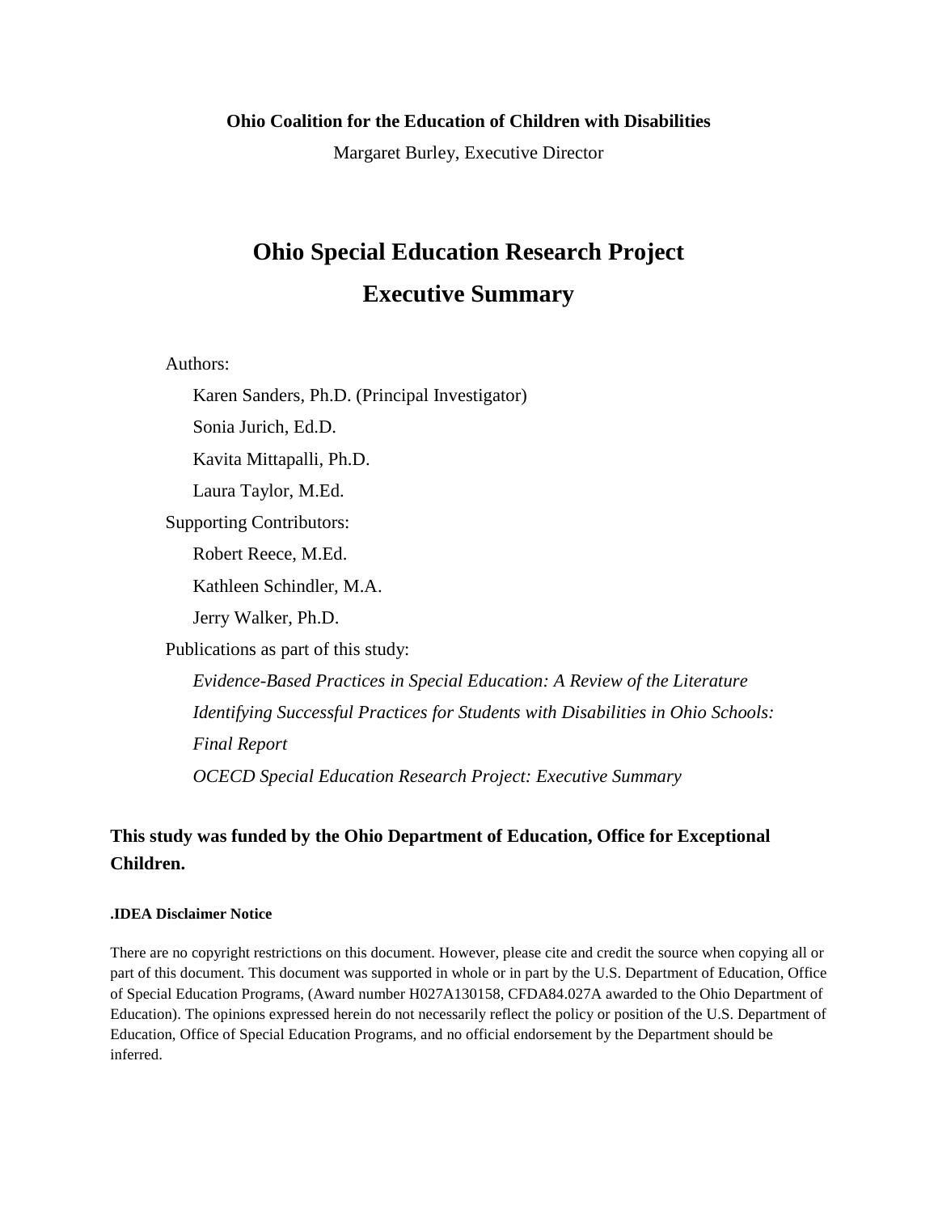**Ohio Coalition for the Education of Children with Disabilities**

Margaret Burley, Executive Director

# Ohio Special Education Research Project

# Executive Summary

Authors:

Karen Sanders, Ph.D. (Principal Investigator)

Sonia Jurich, Ed.D.

Kavita Mittapalli, Ph.D.

Laura Taylor, M.Ed.

Supporting Contributors:

Robert Reece, M.Ed.

Kathleen Schindler, M.A.

Jerry Walker, Ph.D.

Publications as part of this study:

*Evidence-Based Practices in Special Education: A Review of the Literature*

*Identifying Successful Practices for Students with Disabilities in Ohio Schools: Final Report*

*OCECD Special Education Research Project: Executive Summary*

**This study was funded by the Ohio Department of Education, Office for Exceptional Children.**

**.IDEA Disclaimer Notice**

There are no copyright restrictions on this document. However, please cite and credit the source when copying all or part of this document. This document was supported in whole or in part by the U.S. Department of Education, Office of Special Education Programs, (Award number H027A130158, CFDA84.027A awarded to the Ohio Department of Education). The opinions expressed herein do not necessarily reflect the policy or position of the U.S. Department of Education, Office of Special Education Programs, and no official endorsement by the Department should be inferred.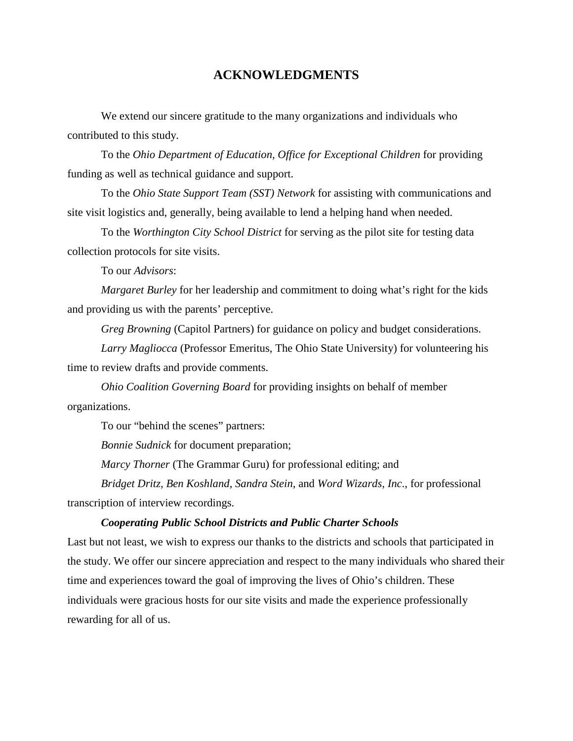# ACKNOWLEDGMENTS

We extend our sincere gratitude to the many organizations and individuals who contributed to this study.

To the *Ohio Department of Education, Office for Exceptional Children* for providing funding as well as technical guidance and support.

To the *Ohio State Support Team (SST) Network* for assisting with communications and site visit logistics and, generally, being available to lend a helping hand when needed.

To the *Worthington City School District* for serving as the pilot site for testing data collection protocols for site visits.

To our *Advisors*:

*Margaret Burley* for her leadership and commitment to doing what's right for the kids and providing us with the parents' perceptive.

*Greg Browning* (Capitol Partners) for guidance on policy and budget considerations.

*Larry Magliocca* (Professor Emeritus, The Ohio State University) for volunteering his time to review drafts and provide comments.

*Ohio Coalition Governing Board* for providing insights on behalf of member organizations.

To our "behind the scenes" partners:

*Bonnie Sudnick* for document preparation;

*Marcy Thorner* (The Grammar Guru) for professional editing; and

*Bridget Dritz, Ben Koshland*, *Sandra Stein*, and *Word Wizards, Inc*., for professional transcription of interview recordings.

***Cooperating Public School Districts and Public Charter Schools***

Last but not least, we wish to express our thanks to the districts and schools that participated in the study. We offer our sincere appreciation and respect to the many individuals who shared their time and experiences toward the goal of improving the lives of Ohio's children. These individuals were gracious hosts for our site visits and made the experience professionally rewarding for all of us.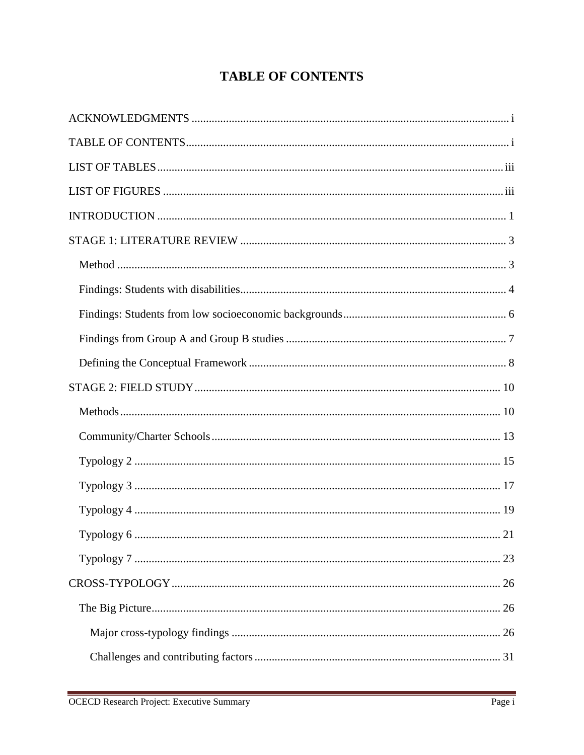# TABLE OF CONTENTS

ACKNOWLEDGMENTS ..... i

TABLE OF CONTENTS ..... i

LIST OF TABLES ..... iii

LIST OF FIGURES ..... iii

INTRODUCTION ..... 1

STAGE 1: LITERATURE REVIEW ..... 3

- Method ..... 3
- Findings: Students with disabilities ..... 4
- Findings: Students from low socioeconomic backgrounds ..... 6
- Findings from Group A and Group B studies ..... 7
- Defining the Conceptual Framework ..... 8

STAGE 2: FIELD STUDY ..... 10

- Methods ..... 10
- Community/Charter Schools ..... 13
- Typology 2 ..... 15
- Typology 3 ..... 17
- Typology 4 ..... 19
- Typology 6 ..... 21
- Typology 7 ..... 23

CROSS-TYPOLOGY ..... 26

- The Big Picture ..... 26
  - Major cross-typology findings ..... 26
  - Challenges and contributing factors ..... 31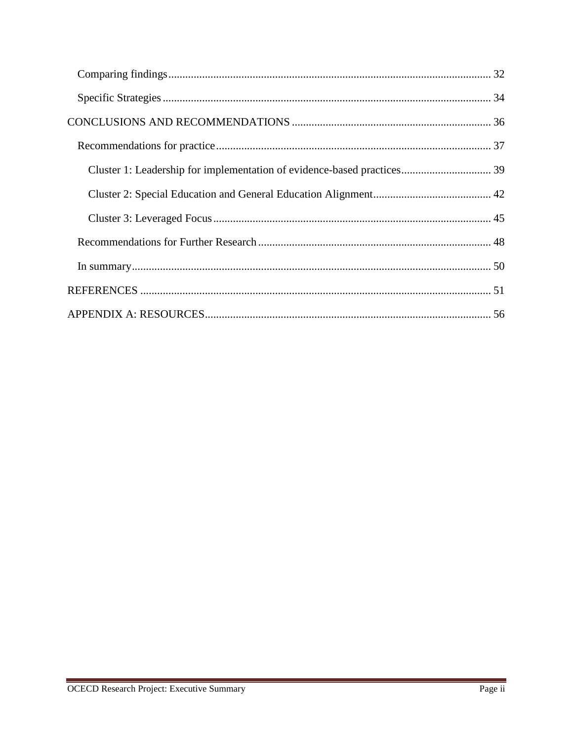- Comparing findings ... 32
- Specific Strategies ... 34

CONCLUSIONS AND RECOMMENDATIONS ... 36

- Recommendations for practice ... 37
  - Cluster 1: Leadership for implementation of evidence-based practices ... 39
  - Cluster 2: Special Education and General Education Alignment ... 42
  - Cluster 3: Leveraged Focus ... 45
- Recommendations for Further Research ... 48
- In summary ... 50

REFERENCES ... 51

APPENDIX A: RESOURCES ... 56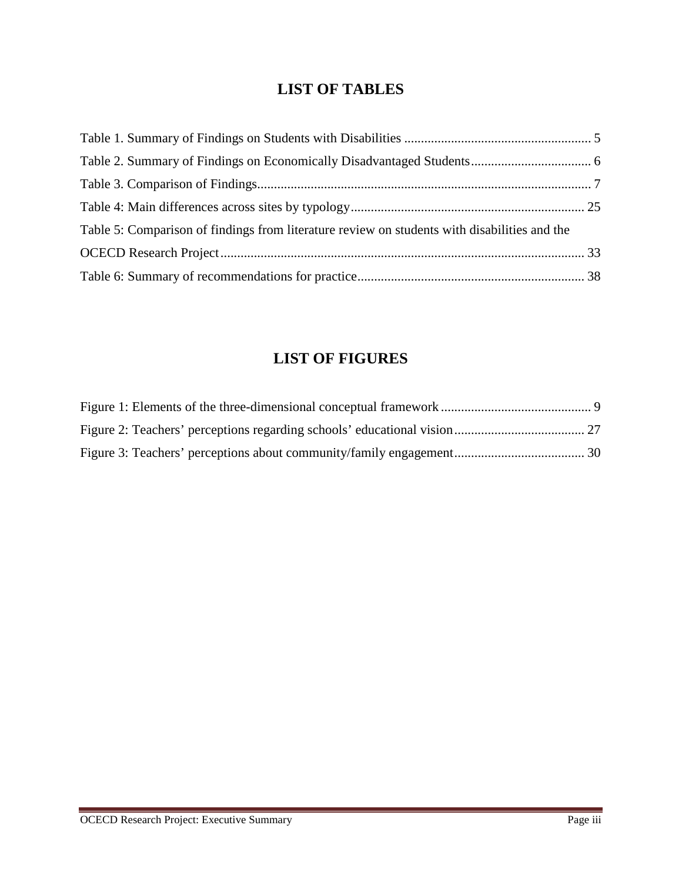# LIST OF TABLES

Table 1. Summary of Findings on Students with Disabilities ........................................................ 5

Table 2. Summary of Findings on Economically Disadvantaged Students.................................... 6

Table 3. Comparison of Findings.................................................................................................... 7

Table 4: Main differences across sites by typology...................................................................... 25

Table 5: Comparison of findings from literature review on students with disabilities and the OCECD Research Project............................................................................................................. 33

Table 6: Summary of recommendations for practice.................................................................... 38

# LIST OF FIGURES

Figure 1: Elements of the three-dimensional conceptual framework ............................................. 9

Figure 2: Teachers' perceptions regarding schools' educational vision....................................... 27

Figure 3: Teachers' perceptions about community/family engagement....................................... 30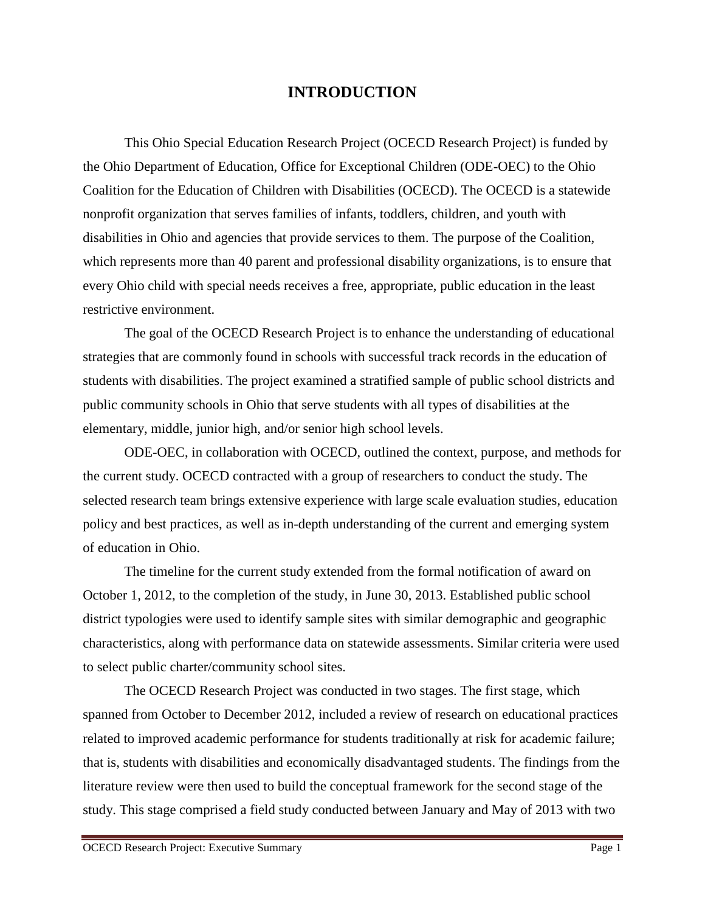# INTRODUCTION

This Ohio Special Education Research Project (OCECD Research Project) is funded by the Ohio Department of Education, Office for Exceptional Children (ODE-OEC) to the Ohio Coalition for the Education of Children with Disabilities (OCECD). The OCECD is a statewide nonprofit organization that serves families of infants, toddlers, children, and youth with disabilities in Ohio and agencies that provide services to them. The purpose of the Coalition, which represents more than 40 parent and professional disability organizations, is to ensure that every Ohio child with special needs receives a free, appropriate, public education in the least restrictive environment.

The goal of the OCECD Research Project is to enhance the understanding of educational strategies that are commonly found in schools with successful track records in the education of students with disabilities. The project examined a stratified sample of public school districts and public community schools in Ohio that serve students with all types of disabilities at the elementary, middle, junior high, and/or senior high school levels.

ODE-OEC, in collaboration with OCECD, outlined the context, purpose, and methods for the current study. OCECD contracted with a group of researchers to conduct the study. The selected research team brings extensive experience with large scale evaluation studies, education policy and best practices, as well as in-depth understanding of the current and emerging system of education in Ohio.

The timeline for the current study extended from the formal notification of award on October 1, 2012, to the completion of the study, in June 30, 2013. Established public school district typologies were used to identify sample sites with similar demographic and geographic characteristics, along with performance data on statewide assessments. Similar criteria were used to select public charter/community school sites.

The OCECD Research Project was conducted in two stages. The first stage, which spanned from October to December 2012, included a review of research on educational practices related to improved academic performance for students traditionally at risk for academic failure; that is, students with disabilities and economically disadvantaged students. The findings from the literature review were then used to build the conceptual framework for the second stage of the study. This stage comprised a field study conducted between January and May of 2013 with two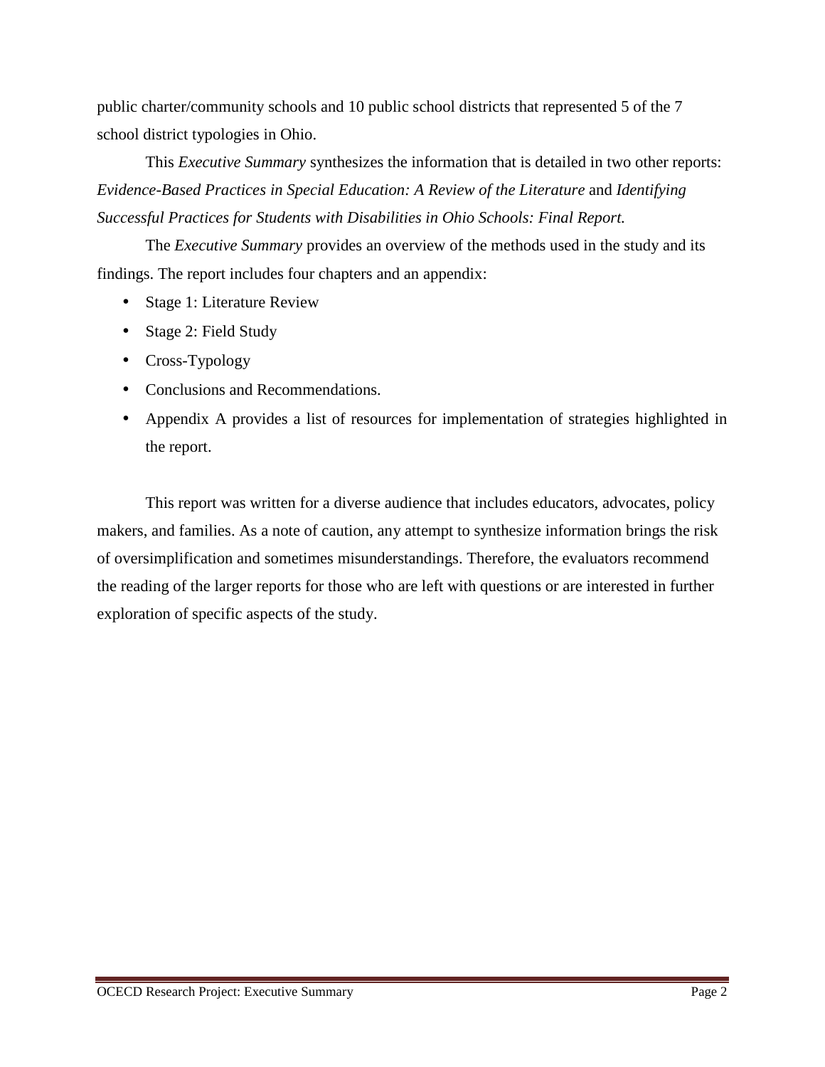public charter/community schools and 10 public school districts that represented 5 of the 7 school district typologies in Ohio.

This *Executive Summary* synthesizes the information that is detailed in two other reports: *Evidence-Based Practices in Special Education: A Review of the Literature* and *Identifying Successful Practices for Students with Disabilities in Ohio Schools: Final Report.*

The *Executive Summary* provides an overview of the methods used in the study and its findings. The report includes four chapters and an appendix:

- Stage 1: Literature Review
- Stage 2: Field Study
- Cross-Typology
- Conclusions and Recommendations.
- Appendix A provides a list of resources for implementation of strategies highlighted in the report.

This report was written for a diverse audience that includes educators, advocates, policy makers, and families. As a note of caution, any attempt to synthesize information brings the risk of oversimplification and sometimes misunderstandings. Therefore, the evaluators recommend the reading of the larger reports for those who are left with questions or are interested in further exploration of specific aspects of the study.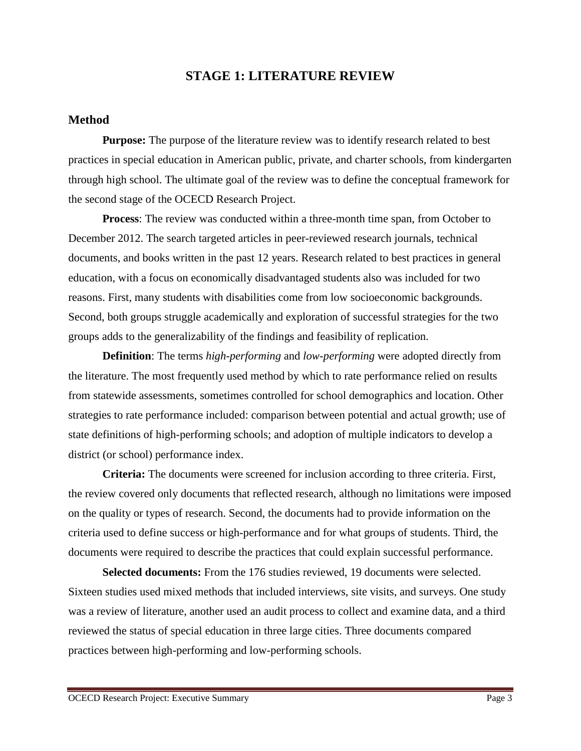# STAGE 1: LITERATURE REVIEW

## Method

**Purpose:** The purpose of the literature review was to identify research related to best practices in special education in American public, private, and charter schools, from kindergarten through high school. The ultimate goal of the review was to define the conceptual framework for the second stage of the OCECD Research Project.

**Process**: The review was conducted within a three-month time span, from October to December 2012. The search targeted articles in peer-reviewed research journals, technical documents, and books written in the past 12 years. Research related to best practices in general education, with a focus on economically disadvantaged students also was included for two reasons. First, many students with disabilities come from low socioeconomic backgrounds. Second, both groups struggle academically and exploration of successful strategies for the two groups adds to the generalizability of the findings and feasibility of replication.

**Definition**: The terms *high-performing* and *low-performing* were adopted directly from the literature. The most frequently used method by which to rate performance relied on results from statewide assessments, sometimes controlled for school demographics and location. Other strategies to rate performance included: comparison between potential and actual growth; use of state definitions of high-performing schools; and adoption of multiple indicators to develop a district (or school) performance index.

**Criteria:** The documents were screened for inclusion according to three criteria. First, the review covered only documents that reflected research, although no limitations were imposed on the quality or types of research. Second, the documents had to provide information on the criteria used to define success or high-performance and for what groups of students. Third, the documents were required to describe the practices that could explain successful performance.

**Selected documents:** From the 176 studies reviewed, 19 documents were selected. Sixteen studies used mixed methods that included interviews, site visits, and surveys. One study was a review of literature, another used an audit process to collect and examine data, and a third reviewed the status of special education in three large cities. Three documents compared practices between high-performing and low-performing schools.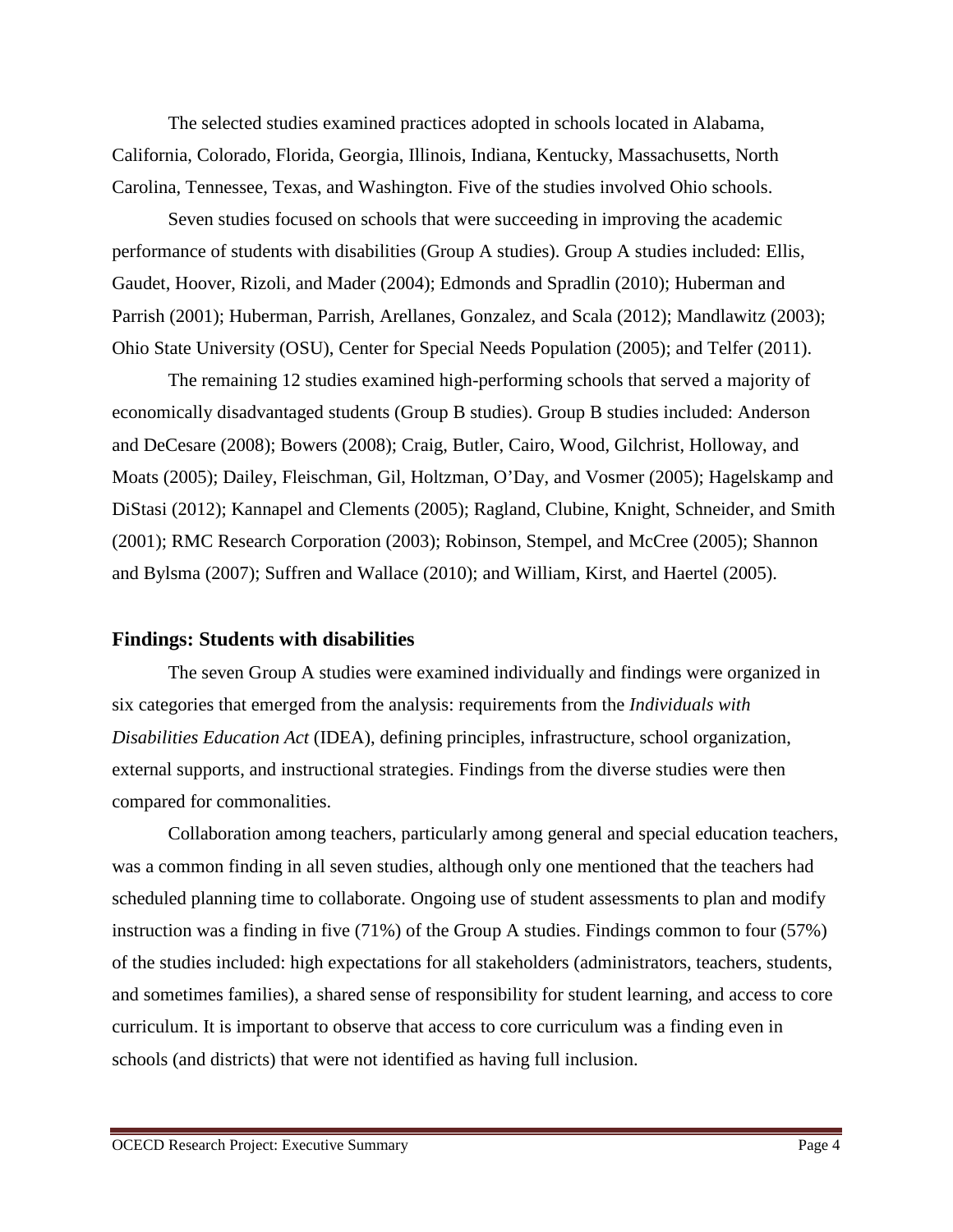The selected studies examined practices adopted in schools located in Alabama, California, Colorado, Florida, Georgia, Illinois, Indiana, Kentucky, Massachusetts, North Carolina, Tennessee, Texas, and Washington. Five of the studies involved Ohio schools.

Seven studies focused on schools that were succeeding in improving the academic performance of students with disabilities (Group A studies). Group A studies included: Ellis, Gaudet, Hoover, Rizoli, and Mader (2004); Edmonds and Spradlin (2010); Huberman and Parrish (2001); Huberman, Parrish, Arellanes, Gonzalez, and Scala (2012); Mandlawitz (2003); Ohio State University (OSU), Center for Special Needs Population (2005); and Telfer (2011).

The remaining 12 studies examined high-performing schools that served a majority of economically disadvantaged students (Group B studies). Group B studies included: Anderson and DeCesare (2008); Bowers (2008); Craig, Butler, Cairo, Wood, Gilchrist, Holloway, and Moats (2005); Dailey, Fleischman, Gil, Holtzman, O'Day, and Vosmer (2005); Hagelskamp and DiStasi (2012); Kannapel and Clements (2005); Ragland, Clubine, Knight, Schneider, and Smith (2001); RMC Research Corporation (2003); Robinson, Stempel, and McCree (2005); Shannon and Bylsma (2007); Suffren and Wallace (2010); and William, Kirst, and Haertel (2005).

## Findings: Students with disabilities

The seven Group A studies were examined individually and findings were organized in six categories that emerged from the analysis: requirements from the *Individuals with Disabilities Education Act* (IDEA), defining principles, infrastructure, school organization, external supports, and instructional strategies. Findings from the diverse studies were then compared for commonalities.

Collaboration among teachers, particularly among general and special education teachers, was a common finding in all seven studies, although only one mentioned that the teachers had scheduled planning time to collaborate. Ongoing use of student assessments to plan and modify instruction was a finding in five (71%) of the Group A studies. Findings common to four (57%) of the studies included: high expectations for all stakeholders (administrators, teachers, students, and sometimes families), a shared sense of responsibility for student learning, and access to core curriculum. It is important to observe that access to core curriculum was a finding even in schools (and districts) that were not identified as having full inclusion.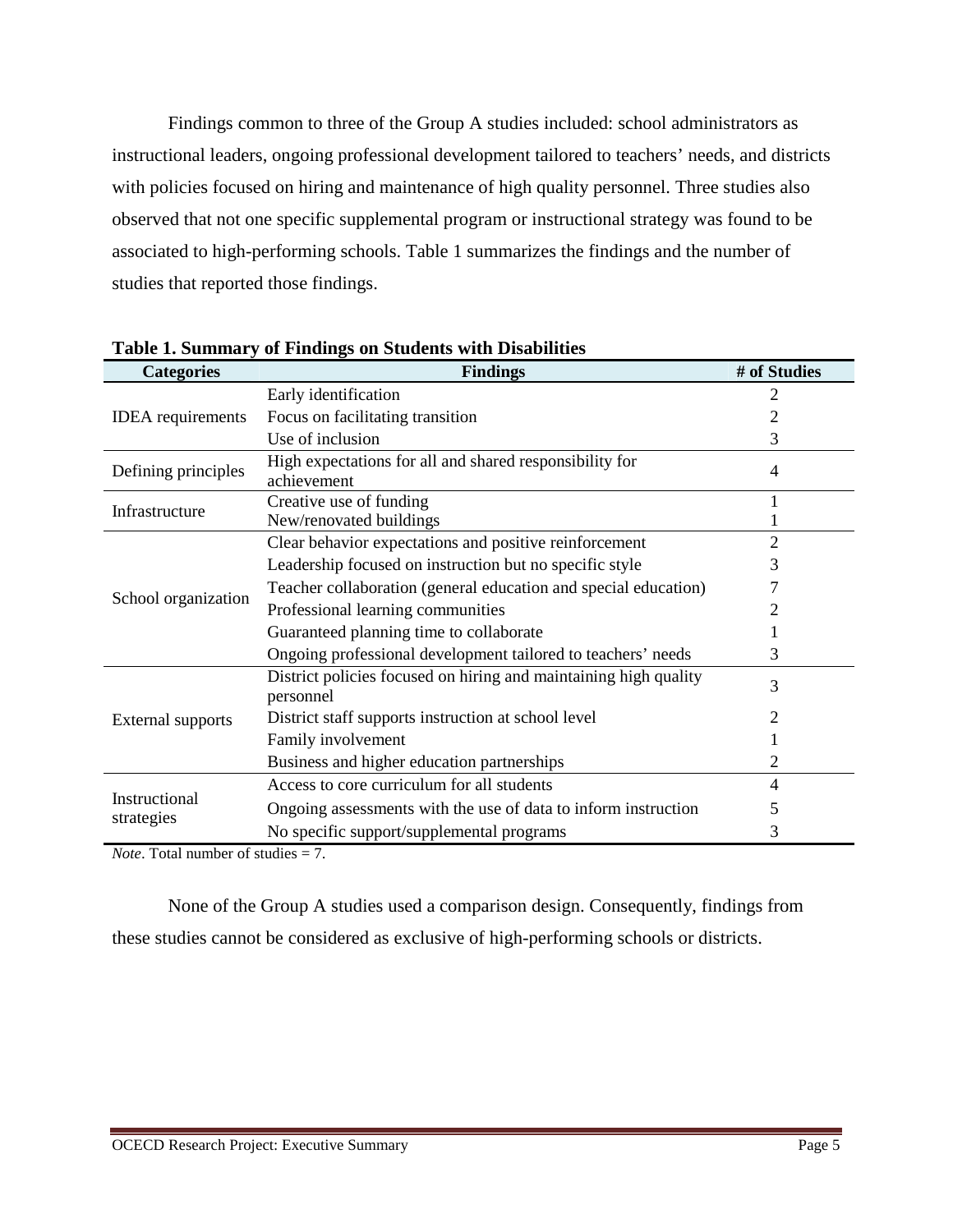Findings common to three of the Group A studies included: school administrators as instructional leaders, ongoing professional development tailored to teachers' needs, and districts with policies focused on hiring and maintenance of high quality personnel. Three studies also observed that not one specific supplemental program or instructional strategy was found to be associated to high-performing schools. Table 1 summarizes the findings and the number of studies that reported those findings.

**Table 1. Summary of Findings on Students with Disabilities**

| Categories | Findings | # of Studies |
|---|---|---|
| IDEA requirements | Early identification | 2 |
| | Focus on facilitating transition | 2 |
| | Use of inclusion | 3 |
| Defining principles | High expectations for all and shared responsibility for achievement | 4 |
| Infrastructure | Creative use of funding | 1 |
| | New/renovated buildings | 1 |
| School organization | Clear behavior expectations and positive reinforcement | 2 |
| | Leadership focused on instruction but no specific style | 3 |
| | Teacher collaboration (general education and special education) | 7 |
| | Professional learning communities | 2 |
| | Guaranteed planning time to collaborate | 1 |
| | Ongoing professional development tailored to teachers' needs | 3 |
| External supports | District policies focused on hiring and maintaining high quality personnel | 3 |
| | District staff supports instruction at school level | 2 |
| | Family involvement | 1 |
| | Business and higher education partnerships | 2 |
| Instructional strategies | Access to core curriculum for all students | 4 |
| | Ongoing assessments with the use of data to inform instruction | 5 |
| | No specific support/supplemental programs | 3 |

*Note*. Total number of studies = 7.

None of the Group A studies used a comparison design. Consequently, findings from these studies cannot be considered as exclusive of high-performing schools or districts.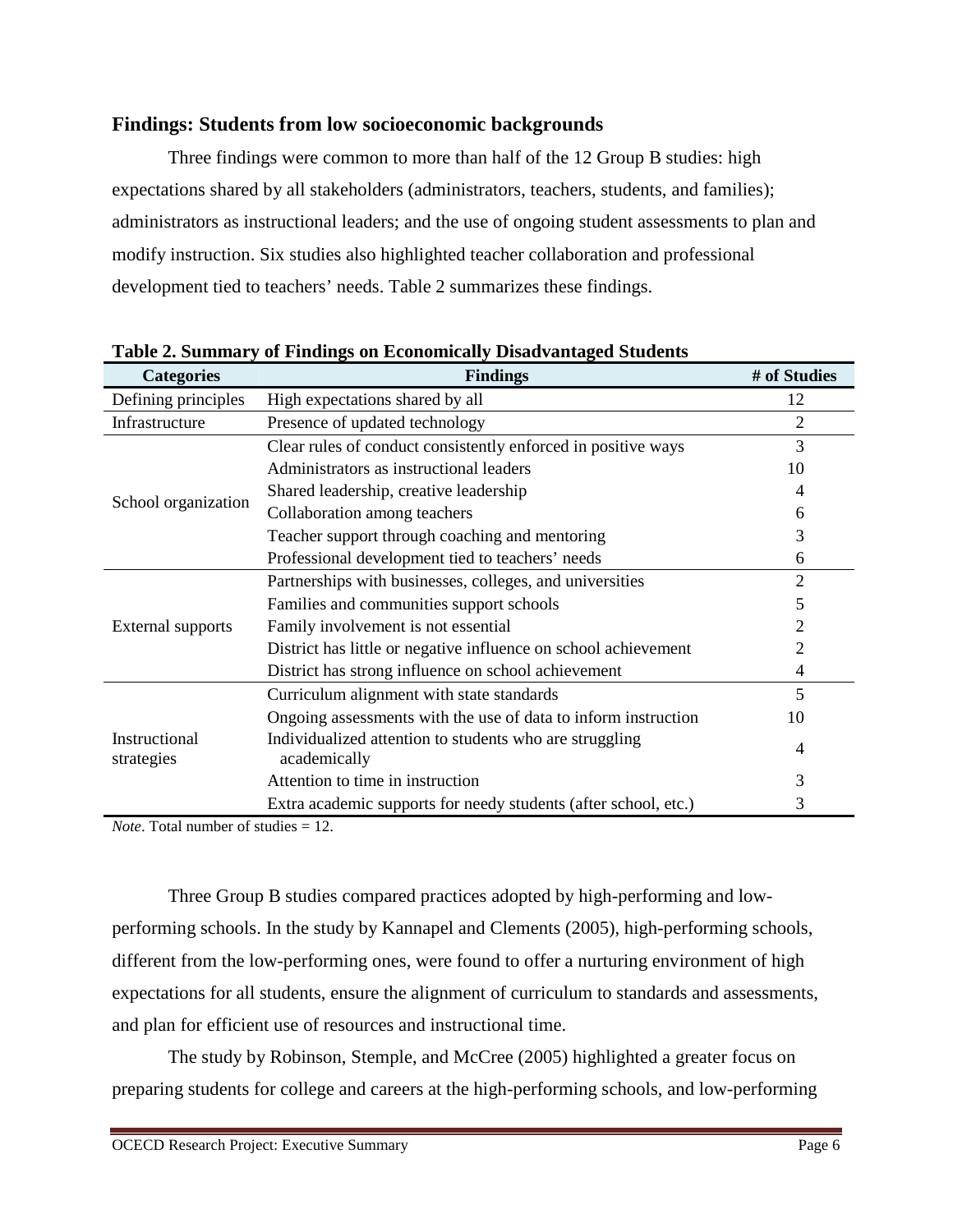## Findings: Students from low socioeconomic backgrounds

Three findings were common to more than half of the 12 Group B studies: high expectations shared by all stakeholders (administrators, teachers, students, and families); administrators as instructional leaders; and the use of ongoing student assessments to plan and modify instruction. Six studies also highlighted teacher collaboration and professional development tied to teachers' needs. Table 2 summarizes these findings.

**Table 2. Summary of Findings on Economically Disadvantaged Students**

| Categories | Findings | # of Studies |
|---|---|---|
| Defining principles | High expectations shared by all | 12 |
| Infrastructure | Presence of updated technology | 2 |
| School organization | Clear rules of conduct consistently enforced in positive ways | 3 |
| | Administrators as instructional leaders | 10 |
| | Shared leadership, creative leadership | 4 |
| | Collaboration among teachers | 6 |
| | Teacher support through coaching and mentoring | 3 |
| | Professional development tied to teachers' needs | 6 |
| External supports | Partnerships with businesses, colleges, and universities | 2 |
| | Families and communities support schools | 5 |
| | Family involvement is not essential | 2 |
| | District has little or negative influence on school achievement | 2 |
| | District has strong influence on school achievement | 4 |
| Instructional strategies | Curriculum alignment with state standards | 5 |
| | Ongoing assessments with the use of data to inform instruction | 10 |
| | Individualized attention to students who are struggling academically | 4 |
| | Attention to time in instruction | 3 |
| | Extra academic supports for needy students (after school, etc.) | 3 |

*Note*. Total number of studies = 12.

Three Group B studies compared practices adopted by high-performing and low-performing schools. In the study by Kannapel and Clements (2005), high-performing schools, different from the low-performing ones, were found to offer a nurturing environment of high expectations for all students, ensure the alignment of curriculum to standards and assessments, and plan for efficient use of resources and instructional time.

The study by Robinson, Stemple, and McCree (2005) highlighted a greater focus on preparing students for college and careers at the high-performing schools, and low-performing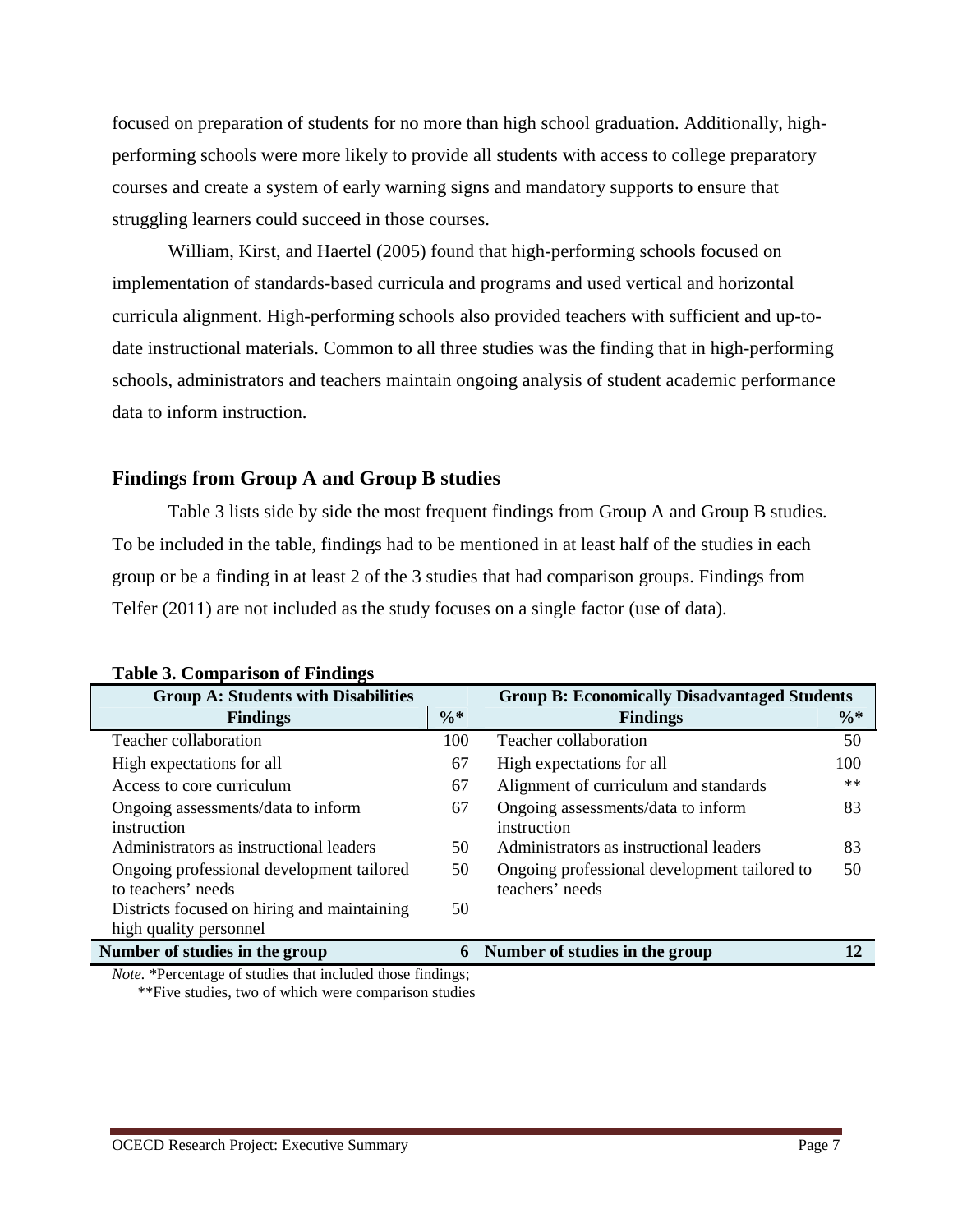focused on preparation of students for no more than high school graduation. Additionally, high-performing schools were more likely to provide all students with access to college preparatory courses and create a system of early warning signs and mandatory supports to ensure that struggling learners could succeed in those courses.

William, Kirst, and Haertel (2005) found that high-performing schools focused on implementation of standards-based curricula and programs and used vertical and horizontal curricula alignment. High-performing schools also provided teachers with sufficient and up-to-date instructional materials. Common to all three studies was the finding that in high-performing schools, administrators and teachers maintain ongoing analysis of student academic performance data to inform instruction.

## Findings from Group A and Group B studies

Table 3 lists side by side the most frequent findings from Group A and Group B studies. To be included in the table, findings had to be mentioned in at least half of the studies in each group or be a finding in at least 2 of the 3 studies that had comparison groups. Findings from Telfer (2011) are not included as the study focuses on a single factor (use of data).

**Table 3. Comparison of Findings**

| Group A: Students with Disabilities | | Group B: Economically Disadvantaged Students | |
|---|---|---|---|
| **Findings** | **%*** | **Findings** | **%*** |
| Teacher collaboration | 100 | Teacher collaboration | 50 |
| High expectations for all | 67 | High expectations for all | 100 |
| Access to core curriculum | 67 | Alignment of curriculum and standards | ** |
| Ongoing assessments/data to inform instruction | 67 | Ongoing assessments/data to inform instruction | 83 |
| Administrators as instructional leaders | 50 | Administrators as instructional leaders | 83 |
| Ongoing professional development tailored to teachers' needs | 50 | Ongoing professional development tailored to teachers' needs | 50 |
| Districts focused on hiring and maintaining high quality personnel | 50 | | |
| **Number of studies in the group** | **6** | **Number of studies in the group** | **12** |

*Note.* *Percentage of studies that included those findings;
**Five studies, two of which were comparison studies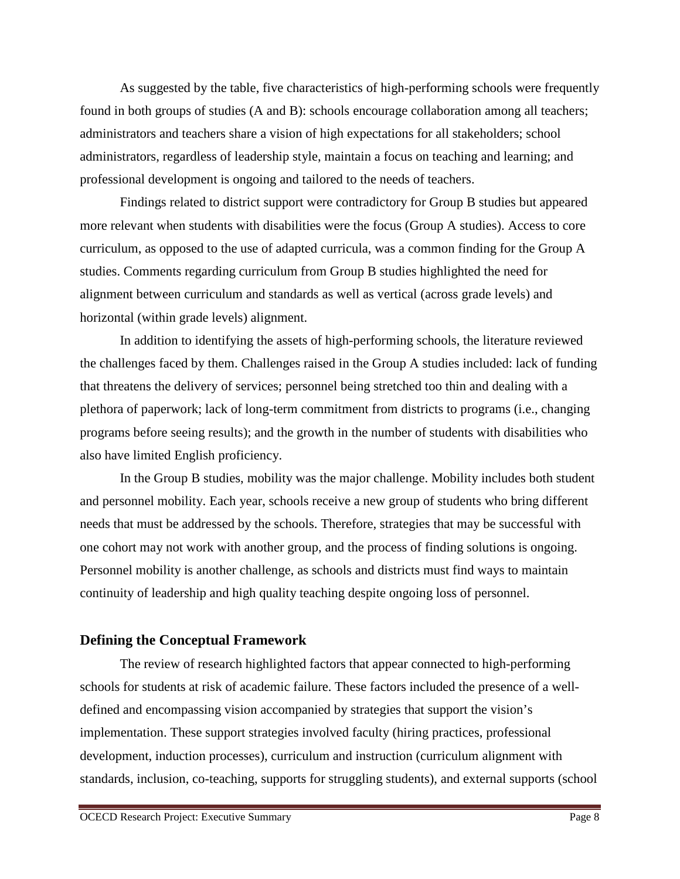As suggested by the table, five characteristics of high-performing schools were frequently found in both groups of studies (A and B): schools encourage collaboration among all teachers; administrators and teachers share a vision of high expectations for all stakeholders; school administrators, regardless of leadership style, maintain a focus on teaching and learning; and professional development is ongoing and tailored to the needs of teachers.

Findings related to district support were contradictory for Group B studies but appeared more relevant when students with disabilities were the focus (Group A studies). Access to core curriculum, as opposed to the use of adapted curricula, was a common finding for the Group A studies. Comments regarding curriculum from Group B studies highlighted the need for alignment between curriculum and standards as well as vertical (across grade levels) and horizontal (within grade levels) alignment.

In addition to identifying the assets of high-performing schools, the literature reviewed the challenges faced by them. Challenges raised in the Group A studies included: lack of funding that threatens the delivery of services; personnel being stretched too thin and dealing with a plethora of paperwork; lack of long-term commitment from districts to programs (i.e., changing programs before seeing results); and the growth in the number of students with disabilities who also have limited English proficiency.

In the Group B studies, mobility was the major challenge. Mobility includes both student and personnel mobility. Each year, schools receive a new group of students who bring different needs that must be addressed by the schools. Therefore, strategies that may be successful with one cohort may not work with another group, and the process of finding solutions is ongoing. Personnel mobility is another challenge, as schools and districts must find ways to maintain continuity of leadership and high quality teaching despite ongoing loss of personnel.

## Defining the Conceptual Framework

The review of research highlighted factors that appear connected to high-performing schools for students at risk of academic failure. These factors included the presence of a well-defined and encompassing vision accompanied by strategies that support the vision's implementation. These support strategies involved faculty (hiring practices, professional development, induction processes), curriculum and instruction (curriculum alignment with standards, inclusion, co-teaching, supports for struggling students), and external supports (school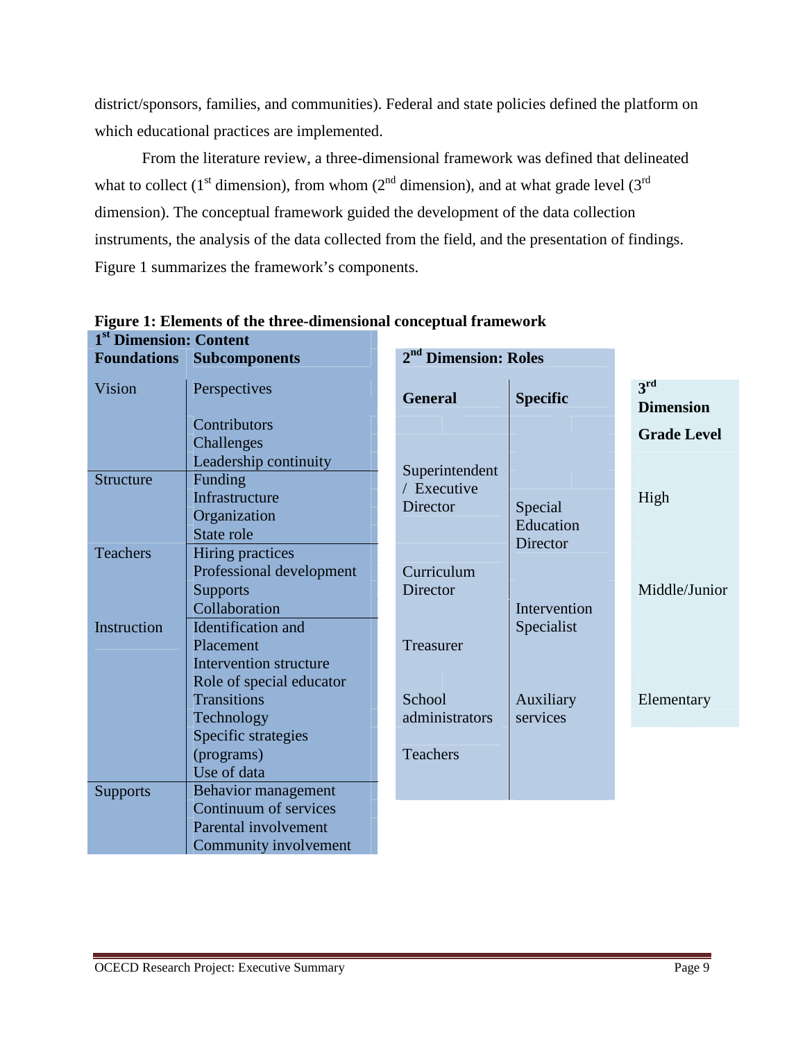district/sponsors, families, and communities). Federal and state policies defined the platform on which educational practices are implemented.

From the literature review, a three-dimensional framework was defined that delineated what to collect (1st dimension), from whom (2nd dimension), and at what grade level (3rd dimension). The conceptual framework guided the development of the data collection instruments, the analysis of the data collected from the field, and the presentation of findings. Figure 1 summarizes the framework's components.

**Figure 1: Elements of the three-dimensional conceptual framework**

**1st Dimension: Content**

| Foundations | Subcomponents |
|---|---|
| Vision | Perspectives<br>Contributors<br>Challenges<br>Leadership continuity |
| Structure | Funding<br>Infrastructure<br>Organization<br>State role |
| Teachers | Hiring practices<br>Professional development<br>Supports<br>Collaboration |
| Instruction | Identification and Placement<br>Intervention structure<br>Role of special educator<br>Transitions<br>Technology<br>Specific strategies (programs)<br>Use of data |
| Supports | Behavior management<br>Continuum of services<br>Parental involvement<br>Community involvement |

**2nd Dimension: Roles**

| General | Specific |
|---|---|
| Superintendent / Executive Director | Special Education Director |
| Curriculum Director | Intervention Specialist |
| Treasurer | |
| School administrators | Auxiliary services |
| Teachers | |

**3rd Dimension**

| Grade Level |
|---|
| High |
| Middle/Junior |
| Elementary |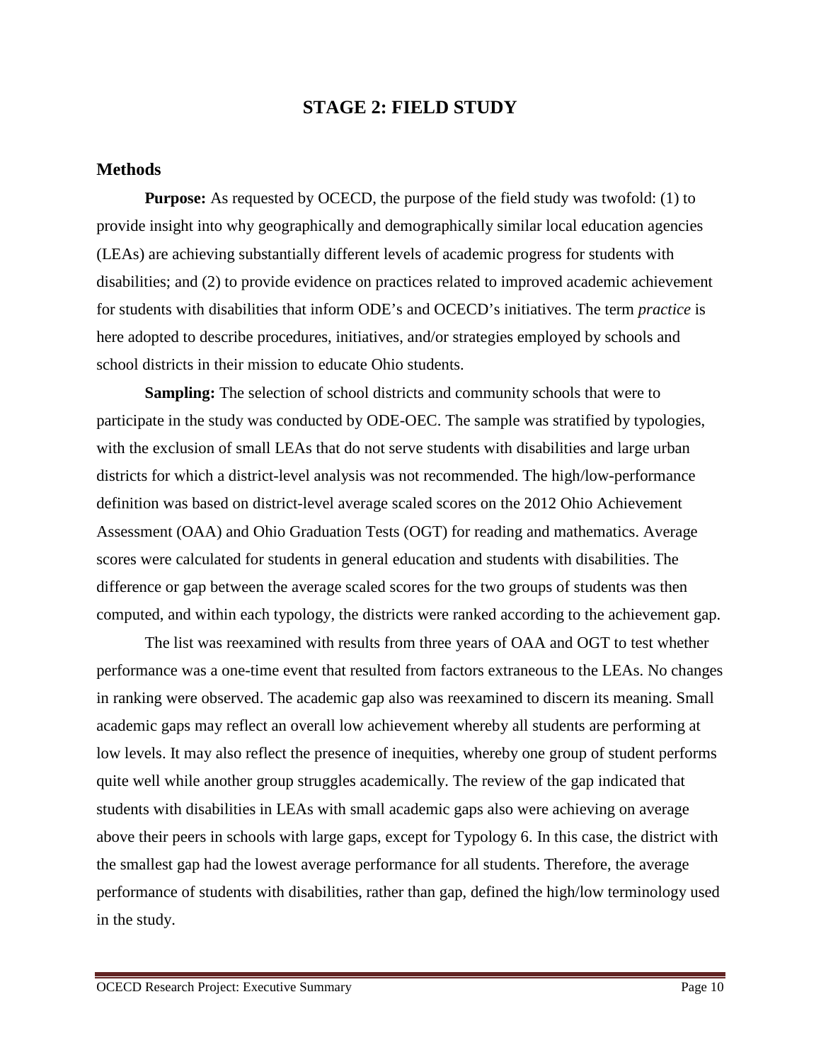# STAGE 2: FIELD STUDY

## Methods

**Purpose:** As requested by OCECD, the purpose of the field study was twofold: (1) to provide insight into why geographically and demographically similar local education agencies (LEAs) are achieving substantially different levels of academic progress for students with disabilities; and (2) to provide evidence on practices related to improved academic achievement for students with disabilities that inform ODE's and OCECD's initiatives. The term *practice* is here adopted to describe procedures, initiatives, and/or strategies employed by schools and school districts in their mission to educate Ohio students.

**Sampling:** The selection of school districts and community schools that were to participate in the study was conducted by ODE-OEC. The sample was stratified by typologies, with the exclusion of small LEAs that do not serve students with disabilities and large urban districts for which a district-level analysis was not recommended. The high/low-performance definition was based on district-level average scaled scores on the 2012 Ohio Achievement Assessment (OAA) and Ohio Graduation Tests (OGT) for reading and mathematics. Average scores were calculated for students in general education and students with disabilities. The difference or gap between the average scaled scores for the two groups of students was then computed, and within each typology, the districts were ranked according to the achievement gap.

The list was reexamined with results from three years of OAA and OGT to test whether performance was a one-time event that resulted from factors extraneous to the LEAs. No changes in ranking were observed. The academic gap also was reexamined to discern its meaning. Small academic gaps may reflect an overall low achievement whereby all students are performing at low levels. It may also reflect the presence of inequities, whereby one group of student performs quite well while another group struggles academically. The review of the gap indicated that students with disabilities in LEAs with small academic gaps also were achieving on average above their peers in schools with large gaps, except for Typology 6. In this case, the district with the smallest gap had the lowest average performance for all students. Therefore, the average performance of students with disabilities, rather than gap, defined the high/low terminology used in the study.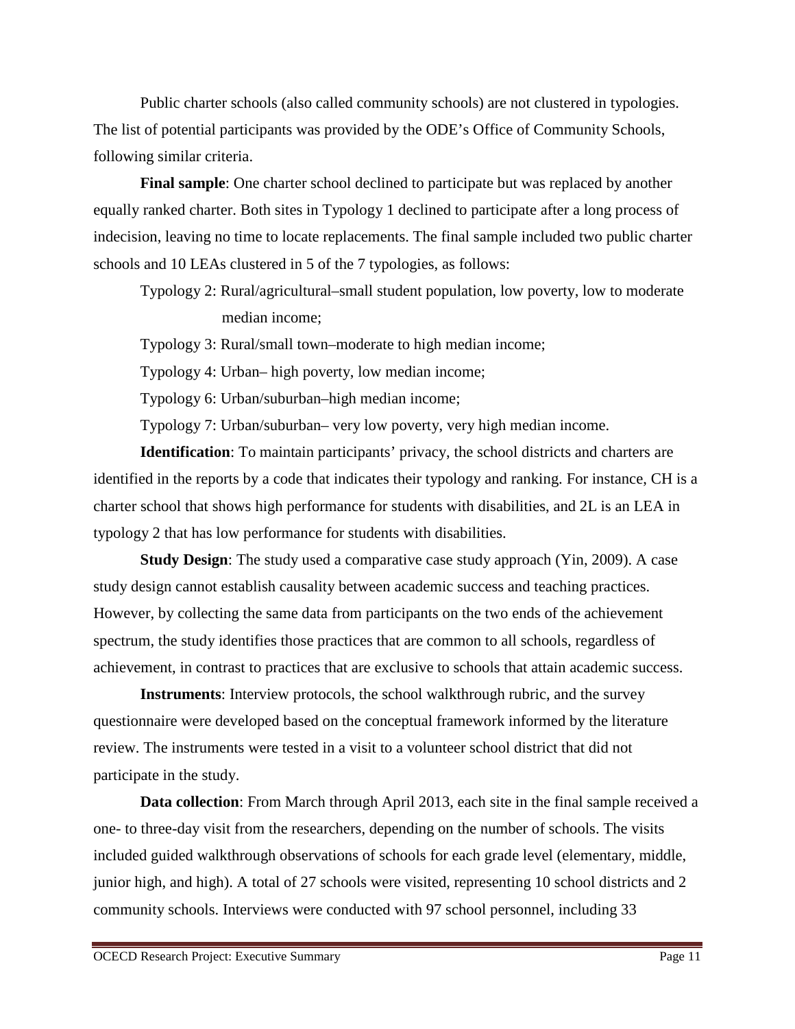Public charter schools (also called community schools) are not clustered in typologies. The list of potential participants was provided by the ODE's Office of Community Schools, following similar criteria.

**Final sample**: One charter school declined to participate but was replaced by another equally ranked charter. Both sites in Typology 1 declined to participate after a long process of indecision, leaving no time to locate replacements. The final sample included two public charter schools and 10 LEAs clustered in 5 of the 7 typologies, as follows:

Typology 2: Rural/agricultural–small student population, low poverty, low to moderate median income;

Typology 3: Rural/small town–moderate to high median income;

Typology 4: Urban– high poverty, low median income;

Typology 6: Urban/suburban–high median income;

Typology 7: Urban/suburban– very low poverty, very high median income.

**Identification**: To maintain participants' privacy, the school districts and charters are identified in the reports by a code that indicates their typology and ranking. For instance, CH is a charter school that shows high performance for students with disabilities, and 2L is an LEA in typology 2 that has low performance for students with disabilities.

**Study Design**: The study used a comparative case study approach (Yin, 2009). A case study design cannot establish causality between academic success and teaching practices. However, by collecting the same data from participants on the two ends of the achievement spectrum, the study identifies those practices that are common to all schools, regardless of achievement, in contrast to practices that are exclusive to schools that attain academic success.

**Instruments**: Interview protocols, the school walkthrough rubric, and the survey questionnaire were developed based on the conceptual framework informed by the literature review. The instruments were tested in a visit to a volunteer school district that did not participate in the study.

**Data collection**: From March through April 2013, each site in the final sample received a one- to three-day visit from the researchers, depending on the number of schools. The visits included guided walkthrough observations of schools for each grade level (elementary, middle, junior high, and high). A total of 27 schools were visited, representing 10 school districts and 2 community schools. Interviews were conducted with 97 school personnel, including 33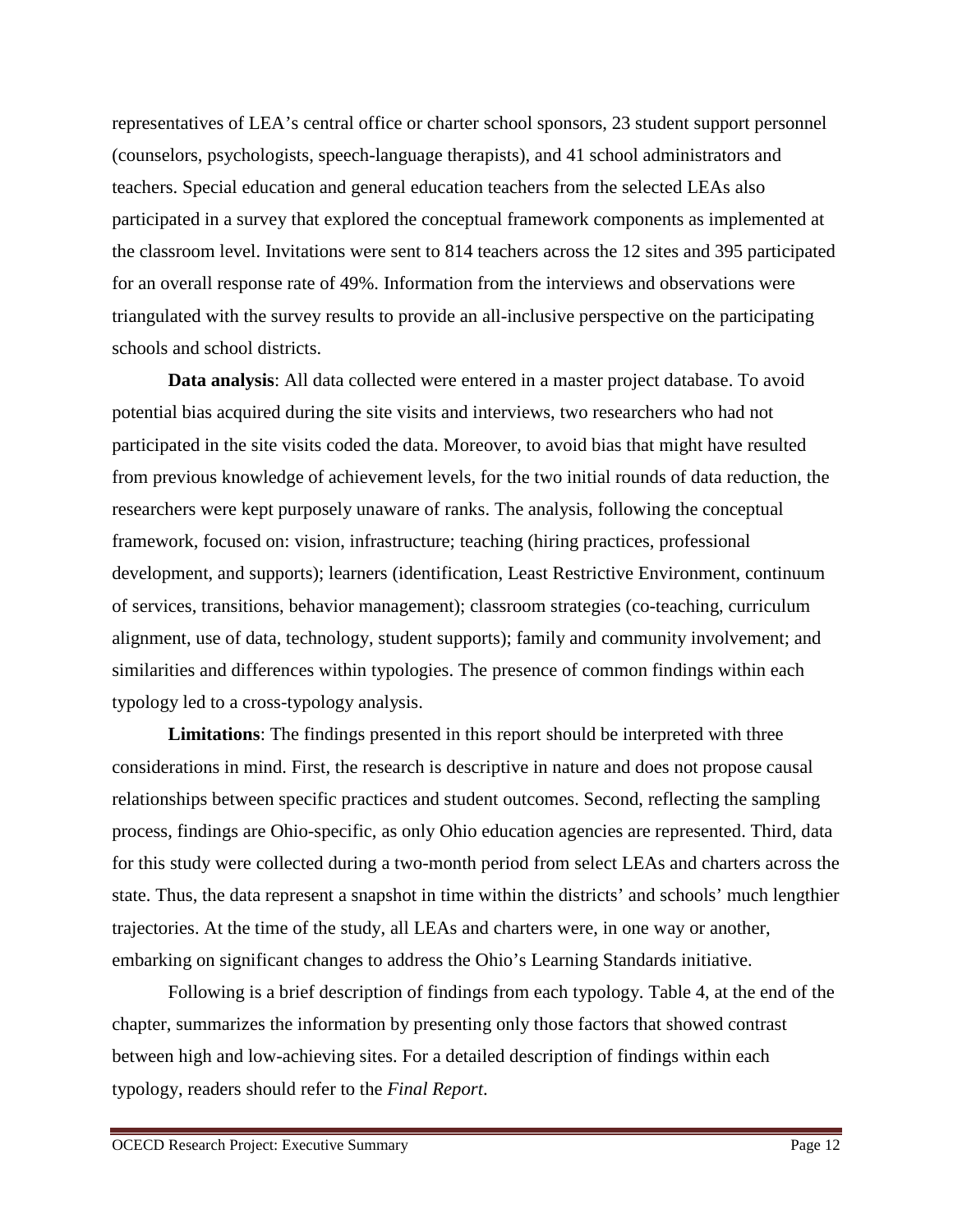representatives of LEA's central office or charter school sponsors, 23 student support personnel (counselors, psychologists, speech-language therapists), and 41 school administrators and teachers. Special education and general education teachers from the selected LEAs also participated in a survey that explored the conceptual framework components as implemented at the classroom level. Invitations were sent to 814 teachers across the 12 sites and 395 participated for an overall response rate of 49%. Information from the interviews and observations were triangulated with the survey results to provide an all-inclusive perspective on the participating schools and school districts.

**Data analysis**: All data collected were entered in a master project database. To avoid potential bias acquired during the site visits and interviews, two researchers who had not participated in the site visits coded the data. Moreover, to avoid bias that might have resulted from previous knowledge of achievement levels, for the two initial rounds of data reduction, the researchers were kept purposely unaware of ranks. The analysis, following the conceptual framework, focused on: vision, infrastructure; teaching (hiring practices, professional development, and supports); learners (identification, Least Restrictive Environment, continuum of services, transitions, behavior management); classroom strategies (co-teaching, curriculum alignment, use of data, technology, student supports); family and community involvement; and similarities and differences within typologies. The presence of common findings within each typology led to a cross-typology analysis.

**Limitations**: The findings presented in this report should be interpreted with three considerations in mind. First, the research is descriptive in nature and does not propose causal relationships between specific practices and student outcomes. Second, reflecting the sampling process, findings are Ohio-specific, as only Ohio education agencies are represented. Third, data for this study were collected during a two-month period from select LEAs and charters across the state. Thus, the data represent a snapshot in time within the districts' and schools' much lengthier trajectories. At the time of the study, all LEAs and charters were, in one way or another, embarking on significant changes to address the Ohio's Learning Standards initiative.

Following is a brief description of findings from each typology. Table 4, at the end of the chapter, summarizes the information by presenting only those factors that showed contrast between high and low-achieving sites. For a detailed description of findings within each typology, readers should refer to the *Final Report*.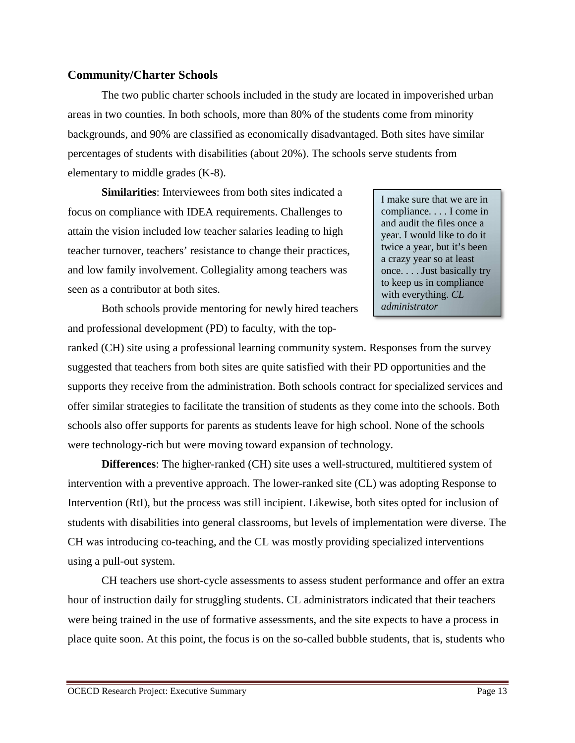### Community/Charter Schools

The two public charter schools included in the study are located in impoverished urban areas in two counties. In both schools, more than 80% of the students come from minority backgrounds, and 90% are classified as economically disadvantaged. Both sites have similar percentages of students with disabilities (about 20%). The schools serve students from elementary to middle grades (K-8).

**Similarities**: Interviewees from both sites indicated a focus on compliance with IDEA requirements. Challenges to attain the vision included low teacher salaries leading to high teacher turnover, teachers' resistance to change their practices, and low family involvement. Collegiality among teachers was seen as a contributor at both sites.

> I make sure that we are in compliance. . . . I come in and audit the files once a year. I would like to do it twice a year, but it's been a crazy year so at least once. . . . Just basically try to keep us in compliance with everything. *CL administrator*

Both schools provide mentoring for newly hired teachers and professional development (PD) to faculty, with the top-ranked (CH) site using a professional learning community system. Responses from the survey suggested that teachers from both sites are quite satisfied with their PD opportunities and the supports they receive from the administration. Both schools contract for specialized services and offer similar strategies to facilitate the transition of students as they come into the schools. Both schools also offer supports for parents as students leave for high school. None of the schools were technology-rich but were moving toward expansion of technology.

**Differences**: The higher-ranked (CH) site uses a well-structured, multitiered system of intervention with a preventive approach. The lower-ranked site (CL) was adopting Response to Intervention (RtI), but the process was still incipient. Likewise, both sites opted for inclusion of students with disabilities into general classrooms, but levels of implementation were diverse. The CH was introducing co-teaching, and the CL was mostly providing specialized interventions using a pull-out system.

CH teachers use short-cycle assessments to assess student performance and offer an extra hour of instruction daily for struggling students. CL administrators indicated that their teachers were being trained in the use of formative assessments, and the site expects to have a process in place quite soon. At this point, the focus is on the so-called bubble students, that is, students who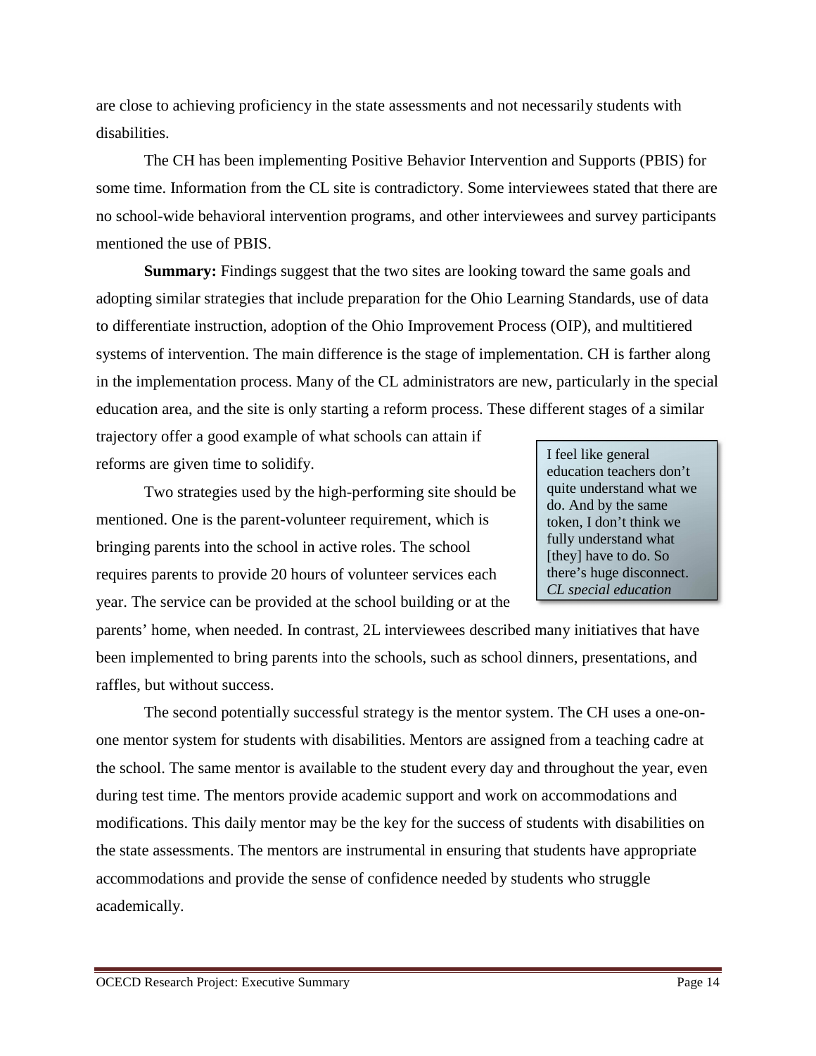are close to achieving proficiency in the state assessments and not necessarily students with disabilities.

The CH has been implementing Positive Behavior Intervention and Supports (PBIS) for some time. Information from the CL site is contradictory. Some interviewees stated that there are no school-wide behavioral intervention programs, and other interviewees and survey participants mentioned the use of PBIS.

**Summary:** Findings suggest that the two sites are looking toward the same goals and adopting similar strategies that include preparation for the Ohio Learning Standards, use of data to differentiate instruction, adoption of the Ohio Improvement Process (OIP), and multitiered systems of intervention. The main difference is the stage of implementation. CH is farther along in the implementation process. Many of the CL administrators are new, particularly in the special education area, and the site is only starting a reform process. These different stages of a similar trajectory offer a good example of what schools can attain if reforms are given time to solidify.

> I feel like general education teachers don't quite understand what we do. And by the same token, I don't think we fully understand what [they] have to do. So there's huge disconnect.
> *CL special education*

Two strategies used by the high-performing site should be mentioned. One is the parent-volunteer requirement, which is bringing parents into the school in active roles. The school requires parents to provide 20 hours of volunteer services each year. The service can be provided at the school building or at the parents' home, when needed. In contrast, 2L interviewees described many initiatives that have been implemented to bring parents into the schools, such as school dinners, presentations, and raffles, but without success.

The second potentially successful strategy is the mentor system. The CH uses a one-on-one mentor system for students with disabilities. Mentors are assigned from a teaching cadre at the school. The same mentor is available to the student every day and throughout the year, even during test time. The mentors provide academic support and work on accommodations and modifications. This daily mentor may be the key for the success of students with disabilities on the state assessments. The mentors are instrumental in ensuring that students have appropriate accommodations and provide the sense of confidence needed by students who struggle academically.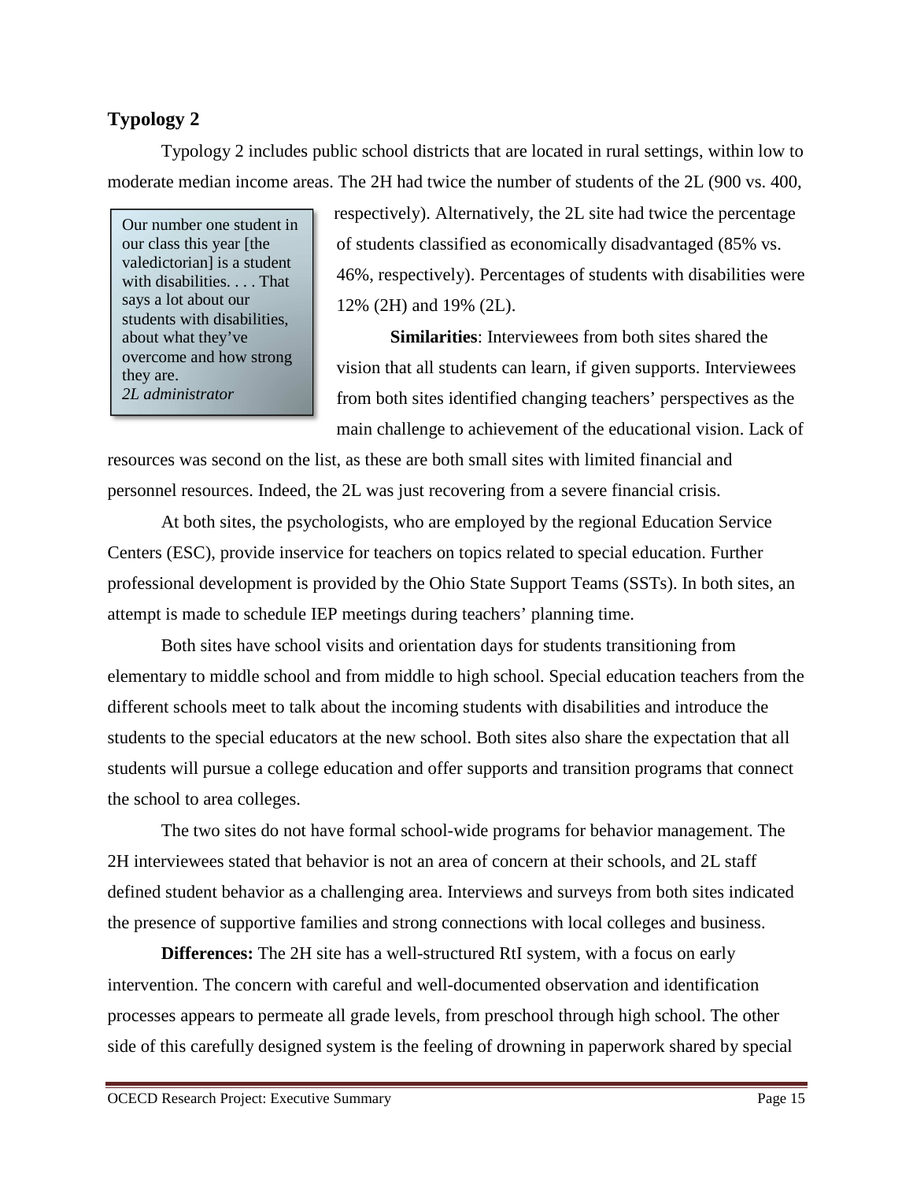### Typology 2

Typology 2 includes public school districts that are located in rural settings, within low to moderate median income areas. The 2H had twice the number of students of the 2L (900 vs. 400, respectively). Alternatively, the 2L site had twice the percentage of students classified as economically disadvantaged (85% vs. 46%, respectively). Percentages of students with disabilities were 12% (2H) and 19% (2L).

> Our number one student in our class this year [the valedictorian] is a student with disabilities. . . . That says a lot about our students with disabilities, about what they've overcome and how strong they are.
> *2L administrator*

**Similarities**: Interviewees from both sites shared the vision that all students can learn, if given supports. Interviewees from both sites identified changing teachers' perspectives as the main challenge to achievement of the educational vision. Lack of resources was second on the list, as these are both small sites with limited financial and personnel resources. Indeed, the 2L was just recovering from a severe financial crisis.

At both sites, the psychologists, who are employed by the regional Education Service Centers (ESC), provide inservice for teachers on topics related to special education. Further professional development is provided by the Ohio State Support Teams (SSTs). In both sites, an attempt is made to schedule IEP meetings during teachers' planning time.

Both sites have school visits and orientation days for students transitioning from elementary to middle school and from middle to high school. Special education teachers from the different schools meet to talk about the incoming students with disabilities and introduce the students to the special educators at the new school. Both sites also share the expectation that all students will pursue a college education and offer supports and transition programs that connect the school to area colleges.

The two sites do not have formal school-wide programs for behavior management. The 2H interviewees stated that behavior is not an area of concern at their schools, and 2L staff defined student behavior as a challenging area. Interviews and surveys from both sites indicated the presence of supportive families and strong connections with local colleges and business.

**Differences:** The 2H site has a well-structured RtI system, with a focus on early intervention. The concern with careful and well-documented observation and identification processes appears to permeate all grade levels, from preschool through high school. The other side of this carefully designed system is the feeling of drowning in paperwork shared by special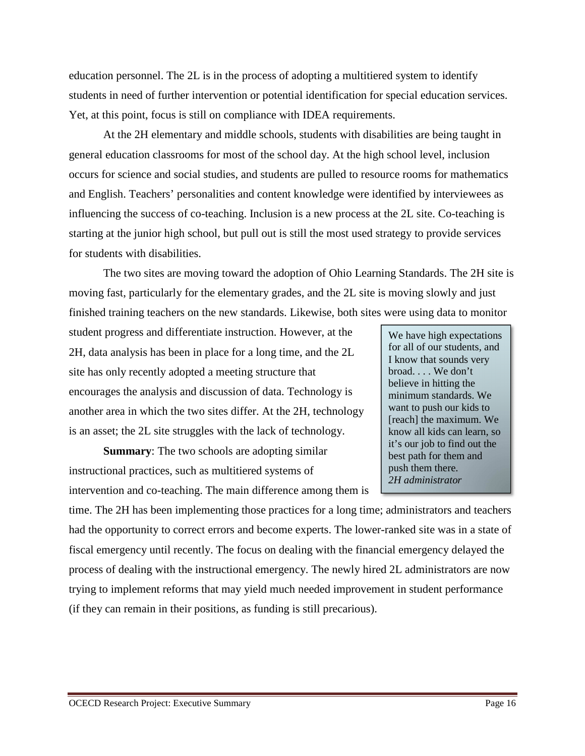education personnel. The 2L is in the process of adopting a multitiered system to identify students in need of further intervention or potential identification for special education services. Yet, at this point, focus is still on compliance with IDEA requirements.

At the 2H elementary and middle schools, students with disabilities are being taught in general education classrooms for most of the school day. At the high school level, inclusion occurs for science and social studies, and students are pulled to resource rooms for mathematics and English. Teachers' personalities and content knowledge were identified by interviewees as influencing the success of co-teaching. Inclusion is a new process at the 2L site. Co-teaching is starting at the junior high school, but pull out is still the most used strategy to provide services for students with disabilities.

The two sites are moving toward the adoption of Ohio Learning Standards. The 2H site is moving fast, particularly for the elementary grades, and the 2L site is moving slowly and just finished training teachers on the new standards. Likewise, both sites were using data to monitor student progress and differentiate instruction. However, at the 2H, data analysis has been in place for a long time, and the 2L site has only recently adopted a meeting structure that encourages the analysis and discussion of data. Technology is another area in which the two sites differ. At the 2H, technology is an asset; the 2L site struggles with the lack of technology.

> We have high expectations for all of our students, and I know that sounds very broad. . . . We don't believe in hitting the minimum standards. We want to push our kids to [reach] the maximum. We know all kids can learn, so it's our job to find out the best path for them and push them there.
> *2H administrator*

**Summary**: The two schools are adopting similar instructional practices, such as multitiered systems of intervention and co-teaching. The main difference among them is time. The 2H has been implementing those practices for a long time; administrators and teachers had the opportunity to correct errors and become experts. The lower-ranked site was in a state of fiscal emergency until recently. The focus on dealing with the financial emergency delayed the process of dealing with the instructional emergency. The newly hired 2L administrators are now trying to implement reforms that may yield much needed improvement in student performance (if they can remain in their positions, as funding is still precarious).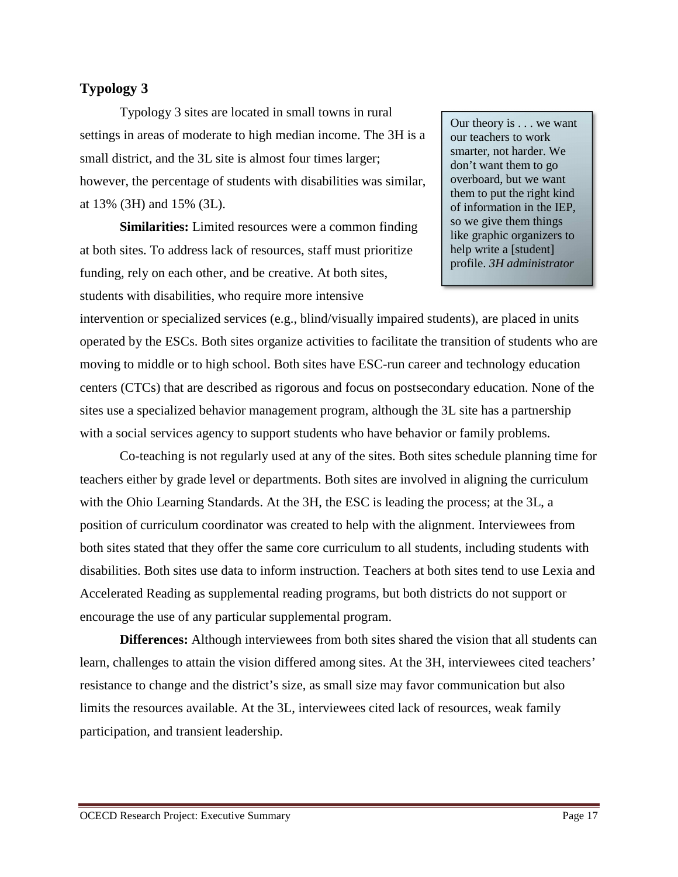## Typology 3

Typology 3 sites are located in small towns in rural settings in areas of moderate to high median income. The 3H is a small district, and the 3L site is almost four times larger; however, the percentage of students with disabilities was similar, at 13% (3H) and 15% (3L).

> Our theory is . . . we want our teachers to work smarter, not harder. We don't want them to go overboard, but we want them to put the right kind of information in the IEP, so we give them things like graphic organizers to help write a [student] profile. *3H administrator*

**Similarities:** Limited resources were a common finding at both sites. To address lack of resources, staff must prioritize funding, rely on each other, and be creative. At both sites, students with disabilities, who require more intensive intervention or specialized services (e.g., blind/visually impaired students), are placed in units operated by the ESCs. Both sites organize activities to facilitate the transition of students who are moving to middle or to high school. Both sites have ESC-run career and technology education centers (CTCs) that are described as rigorous and focus on postsecondary education. None of the sites use a specialized behavior management program, although the 3L site has a partnership with a social services agency to support students who have behavior or family problems.

Co-teaching is not regularly used at any of the sites. Both sites schedule planning time for teachers either by grade level or departments. Both sites are involved in aligning the curriculum with the Ohio Learning Standards. At the 3H, the ESC is leading the process; at the 3L, a position of curriculum coordinator was created to help with the alignment. Interviewees from both sites stated that they offer the same core curriculum to all students, including students with disabilities. Both sites use data to inform instruction. Teachers at both sites tend to use Lexia and Accelerated Reading as supplemental reading programs, but both districts do not support or encourage the use of any particular supplemental program.

**Differences:** Although interviewees from both sites shared the vision that all students can learn, challenges to attain the vision differed among sites. At the 3H, interviewees cited teachers' resistance to change and the district's size, as small size may favor communication but also limits the resources available. At the 3L, interviewees cited lack of resources, weak family participation, and transient leadership.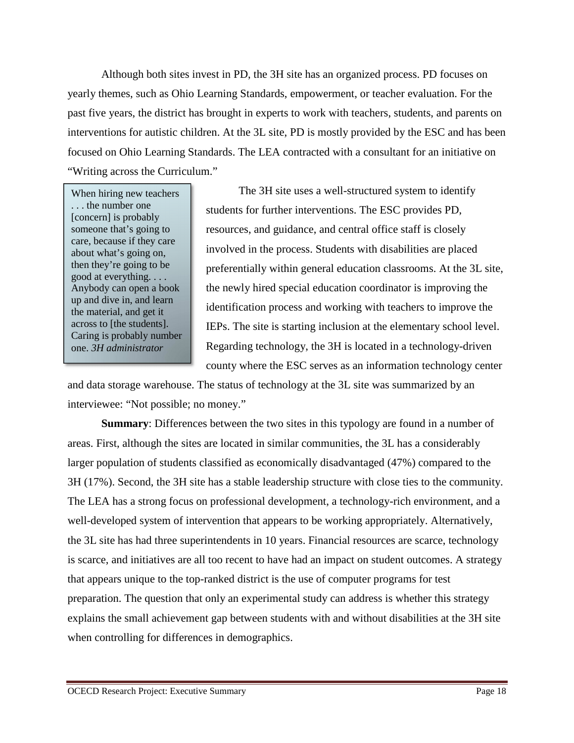Although both sites invest in PD, the 3H site has an organized process. PD focuses on yearly themes, such as Ohio Learning Standards, empowerment, or teacher evaluation. For the past five years, the district has brought in experts to work with teachers, students, and parents on interventions for autistic children. At the 3L site, PD is mostly provided by the ESC and has been focused on Ohio Learning Standards. The LEA contracted with a consultant for an initiative on "Writing across the Curriculum."

> When hiring new teachers . . . the number one [concern] is probably someone that's going to care, because if they care about what's going on, then they're going to be good at everything. . . . Anybody can open a book up and dive in, and learn the material, and get it across to [the students]. Caring is probably number one. *3H administrator*

The 3H site uses a well-structured system to identify students for further interventions. The ESC provides PD, resources, and guidance, and central office staff is closely involved in the process. Students with disabilities are placed preferentially within general education classrooms. At the 3L site, the newly hired special education coordinator is improving the identification process and working with teachers to improve the IEPs. The site is starting inclusion at the elementary school level. Regarding technology, the 3H is located in a technology-driven county where the ESC serves as an information technology center and data storage warehouse. The status of technology at the 3L site was summarized by an interviewee: "Not possible; no money."

**Summary**: Differences between the two sites in this typology are found in a number of areas. First, although the sites are located in similar communities, the 3L has a considerably larger population of students classified as economically disadvantaged (47%) compared to the 3H (17%). Second, the 3H site has a stable leadership structure with close ties to the community. The LEA has a strong focus on professional development, a technology-rich environment, and a well-developed system of intervention that appears to be working appropriately. Alternatively, the 3L site has had three superintendents in 10 years. Financial resources are scarce, technology is scarce, and initiatives are all too recent to have had an impact on student outcomes. A strategy that appears unique to the top-ranked district is the use of computer programs for test preparation. The question that only an experimental study can address is whether this strategy explains the small achievement gap between students with and without disabilities at the 3H site when controlling for differences in demographics.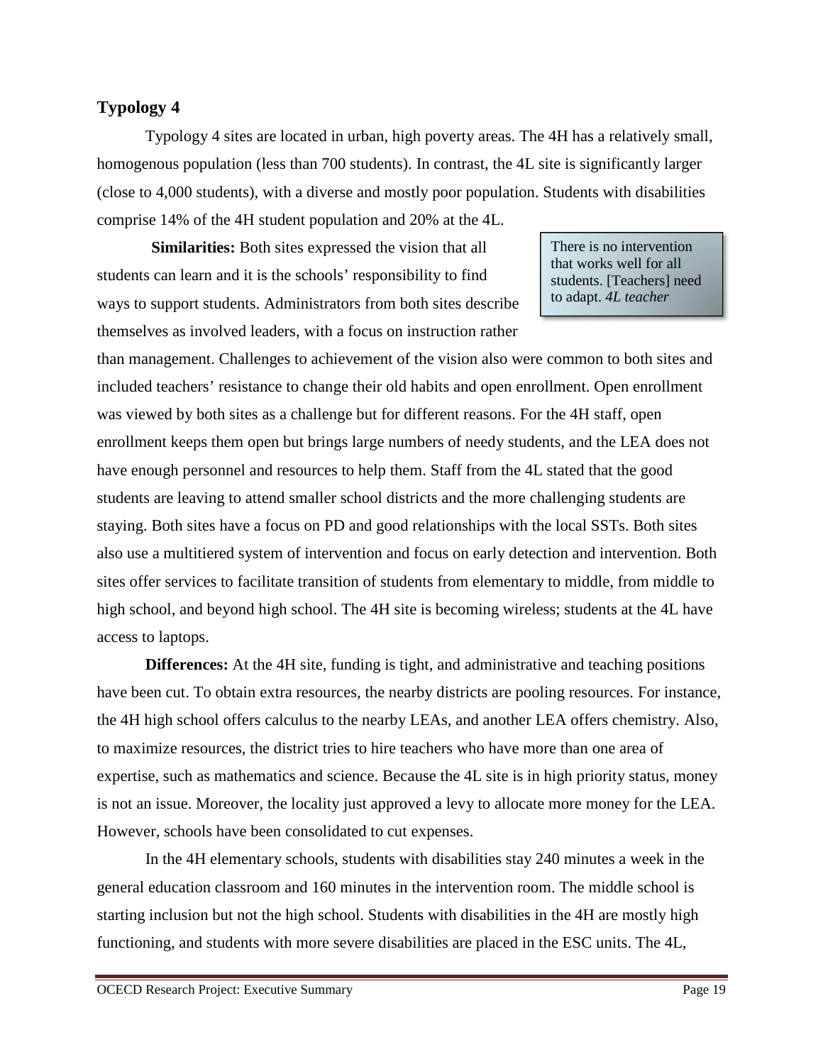## Typology 4

Typology 4 sites are located in urban, high poverty areas. The 4H has a relatively small, homogenous population (less than 700 students). In contrast, the 4L site is significantly larger (close to 4,000 students), with a diverse and mostly poor population. Students with disabilities comprise 14% of the 4H student population and 20% at the 4L.

> There is no intervention that works well for all students. [Teachers] need to adapt. *4L teacher*

**Similarities:** Both sites expressed the vision that all students can learn and it is the schools' responsibility to find ways to support students. Administrators from both sites describe themselves as involved leaders, with a focus on instruction rather than management. Challenges to achievement of the vision also were common to both sites and included teachers' resistance to change their old habits and open enrollment. Open enrollment was viewed by both sites as a challenge but for different reasons. For the 4H staff, open enrollment keeps them open but brings large numbers of needy students, and the LEA does not have enough personnel and resources to help them. Staff from the 4L stated that the good students are leaving to attend smaller school districts and the more challenging students are staying. Both sites have a focus on PD and good relationships with the local SSTs. Both sites also use a multitiered system of intervention and focus on early detection and intervention. Both sites offer services to facilitate transition of students from elementary to middle, from middle to high school, and beyond high school. The 4H site is becoming wireless; students at the 4L have access to laptops.

**Differences:** At the 4H site, funding is tight, and administrative and teaching positions have been cut. To obtain extra resources, the nearby districts are pooling resources. For instance, the 4H high school offers calculus to the nearby LEAs, and another LEA offers chemistry. Also, to maximize resources, the district tries to hire teachers who have more than one area of expertise, such as mathematics and science. Because the 4L site is in high priority status, money is not an issue. Moreover, the locality just approved a levy to allocate more money for the LEA. However, schools have been consolidated to cut expenses.

In the 4H elementary schools, students with disabilities stay 240 minutes a week in the general education classroom and 160 minutes in the intervention room. The middle school is starting inclusion but not the high school. Students with disabilities in the 4H are mostly high functioning, and students with more severe disabilities are placed in the ESC units. The 4L,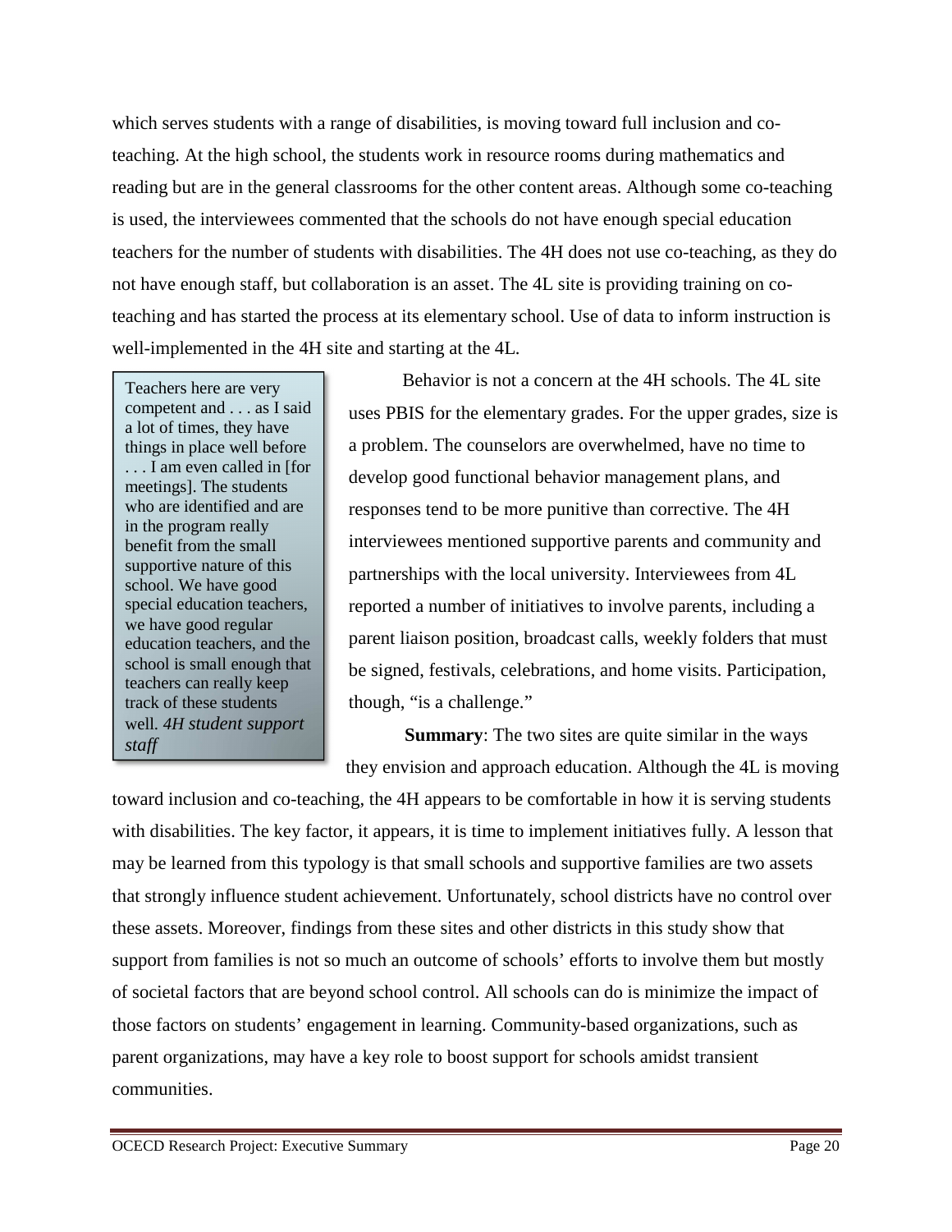which serves students with a range of disabilities, is moving toward full inclusion and co-teaching. At the high school, the students work in resource rooms during mathematics and reading but are in the general classrooms for the other content areas. Although some co-teaching is used, the interviewees commented that the schools do not have enough special education teachers for the number of students with disabilities. The 4H does not use co-teaching, as they do not have enough staff, but collaboration is an asset. The 4L site is providing training on co-teaching and has started the process at its elementary school. Use of data to inform instruction is well-implemented in the 4H site and starting at the 4L.

> Teachers here are very competent and . . . as I said a lot of times, they have things in place well before . . . I am even called in [for meetings]. The students who are identified and are in the program really benefit from the small supportive nature of this school. We have good special education teachers, we have good regular education teachers, and the school is small enough that teachers can really keep track of these students well. *4H student support staff*

Behavior is not a concern at the 4H schools. The 4L site uses PBIS for the elementary grades. For the upper grades, size is a problem. The counselors are overwhelmed, have no time to develop good functional behavior management plans, and responses tend to be more punitive than corrective. The 4H interviewees mentioned supportive parents and community and partnerships with the local university. Interviewees from 4L reported a number of initiatives to involve parents, including a parent liaison position, broadcast calls, weekly folders that must be signed, festivals, celebrations, and home visits. Participation, though, "is a challenge."

**Summary**: The two sites are quite similar in the ways they envision and approach education. Although the 4L is moving toward inclusion and co-teaching, the 4H appears to be comfortable in how it is serving students with disabilities. The key factor, it appears, it is time to implement initiatives fully. A lesson that may be learned from this typology is that small schools and supportive families are two assets that strongly influence student achievement. Unfortunately, school districts have no control over these assets. Moreover, findings from these sites and other districts in this study show that support from families is not so much an outcome of schools' efforts to involve them but mostly of societal factors that are beyond school control. All schools can do is minimize the impact of those factors on students' engagement in learning. Community-based organizations, such as parent organizations, may have a key role to boost support for schools amidst transient communities.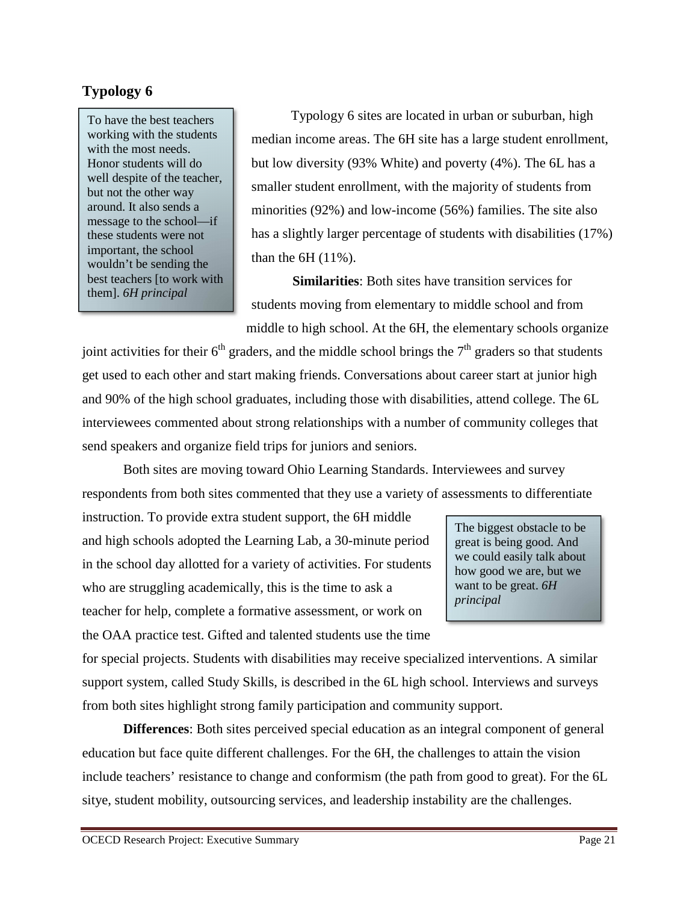## Typology 6

> To have the best teachers working with the students with the most needs. Honor students will do well despite of the teacher, but not the other way around. It also sends a message to the school—if these students were not important, the school wouldn't be sending the best teachers [to work with them]. *6H principal*

Typology 6 sites are located in urban or suburban, high median income areas. The 6H site has a large student enrollment, but low diversity (93% White) and poverty (4%). The 6L has a smaller student enrollment, with the majority of students from minorities (92%) and low-income (56%) families. The site also has a slightly larger percentage of students with disabilities (17%) than the 6H (11%).

**Similarities**: Both sites have transition services for students moving from elementary to middle school and from middle to high school. At the 6H, the elementary schools organize joint activities for their 6th graders, and the middle school brings the 7th graders so that students get used to each other and start making friends. Conversations about career start at junior high and 90% of the high school graduates, including those with disabilities, attend college. The 6L interviewees commented about strong relationships with a number of community colleges that send speakers and organize field trips for juniors and seniors.

Both sites are moving toward Ohio Learning Standards. Interviewees and survey respondents from both sites commented that they use a variety of assessments to differentiate instruction. To provide extra student support, the 6H middle and high schools adopted the Learning Lab, a 30-minute period in the school day allotted for a variety of activities. For students who are struggling academically, this is the time to ask a teacher for help, complete a formative assessment, or work on the OAA practice test. Gifted and talented students use the time for special projects. Students with disabilities may receive specialized interventions. A similar support system, called Study Skills, is described in the 6L high school. Interviews and surveys from both sites highlight strong family participation and community support.

> The biggest obstacle to be great is being good. And we could easily talk about how good we are, but we want to be great. *6H principal*

**Differences**: Both sites perceived special education as an integral component of general education but face quite different challenges. For the 6H, the challenges to attain the vision include teachers' resistance to change and conformism (the path from good to great). For the 6L sitye, student mobility, outsourcing services, and leadership instability are the challenges.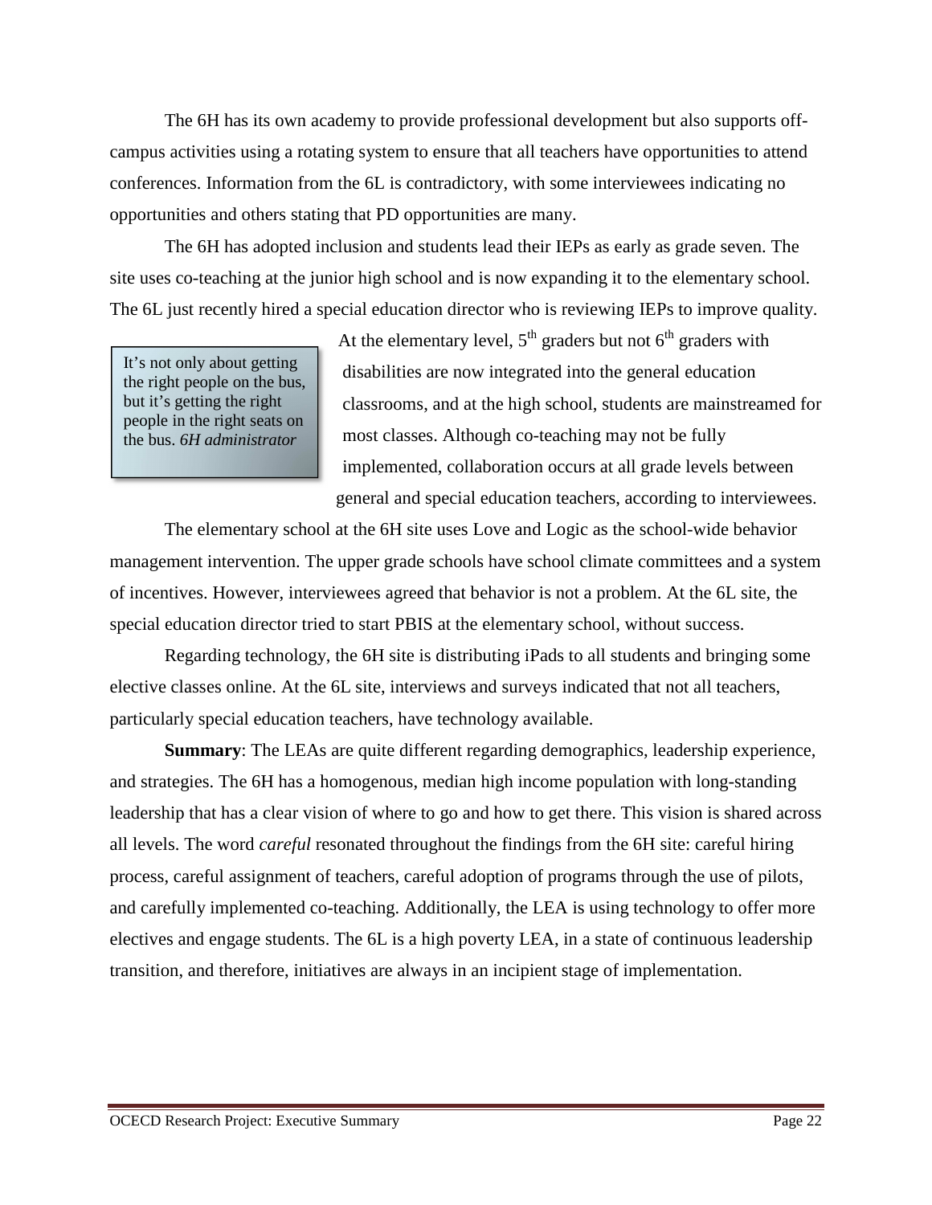The 6H has its own academy to provide professional development but also supports off-campus activities using a rotating system to ensure that all teachers have opportunities to attend conferences. Information from the 6L is contradictory, with some interviewees indicating no opportunities and others stating that PD opportunities are many.

The 6H has adopted inclusion and students lead their IEPs as early as grade seven. The site uses co-teaching at the junior high school and is now expanding it to the elementary school. The 6L just recently hired a special education director who is reviewing IEPs to improve quality.

> It's not only about getting the right people on the bus, but it's getting the right people in the right seats on the bus. *6H administrator*

At the elementary level, 5th graders but not 6th graders with disabilities are now integrated into the general education classrooms, and at the high school, students are mainstreamed for most classes. Although co-teaching may not be fully implemented, collaboration occurs at all grade levels between general and special education teachers, according to interviewees.

The elementary school at the 6H site uses Love and Logic as the school-wide behavior management intervention. The upper grade schools have school climate committees and a system of incentives. However, interviewees agreed that behavior is not a problem. At the 6L site, the special education director tried to start PBIS at the elementary school, without success.

Regarding technology, the 6H site is distributing iPads to all students and bringing some elective classes online. At the 6L site, interviews and surveys indicated that not all teachers, particularly special education teachers, have technology available.

**Summary**: The LEAs are quite different regarding demographics, leadership experience, and strategies. The 6H has a homogenous, median high income population with long-standing leadership that has a clear vision of where to go and how to get there. This vision is shared across all levels. The word *careful* resonated throughout the findings from the 6H site: careful hiring process, careful assignment of teachers, careful adoption of programs through the use of pilots, and carefully implemented co-teaching. Additionally, the LEA is using technology to offer more electives and engage students. The 6L is a high poverty LEA, in a state of continuous leadership transition, and therefore, initiatives are always in an incipient stage of implementation.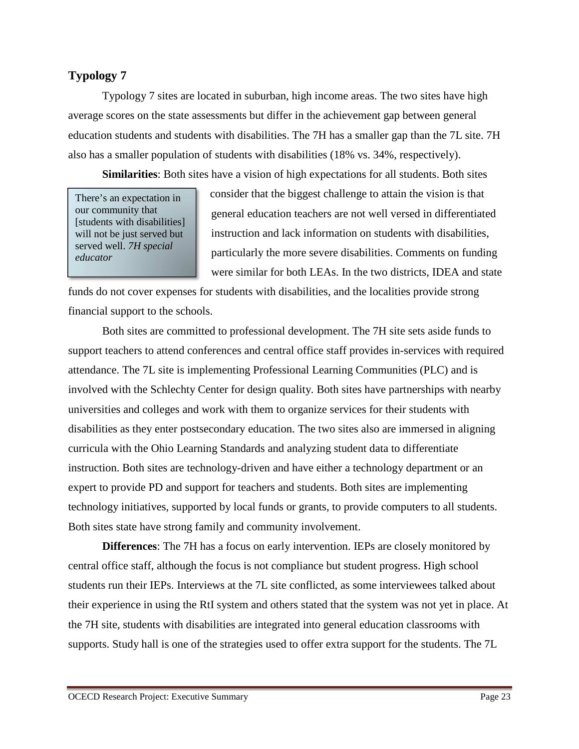### Typology 7

Typology 7 sites are located in suburban, high income areas. The two sites have high average scores on the state assessments but differ in the achievement gap between general education students and students with disabilities. The 7H has a smaller gap than the 7L site. 7H also has a smaller population of students with disabilities (18% vs. 34%, respectively).

**Similarities**: Both sites have a vision of high expectations for all students. Both sites consider that the biggest challenge to attain the vision is that general education teachers are not well versed in differentiated instruction and lack information on students with disabilities, particularly the more severe disabilities. Comments on funding were similar for both LEAs. In the two districts, IDEA and state funds do not cover expenses for students with disabilities, and the localities provide strong financial support to the schools.

> There's an expectation in our community that [students with disabilities] will not be just served but served well. *7H special educator*

Both sites are committed to professional development. The 7H site sets aside funds to support teachers to attend conferences and central office staff provides in-services with required attendance. The 7L site is implementing Professional Learning Communities (PLC) and is involved with the Schlechty Center for design quality. Both sites have partnerships with nearby universities and colleges and work with them to organize services for their students with disabilities as they enter postsecondary education. The two sites also are immersed in aligning curricula with the Ohio Learning Standards and analyzing student data to differentiate instruction. Both sites are technology-driven and have either a technology department or an expert to provide PD and support for teachers and students. Both sites are implementing technology initiatives, supported by local funds or grants, to provide computers to all students. Both sites state have strong family and community involvement.

**Differences**: The 7H has a focus on early intervention. IEPs are closely monitored by central office staff, although the focus is not compliance but student progress. High school students run their IEPs. Interviews at the 7L site conflicted, as some interviewees talked about their experience in using the RtI system and others stated that the system was not yet in place. At the 7H site, students with disabilities are integrated into general education classrooms with supports. Study hall is one of the strategies used to offer extra support for the students. The 7L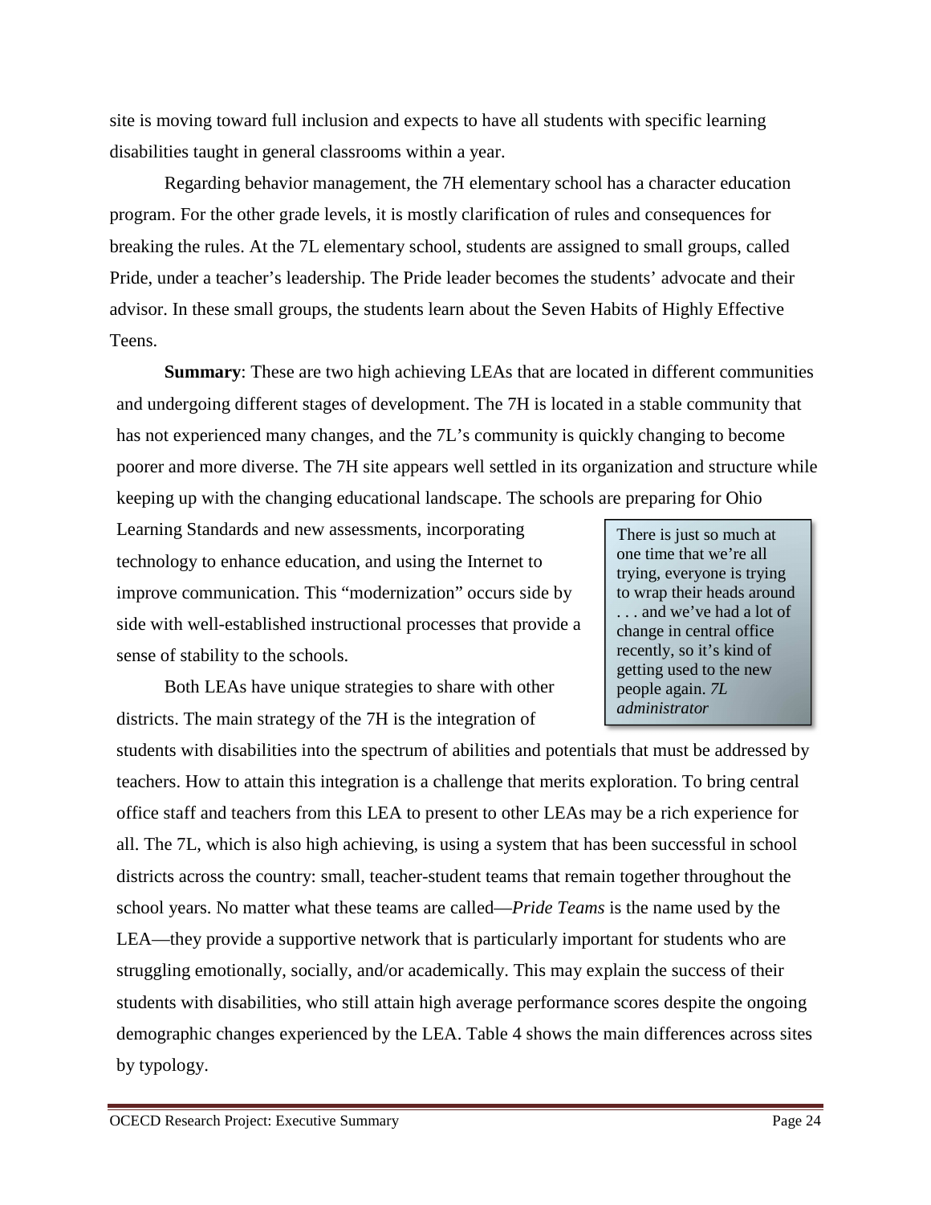site is moving toward full inclusion and expects to have all students with specific learning disabilities taught in general classrooms within a year.

Regarding behavior management, the 7H elementary school has a character education program. For the other grade levels, it is mostly clarification of rules and consequences for breaking the rules. At the 7L elementary school, students are assigned to small groups, called Pride, under a teacher's leadership. The Pride leader becomes the students' advocate and their advisor. In these small groups, the students learn about the Seven Habits of Highly Effective Teens.

**Summary**: These are two high achieving LEAs that are located in different communities and undergoing different stages of development. The 7H is located in a stable community that has not experienced many changes, and the 7L's community is quickly changing to become poorer and more diverse. The 7H site appears well settled in its organization and structure while keeping up with the changing educational landscape. The schools are preparing for Ohio Learning Standards and new assessments, incorporating technology to enhance education, and using the Internet to improve communication. This "modernization" occurs side by side with well-established instructional processes that provide a sense of stability to the schools.

> There is just so much at one time that we're all trying, everyone is trying to wrap their heads around . . . and we've had a lot of change in central office recently, so it's kind of getting used to the new people again. *7L administrator*

Both LEAs have unique strategies to share with other districts. The main strategy of the 7H is the integration of students with disabilities into the spectrum of abilities and potentials that must be addressed by teachers. How to attain this integration is a challenge that merits exploration. To bring central office staff and teachers from this LEA to present to other LEAs may be a rich experience for all. The 7L, which is also high achieving, is using a system that has been successful in school districts across the country: small, teacher-student teams that remain together throughout the school years. No matter what these teams are called—*Pride Teams* is the name used by the LEA—they provide a supportive network that is particularly important for students who are struggling emotionally, socially, and/or academically. This may explain the success of their students with disabilities, who still attain high average performance scores despite the ongoing demographic changes experienced by the LEA. Table 4 shows the main differences across sites by typology.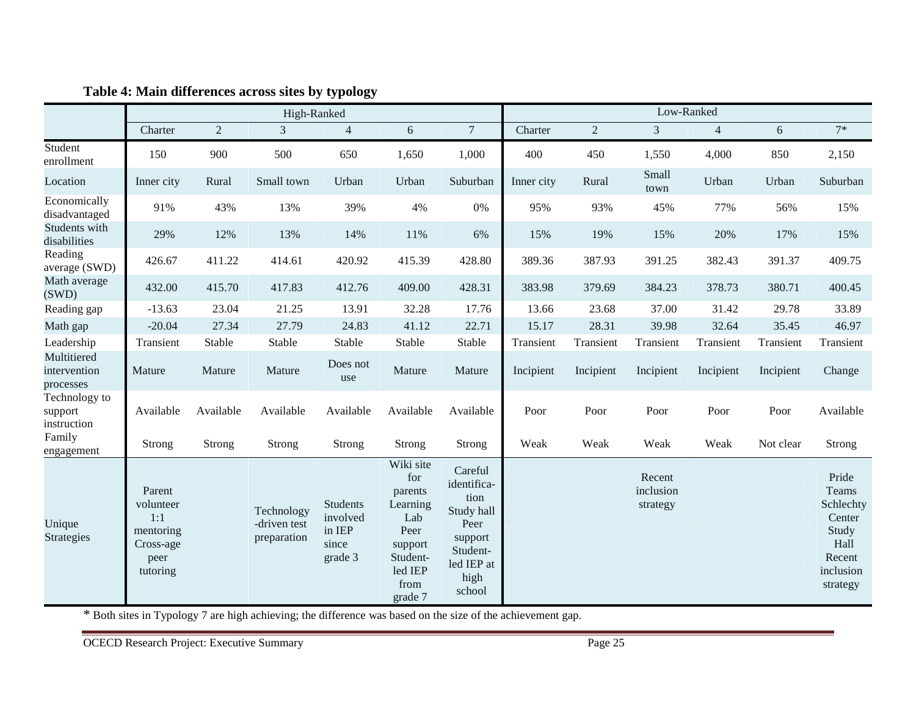**Table 4: Main differences across sites by typology**

| | High-Ranked | | | | | | Low-Ranked | | | | | |
|---|---|---|---|---|---|---|---|---|---|---|---|---|
| | Charter | 2 | 3 | 4 | 6 | 7 | Charter | 2 | 3 | 4 | 6 | 7* |
| Student enrollment | 150 | 900 | 500 | 650 | 1,650 | 1,000 | 400 | 450 | 1,550 | 4,000 | 850 | 2,150 |
| Location | Inner city | Rural | Small town | Urban | Urban | Suburban | Inner city | Rural | Small town | Urban | Urban | Suburban |
| Economically disadvantaged | 91% | 43% | 13% | 39% | 4% | 0% | 95% | 93% | 45% | 77% | 56% | 15% |
| Students with disabilities | 29% | 12% | 13% | 14% | 11% | 6% | 15% | 19% | 15% | 20% | 17% | 15% |
| Reading average (SWD) | 426.67 | 411.22 | 414.61 | 420.92 | 415.39 | 428.80 | 389.36 | 387.93 | 391.25 | 382.43 | 391.37 | 409.75 |
| Math average (SWD) | 432.00 | 415.70 | 417.83 | 412.76 | 409.00 | 428.31 | 383.98 | 379.69 | 384.23 | 378.73 | 380.71 | 400.45 |
| Reading gap | -13.63 | 23.04 | 21.25 | 13.91 | 32.28 | 17.76 | 13.66 | 23.68 | 37.00 | 31.42 | 29.78 | 33.89 |
| Math gap | -20.04 | 27.34 | 27.79 | 24.83 | 41.12 | 22.71 | 15.17 | 28.31 | 39.98 | 32.64 | 35.45 | 46.97 |
| Leadership | Transient | Stable | Stable | Stable | Stable | Stable | Transient | Transient | Transient | Transient | Transient | Transient |
| Multitiered intervention processes | Mature | Mature | Mature | Does not use | Mature | Mature | Incipient | Incipient | Incipient | Incipient | Incipient | Change |
| Technology to support instruction | Available | Available | Available | Available | Available | Available | Poor | Poor | Poor | Poor | Poor | Available |
| Family engagement | Strong | Strong | Strong | Strong | Strong | Strong | Weak | Weak | Weak | Weak | Not clear | Strong |
| Unique Strategies | Parent volunteer 1:1 mentoring Cross-age peer tutoring | | Technology-driven test preparation | Students involved in IEP since grade 3 | Wiki site for parents Learning Lab Peer support Student-led IEP from grade 7 | Careful identification Study hall Peer support Student-led IEP at high school | | | Recent inclusion strategy | | | Pride Teams Schlechty Center Study Hall Recent inclusion strategy |

* Both sites in Typology 7 are high achieving; the difference was based on the size of the achievement gap.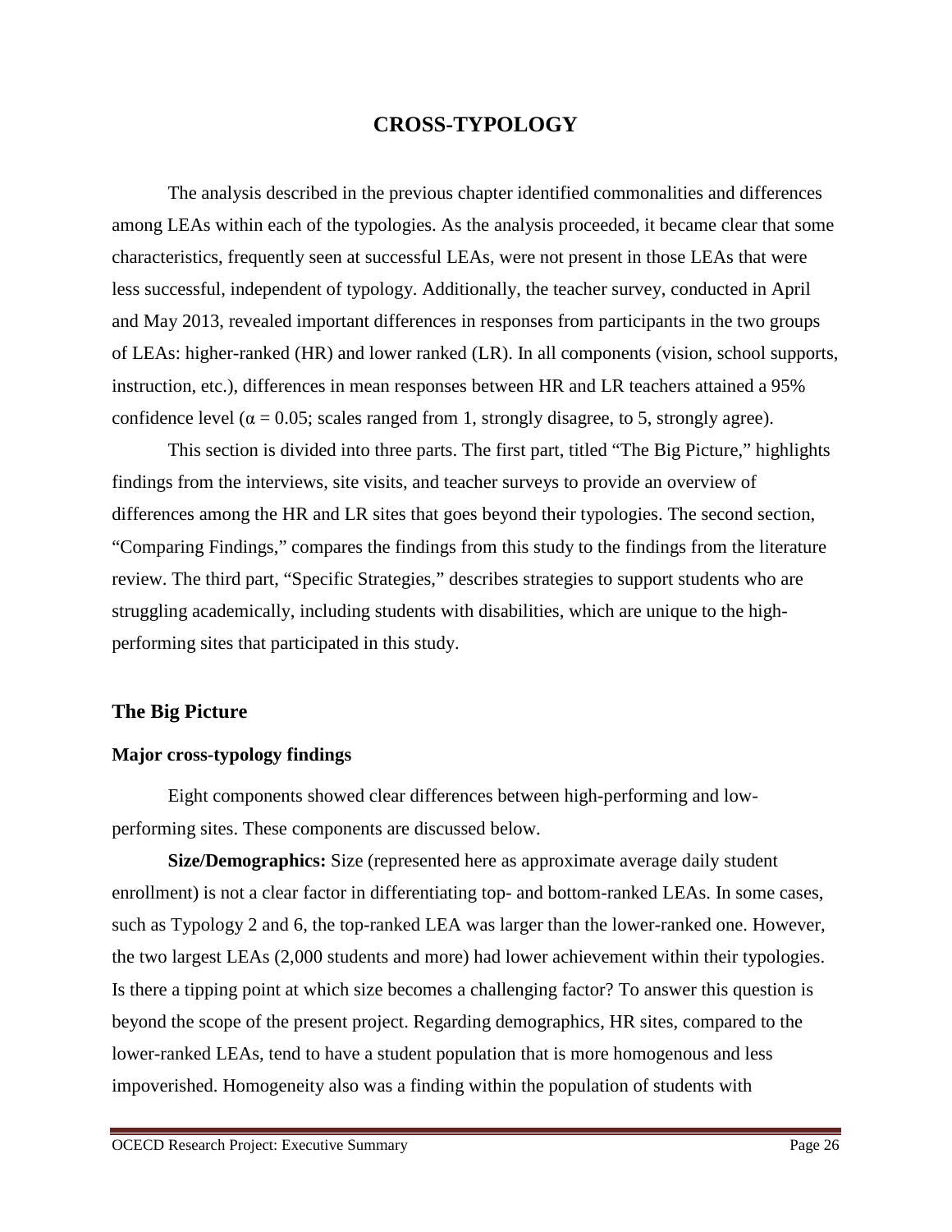# CROSS-TYPOLOGY

The analysis described in the previous chapter identified commonalities and differences among LEAs within each of the typologies. As the analysis proceeded, it became clear that some characteristics, frequently seen at successful LEAs, were not present in those LEAs that were less successful, independent of typology. Additionally, the teacher survey, conducted in April and May 2013, revealed important differences in responses from participants in the two groups of LEAs: higher-ranked (HR) and lower ranked (LR). In all components (vision, school supports, instruction, etc.), differences in mean responses between HR and LR teachers attained a 95% confidence level ($\alpha = 0.05$; scales ranged from 1, strongly disagree, to 5, strongly agree).

This section is divided into three parts. The first part, titled "The Big Picture," highlights findings from the interviews, site visits, and teacher surveys to provide an overview of differences among the HR and LR sites that goes beyond their typologies. The second section, "Comparing Findings," compares the findings from this study to the findings from the literature review. The third part, "Specific Strategies," describes strategies to support students who are struggling academically, including students with disabilities, which are unique to the high-performing sites that participated in this study.

## The Big Picture

### Major cross-typology findings

Eight components showed clear differences between high-performing and low-performing sites. These components are discussed below.

**Size/Demographics:** Size (represented here as approximate average daily student enrollment) is not a clear factor in differentiating top- and bottom-ranked LEAs. In some cases, such as Typology 2 and 6, the top-ranked LEA was larger than the lower-ranked one. However, the two largest LEAs (2,000 students and more) had lower achievement within their typologies. Is there a tipping point at which size becomes a challenging factor? To answer this question is beyond the scope of the present project. Regarding demographics, HR sites, compared to the lower-ranked LEAs, tend to have a student population that is more homogenous and less impoverished. Homogeneity also was a finding within the population of students with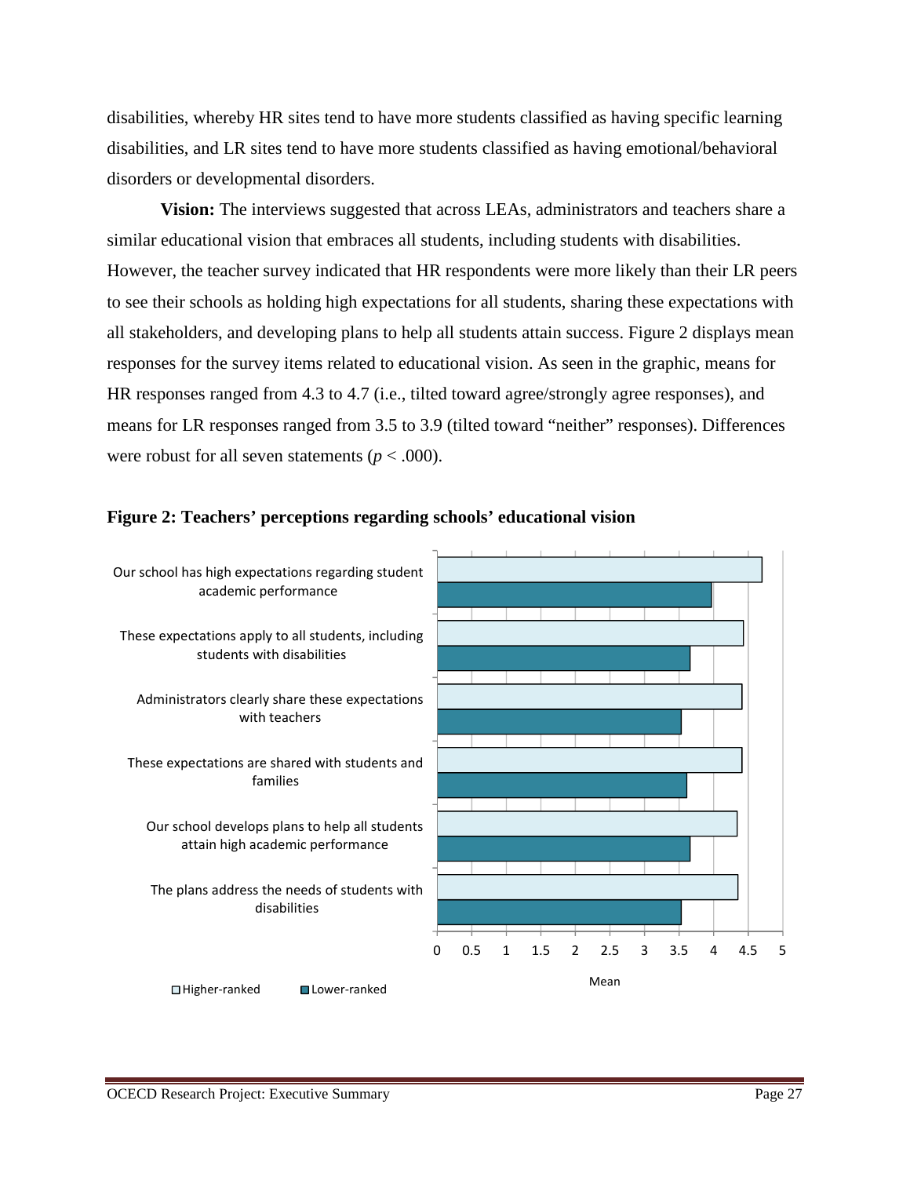disabilities, whereby HR sites tend to have more students classified as having specific learning disabilities, and LR sites tend to have more students classified as having emotional/behavioral disorders or developmental disorders.

**Vision:** The interviews suggested that across LEAs, administrators and teachers share a similar educational vision that embraces all students, including students with disabilities. However, the teacher survey indicated that HR respondents were more likely than their LR peers to see their schools as holding high expectations for all students, sharing these expectations with all stakeholders, and developing plans to help all students attain success. Figure 2 displays mean responses for the survey items related to educational vision. As seen in the graphic, means for HR responses ranged from 4.3 to 4.7 (i.e., tilted toward agree/strongly agree responses), and means for LR responses ranged from 3.5 to 3.9 (tilted toward "neither" responses). Differences were robust for all seven statements ($p < .000$).

**Figure 2: Teachers' perceptions regarding schools' educational vision**

| Statement | Higher-ranked | Lower-ranked |
|---|---|---|
| Our school has high expectations regarding student academic performance | 4.7 | 4.0 |
| These expectations apply to all students, including students with disabilities | 4.4 | 3.7 |
| Administrators clearly share these expectations with teachers | 4.4 | 3.5 |
| These expectations are shared with students and families | 4.4 | 3.6 |
| Our school develops plans to help all students attain high academic performance | 4.3 | 3.7 |
| The plans address the needs of students with disabilities | 4.4 | 3.5 |

Mean (axis 0–5)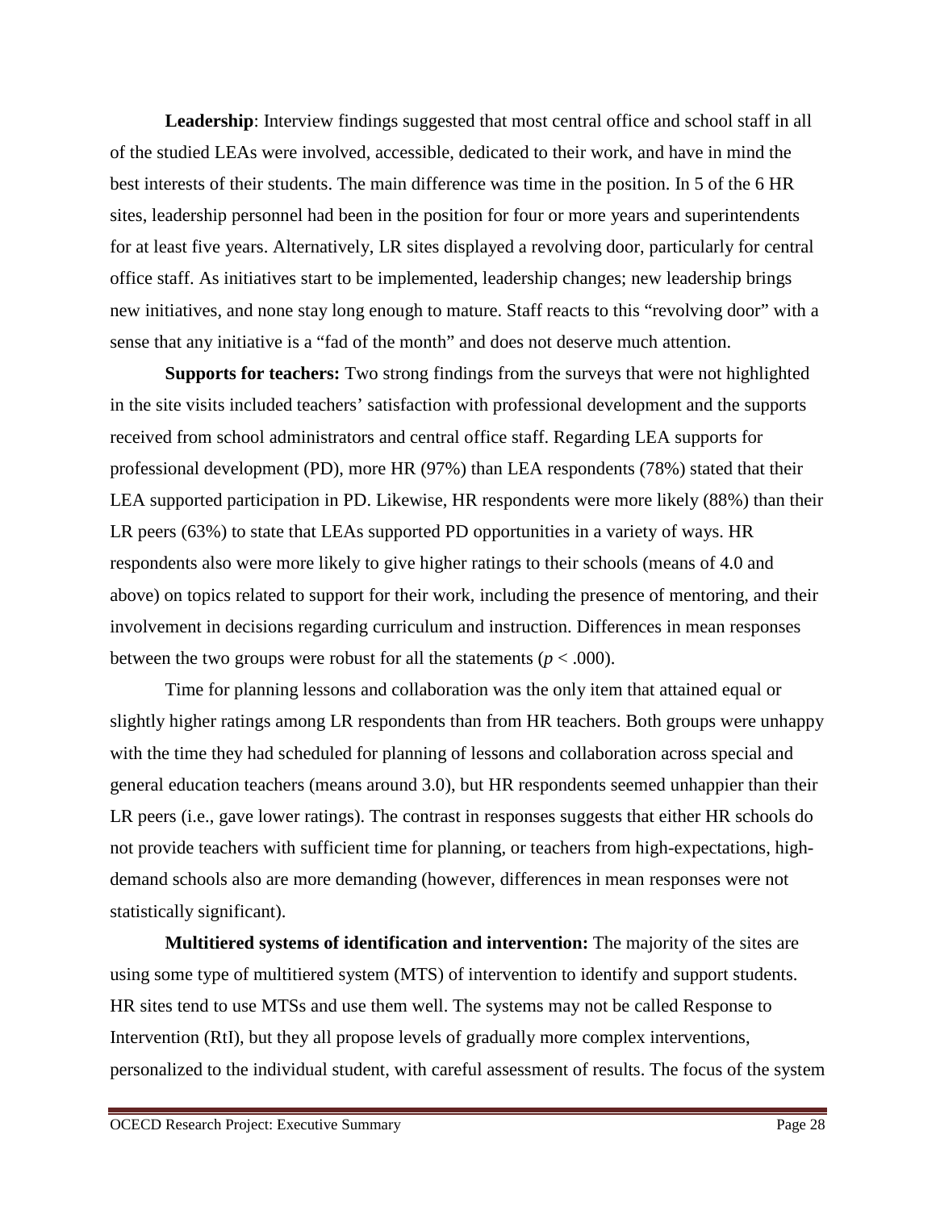**Leadership**: Interview findings suggested that most central office and school staff in all of the studied LEAs were involved, accessible, dedicated to their work, and have in mind the best interests of their students. The main difference was time in the position. In 5 of the 6 HR sites, leadership personnel had been in the position for four or more years and superintendents for at least five years. Alternatively, LR sites displayed a revolving door, particularly for central office staff. As initiatives start to be implemented, leadership changes; new leadership brings new initiatives, and none stay long enough to mature. Staff reacts to this "revolving door" with a sense that any initiative is a "fad of the month" and does not deserve much attention.

**Supports for teachers:** Two strong findings from the surveys that were not highlighted in the site visits included teachers' satisfaction with professional development and the supports received from school administrators and central office staff. Regarding LEA supports for professional development (PD), more HR (97%) than LEA respondents (78%) stated that their LEA supported participation in PD. Likewise, HR respondents were more likely (88%) than their LR peers (63%) to state that LEAs supported PD opportunities in a variety of ways. HR respondents also were more likely to give higher ratings to their schools (means of 4.0 and above) on topics related to support for their work, including the presence of mentoring, and their involvement in decisions regarding curriculum and instruction. Differences in mean responses between the two groups were robust for all the statements ($p < .000$).

Time for planning lessons and collaboration was the only item that attained equal or slightly higher ratings among LR respondents than from HR teachers. Both groups were unhappy with the time they had scheduled for planning of lessons and collaboration across special and general education teachers (means around 3.0), but HR respondents seemed unhappier than their LR peers (i.e., gave lower ratings). The contrast in responses suggests that either HR schools do not provide teachers with sufficient time for planning, or teachers from high-expectations, high-demand schools also are more demanding (however, differences in mean responses were not statistically significant).

**Multitiered systems of identification and intervention:** The majority of the sites are using some type of multitiered system (MTS) of intervention to identify and support students. HR sites tend to use MTSs and use them well. The systems may not be called Response to Intervention (RtI), but they all propose levels of gradually more complex interventions, personalized to the individual student, with careful assessment of results. The focus of the system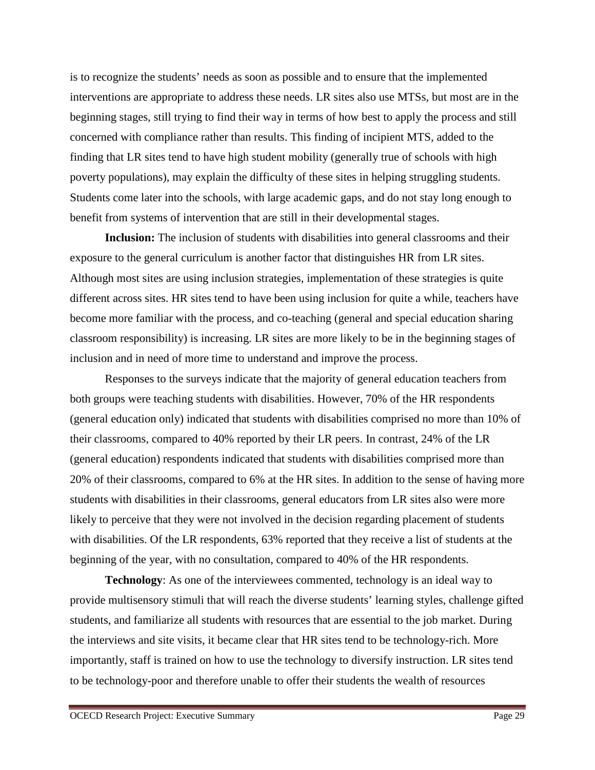is to recognize the students' needs as soon as possible and to ensure that the implemented interventions are appropriate to address these needs. LR sites also use MTSs, but most are in the beginning stages, still trying to find their way in terms of how best to apply the process and still concerned with compliance rather than results. This finding of incipient MTS, added to the finding that LR sites tend to have high student mobility (generally true of schools with high poverty populations), may explain the difficulty of these sites in helping struggling students. Students come later into the schools, with large academic gaps, and do not stay long enough to benefit from systems of intervention that are still in their developmental stages.

**Inclusion:** The inclusion of students with disabilities into general classrooms and their exposure to the general curriculum is another factor that distinguishes HR from LR sites. Although most sites are using inclusion strategies, implementation of these strategies is quite different across sites. HR sites tend to have been using inclusion for quite a while, teachers have become more familiar with the process, and co-teaching (general and special education sharing classroom responsibility) is increasing. LR sites are more likely to be in the beginning stages of inclusion and in need of more time to understand and improve the process.

Responses to the surveys indicate that the majority of general education teachers from both groups were teaching students with disabilities. However, 70% of the HR respondents (general education only) indicated that students with disabilities comprised no more than 10% of their classrooms, compared to 40% reported by their LR peers. In contrast, 24% of the LR (general education) respondents indicated that students with disabilities comprised more than 20% of their classrooms, compared to 6% at the HR sites. In addition to the sense of having more students with disabilities in their classrooms, general educators from LR sites also were more likely to perceive that they were not involved in the decision regarding placement of students with disabilities. Of the LR respondents, 63% reported that they receive a list of students at the beginning of the year, with no consultation, compared to 40% of the HR respondents.

**Technology**: As one of the interviewees commented, technology is an ideal way to provide multisensory stimuli that will reach the diverse students' learning styles, challenge gifted students, and familiarize all students with resources that are essential to the job market. During the interviews and site visits, it became clear that HR sites tend to be technology-rich. More importantly, staff is trained on how to use the technology to diversify instruction. LR sites tend to be technology-poor and therefore unable to offer their students the wealth of resources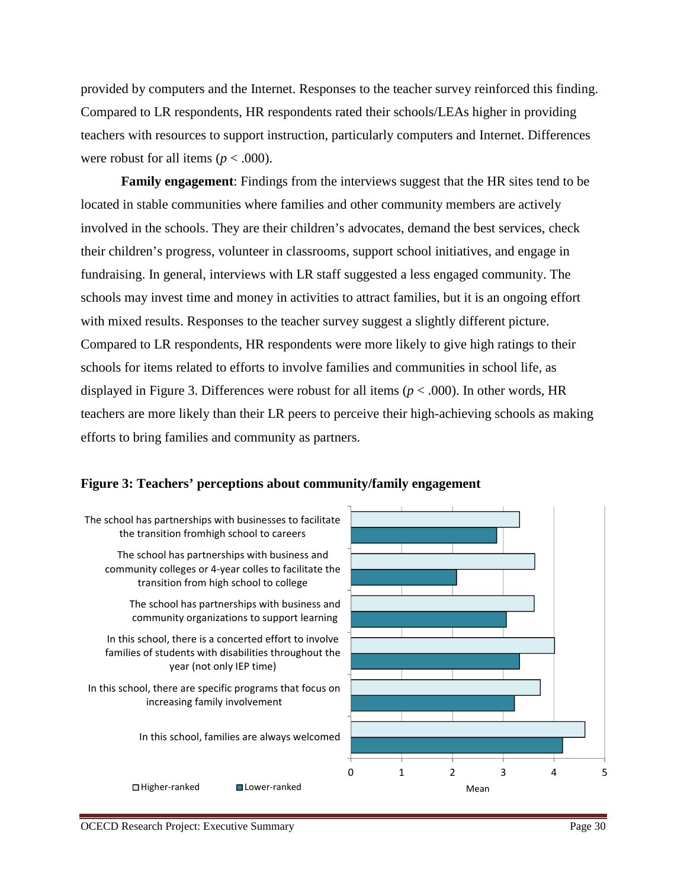provided by computers and the Internet. Responses to the teacher survey reinforced this finding. Compared to LR respondents, HR respondents rated their schools/LEAs higher in providing teachers with resources to support instruction, particularly computers and Internet. Differences were robust for all items ($p < .000$).

**Family engagement**: Findings from the interviews suggest that the HR sites tend to be located in stable communities where families and other community members are actively involved in the schools. They are their children's advocates, demand the best services, check their children's progress, volunteer in classrooms, support school initiatives, and engage in fundraising. In general, interviews with LR staff suggested a less engaged community. The schools may invest time and money in activities to attract families, but it is an ongoing effort with mixed results. Responses to the teacher survey suggest a slightly different picture. Compared to LR respondents, HR respondents were more likely to give high ratings to their schools for items related to efforts to involve families and communities in school life, as displayed in Figure 3. Differences were robust for all items ($p < .000$). In other words, HR teachers are more likely than their LR peers to perceive their high-achieving schools as making efforts to bring families and community as partners.

**Figure 3: Teachers' perceptions about community/family engagement**

| Item | Higher-ranked (Mean) | Lower-ranked (Mean) |
| --- | --- | --- |
| The school has partnerships with businesses to facilitate the transition fromhigh school to careers | ~3.3 | ~2.9 |
| The school has partnerships with business and community colleges or 4-year colles to facilitate the transition from high school to college | ~3.6 | ~2.1 |
| The school has partnerships with business and community organizations to support learning | ~3.6 | ~3.1 |
| In this school, there is a concerted effort to involve families of students with disabilities throughout the year (not only IEP time) | ~4.0 | ~3.3 |
| In this school, there are specific programs that focus on increasing family involvement | ~3.7 | ~3.2 |
| In this school, families are always welcomed | ~4.6 | ~4.2 |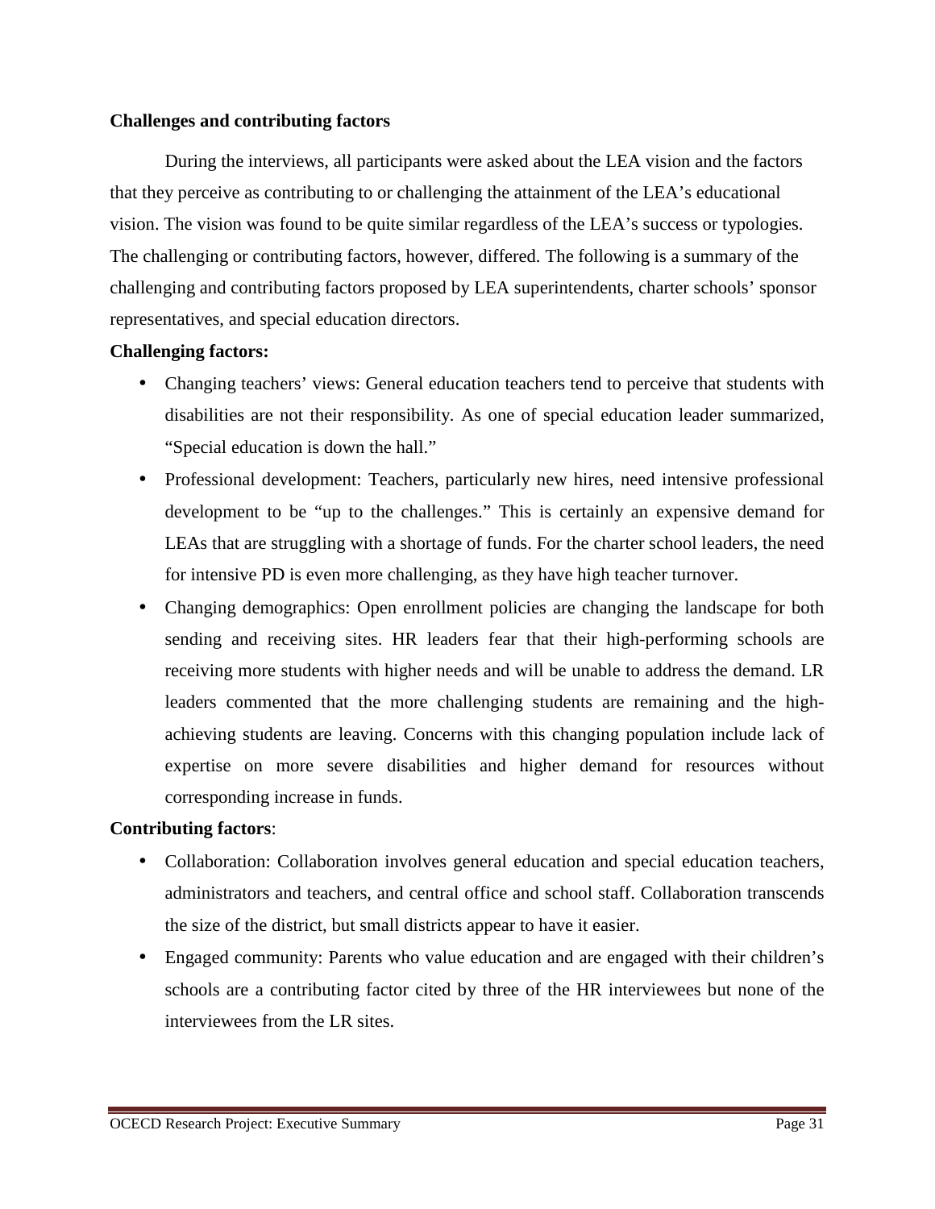**Challenges and contributing factors**

During the interviews, all participants were asked about the LEA vision and the factors that they perceive as contributing to or challenging the attainment of the LEA's educational vision. The vision was found to be quite similar regardless of the LEA's success or typologies. The challenging or contributing factors, however, differed. The following is a summary of the challenging and contributing factors proposed by LEA superintendents, charter schools' sponsor representatives, and special education directors.

**Challenging factors:**

- Changing teachers' views: General education teachers tend to perceive that students with disabilities are not their responsibility. As one of special education leader summarized, "Special education is down the hall."
- Professional development: Teachers, particularly new hires, need intensive professional development to be "up to the challenges." This is certainly an expensive demand for LEAs that are struggling with a shortage of funds. For the charter school leaders, the need for intensive PD is even more challenging, as they have high teacher turnover.
- Changing demographics: Open enrollment policies are changing the landscape for both sending and receiving sites. HR leaders fear that their high-performing schools are receiving more students with higher needs and will be unable to address the demand. LR leaders commented that the more challenging students are remaining and the high-achieving students are leaving. Concerns with this changing population include lack of expertise on more severe disabilities and higher demand for resources without corresponding increase in funds.

**Contributing factors**:

- Collaboration: Collaboration involves general education and special education teachers, administrators and teachers, and central office and school staff. Collaboration transcends the size of the district, but small districts appear to have it easier.
- Engaged community: Parents who value education and are engaged with their children's schools are a contributing factor cited by three of the HR interviewees but none of the interviewees from the LR sites.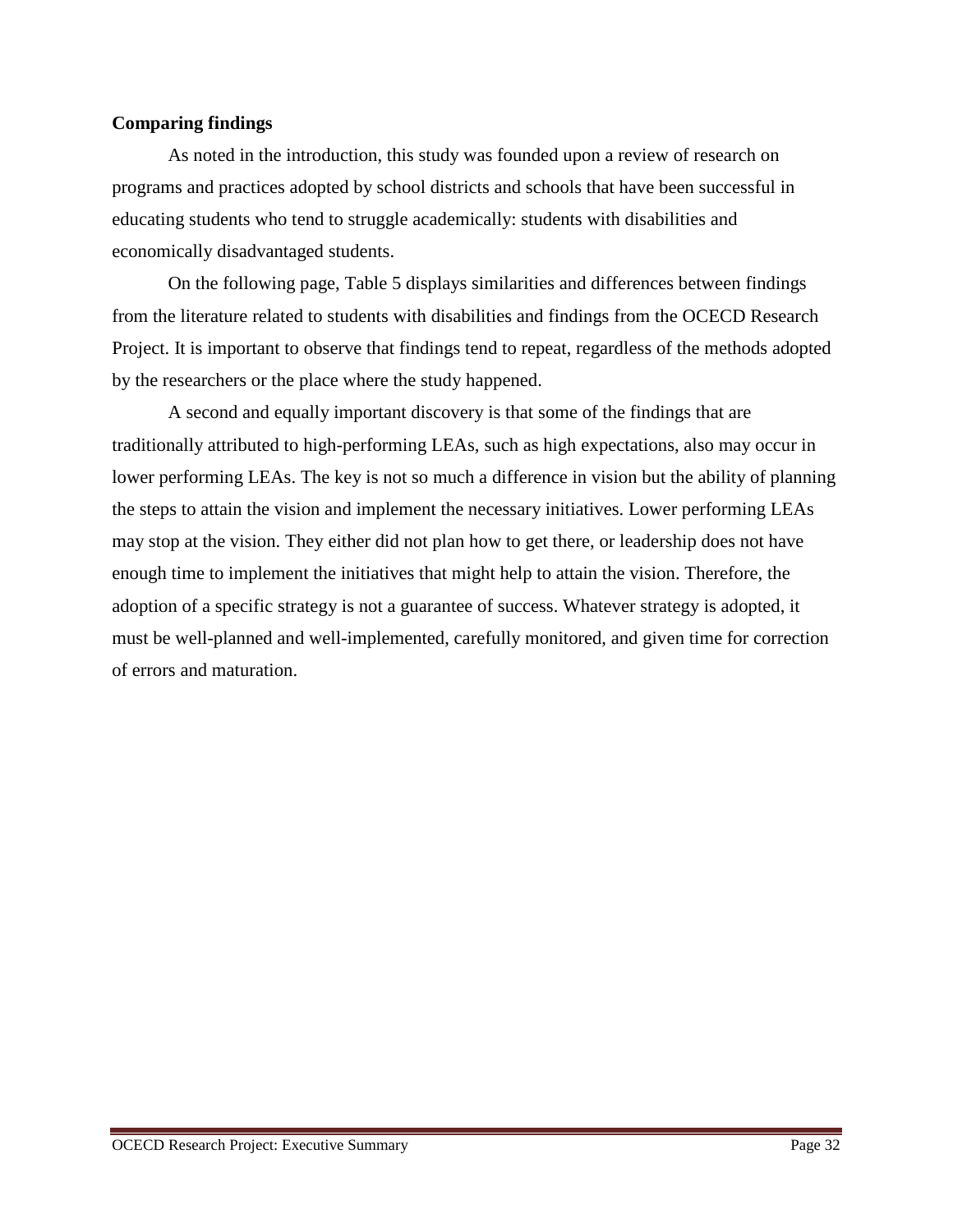**Comparing findings**

As noted in the introduction, this study was founded upon a review of research on programs and practices adopted by school districts and schools that have been successful in educating students who tend to struggle academically: students with disabilities and economically disadvantaged students.

On the following page, Table 5 displays similarities and differences between findings from the literature related to students with disabilities and findings from the OCECD Research Project. It is important to observe that findings tend to repeat, regardless of the methods adopted by the researchers or the place where the study happened.

A second and equally important discovery is that some of the findings that are traditionally attributed to high-performing LEAs, such as high expectations, also may occur in lower performing LEAs. The key is not so much a difference in vision but the ability of planning the steps to attain the vision and implement the necessary initiatives. Lower performing LEAs may stop at the vision. They either did not plan how to get there, or leadership does not have enough time to implement the initiatives that might help to attain the vision. Therefore, the adoption of a specific strategy is not a guarantee of success. Whatever strategy is adopted, it must be well-planned and well-implemented, carefully monitored, and given time for correction of errors and maturation.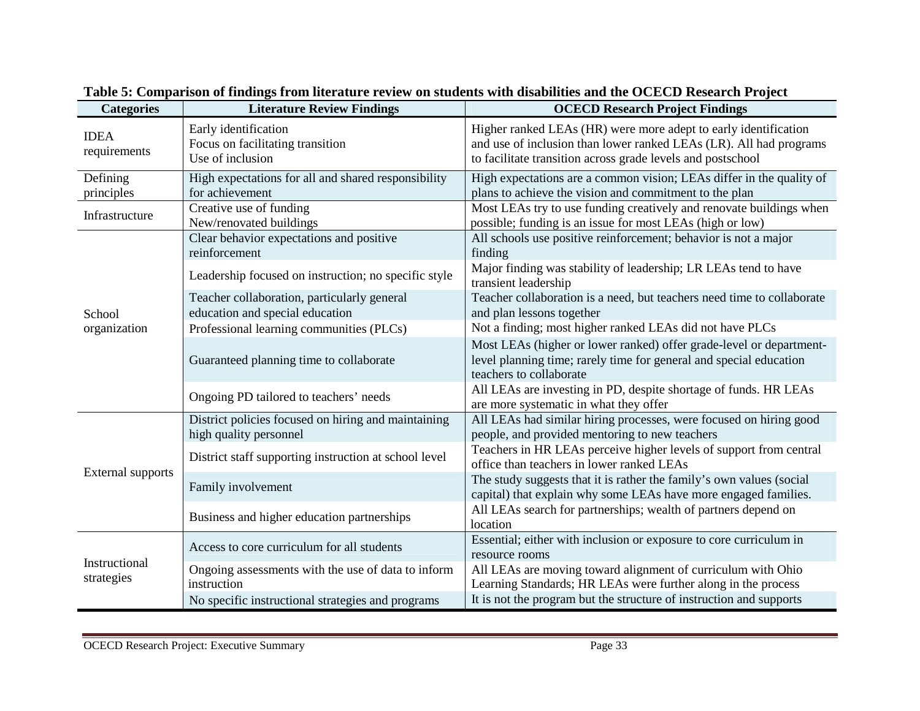**Table 5: Comparison of findings from literature review on students with disabilities and the OCECD Research Project**

| Categories | Literature Review Findings | OCECD Research Project Findings |
|---|---|---|
| IDEA requirements | Early identification<br>Focus on facilitating transition<br>Use of inclusion | Higher ranked LEAs (HR) were more adept to early identification and use of inclusion than lower ranked LEAs (LR). All had programs to facilitate transition across grade levels and postschool |
| Defining principles | High expectations for all and shared responsibility for achievement | High expectations are a common vision; LEAs differ in the quality of plans to achieve the vision and commitment to the plan |
| Infrastructure | Creative use of funding<br>New/renovated buildings | Most LEAs try to use funding creatively and renovate buildings when possible; funding is an issue for most LEAs (high or low) |
| School organization | Clear behavior expectations and positive reinforcement | All schools use positive reinforcement; behavior is not a major finding |
| | Leadership focused on instruction; no specific style | Major finding was stability of leadership; LR LEAs tend to have transient leadership |
| | Teacher collaboration, particularly general education and special education | Teacher collaboration is a need, but teachers need time to collaborate and plan lessons together |
| | Professional learning communities (PLCs) | Not a finding; most higher ranked LEAs did not have PLCs |
| | Guaranteed planning time to collaborate | Most LEAs (higher or lower ranked) offer grade-level or department-level planning time; rarely time for general and special education teachers to collaborate |
| | Ongoing PD tailored to teachers' needs | All LEAs are investing in PD, despite shortage of funds. HR LEAs are more systematic in what they offer |
| External supports | District policies focused on hiring and maintaining high quality personnel | All LEAs had similar hiring processes, were focused on hiring good people, and provided mentoring to new teachers |
| | District staff supporting instruction at school level | Teachers in HR LEAs perceive higher levels of support from central office than teachers in lower ranked LEAs |
| | Family involvement | The study suggests that it is rather the family's own values (social capital) that explain why some LEAs have more engaged families. |
| | Business and higher education partnerships | All LEAs search for partnerships; wealth of partners depend on location |
| Instructional strategies | Access to core curriculum for all students | Essential; either with inclusion or exposure to core curriculum in resource rooms |
| | Ongoing assessments with the use of data to inform instruction | All LEAs are moving toward alignment of curriculum with Ohio Learning Standards; HR LEAs were further along in the process |
| | No specific instructional strategies and programs | It is not the program but the structure of instruction and supports |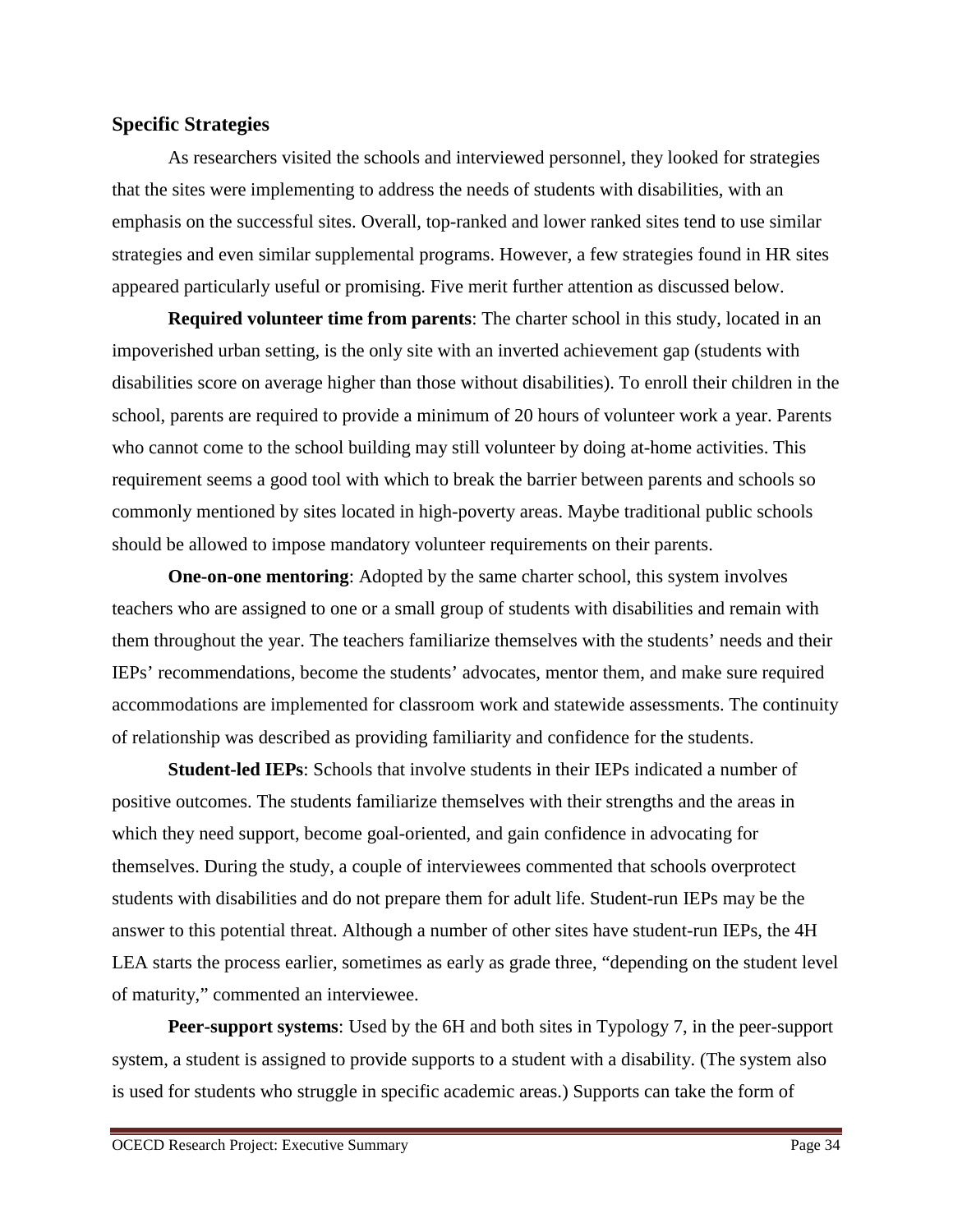## Specific Strategies

As researchers visited the schools and interviewed personnel, they looked for strategies that the sites were implementing to address the needs of students with disabilities, with an emphasis on the successful sites. Overall, top-ranked and lower ranked sites tend to use similar strategies and even similar supplemental programs. However, a few strategies found in HR sites appeared particularly useful or promising. Five merit further attention as discussed below.

**Required volunteer time from parents**: The charter school in this study, located in an impoverished urban setting, is the only site with an inverted achievement gap (students with disabilities score on average higher than those without disabilities). To enroll their children in the school, parents are required to provide a minimum of 20 hours of volunteer work a year. Parents who cannot come to the school building may still volunteer by doing at-home activities. This requirement seems a good tool with which to break the barrier between parents and schools so commonly mentioned by sites located in high-poverty areas. Maybe traditional public schools should be allowed to impose mandatory volunteer requirements on their parents.

**One-on-one mentoring**: Adopted by the same charter school, this system involves teachers who are assigned to one or a small group of students with disabilities and remain with them throughout the year. The teachers familiarize themselves with the students' needs and their IEPs' recommendations, become the students' advocates, mentor them, and make sure required accommodations are implemented for classroom work and statewide assessments. The continuity of relationship was described as providing familiarity and confidence for the students.

**Student-led IEPs**: Schools that involve students in their IEPs indicated a number of positive outcomes. The students familiarize themselves with their strengths and the areas in which they need support, become goal-oriented, and gain confidence in advocating for themselves. During the study, a couple of interviewees commented that schools overprotect students with disabilities and do not prepare them for adult life. Student-run IEPs may be the answer to this potential threat. Although a number of other sites have student-run IEPs, the 4H LEA starts the process earlier, sometimes as early as grade three, "depending on the student level of maturity," commented an interviewee.

**Peer-support systems**: Used by the 6H and both sites in Typology 7, in the peer-support system, a student is assigned to provide supports to a student with a disability. (The system also is used for students who struggle in specific academic areas.) Supports can take the form of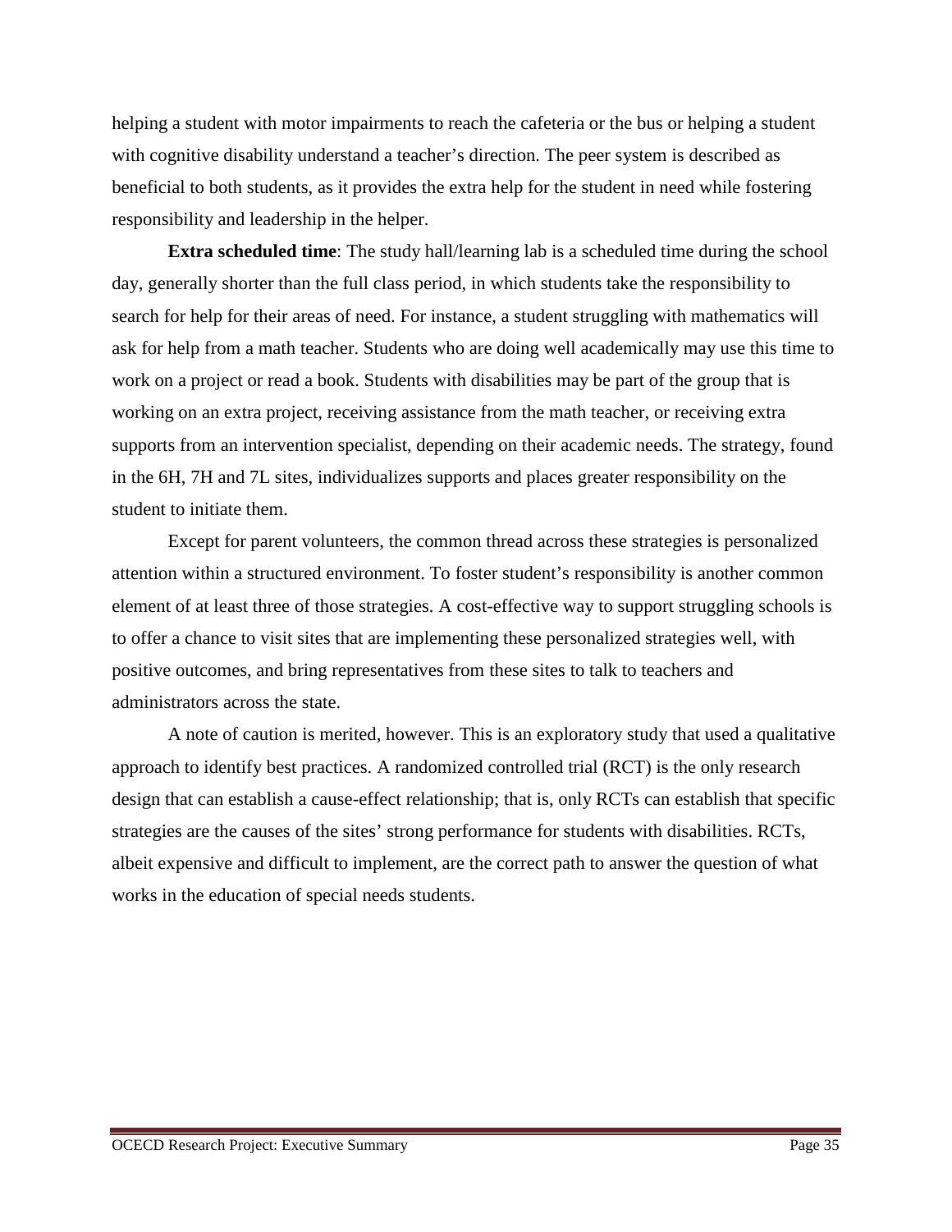helping a student with motor impairments to reach the cafeteria or the bus or helping a student with cognitive disability understand a teacher's direction. The peer system is described as beneficial to both students, as it provides the extra help for the student in need while fostering responsibility and leadership in the helper.

**Extra scheduled time**: The study hall/learning lab is a scheduled time during the school day, generally shorter than the full class period, in which students take the responsibility to search for help for their areas of need. For instance, a student struggling with mathematics will ask for help from a math teacher. Students who are doing well academically may use this time to work on a project or read a book. Students with disabilities may be part of the group that is working on an extra project, receiving assistance from the math teacher, or receiving extra supports from an intervention specialist, depending on their academic needs. The strategy, found in the 6H, 7H and 7L sites, individualizes supports and places greater responsibility on the student to initiate them.

Except for parent volunteers, the common thread across these strategies is personalized attention within a structured environment. To foster student's responsibility is another common element of at least three of those strategies. A cost-effective way to support struggling schools is to offer a chance to visit sites that are implementing these personalized strategies well, with positive outcomes, and bring representatives from these sites to talk to teachers and administrators across the state.

A note of caution is merited, however. This is an exploratory study that used a qualitative approach to identify best practices. A randomized controlled trial (RCT) is the only research design that can establish a cause-effect relationship; that is, only RCTs can establish that specific strategies are the causes of the sites' strong performance for students with disabilities. RCTs, albeit expensive and difficult to implement, are the correct path to answer the question of what works in the education of special needs students.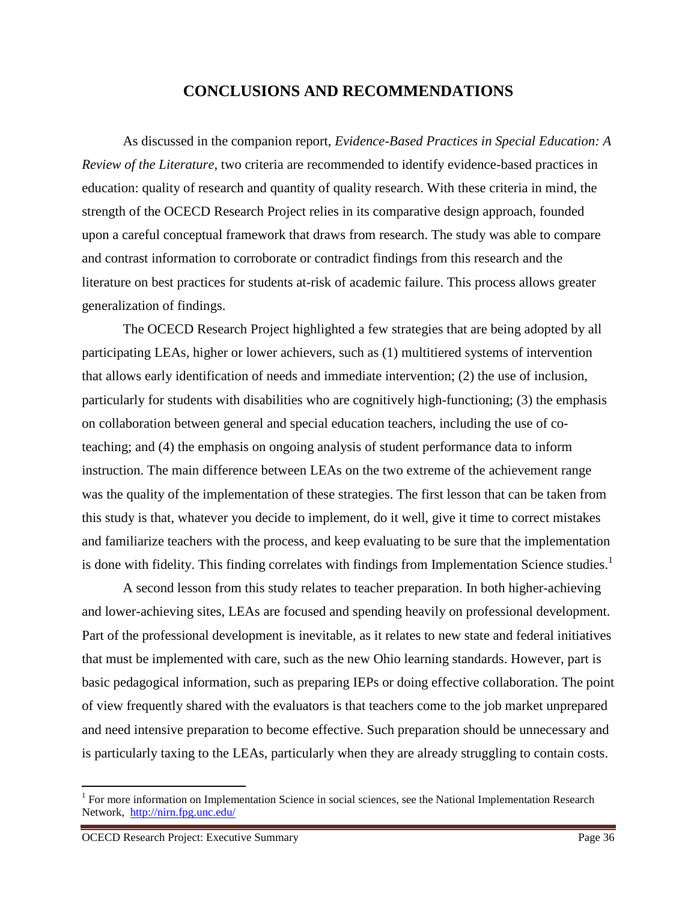# CONCLUSIONS AND RECOMMENDATIONS

As discussed in the companion report, *Evidence-Based Practices in Special Education: A Review of the Literature*, two criteria are recommended to identify evidence-based practices in education: quality of research and quantity of quality research. With these criteria in mind, the strength of the OCECD Research Project relies in its comparative design approach, founded upon a careful conceptual framework that draws from research. The study was able to compare and contrast information to corroborate or contradict findings from this research and the literature on best practices for students at-risk of academic failure. This process allows greater generalization of findings.

The OCECD Research Project highlighted a few strategies that are being adopted by all participating LEAs, higher or lower achievers, such as (1) multitiered systems of intervention that allows early identification of needs and immediate intervention; (2) the use of inclusion, particularly for students with disabilities who are cognitively high-functioning; (3) the emphasis on collaboration between general and special education teachers, including the use of co-teaching; and (4) the emphasis on ongoing analysis of student performance data to inform instruction. The main difference between LEAs on the two extreme of the achievement range was the quality of the implementation of these strategies. The first lesson that can be taken from this study is that, whatever you decide to implement, do it well, give it time to correct mistakes and familiarize teachers with the process, and keep evaluating to be sure that the implementation is done with fidelity. This finding correlates with findings from Implementation Science studies.[1]

A second lesson from this study relates to teacher preparation. In both higher-achieving and lower-achieving sites, LEAs are focused and spending heavily on professional development. Part of the professional development is inevitable, as it relates to new state and federal initiatives that must be implemented with care, such as the new Ohio learning standards. However, part is basic pedagogical information, such as preparing IEPs or doing effective collaboration. The point of view frequently shared with the evaluators is that teachers come to the job market unprepared and need intensive preparation to become effective. Such preparation should be unnecessary and is particularly taxing to the LEAs, particularly when they are already struggling to contain costs.

---

[1] For more information on Implementation Science in social sciences, see the National Implementation Research Network, http://nirn.fpg.unc.edu/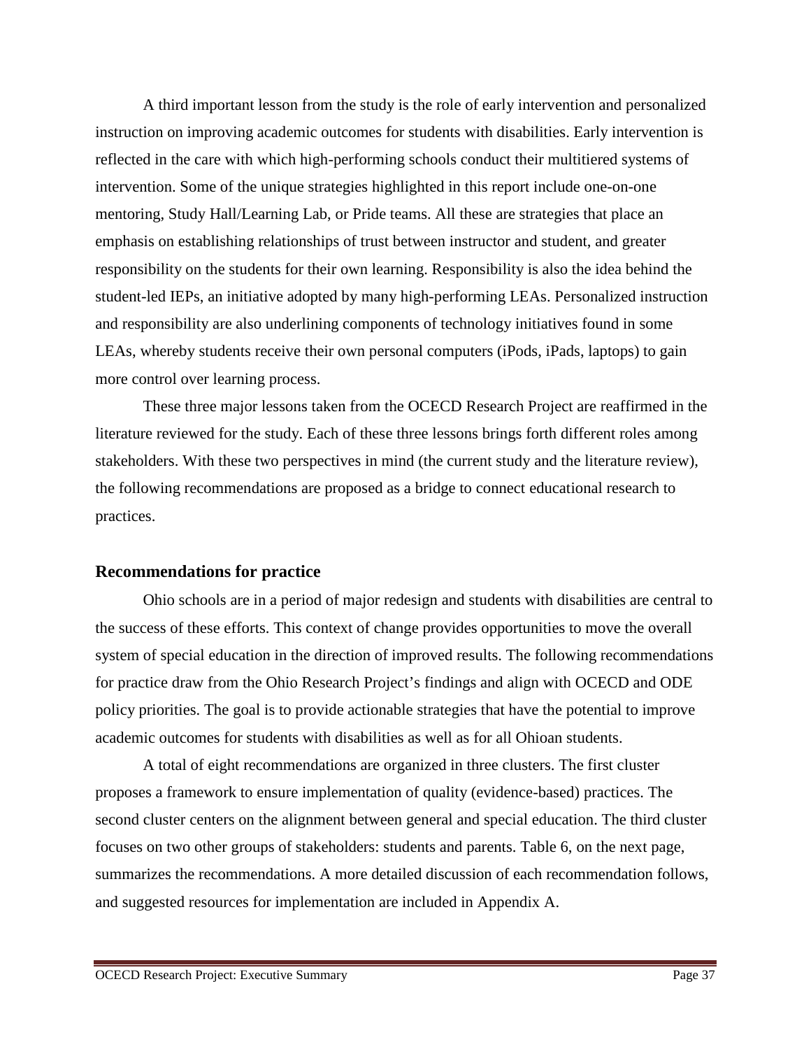A third important lesson from the study is the role of early intervention and personalized instruction on improving academic outcomes for students with disabilities. Early intervention is reflected in the care with which high-performing schools conduct their multitiered systems of intervention. Some of the unique strategies highlighted in this report include one-on-one mentoring, Study Hall/Learning Lab, or Pride teams. All these are strategies that place an emphasis on establishing relationships of trust between instructor and student, and greater responsibility on the students for their own learning. Responsibility is also the idea behind the student-led IEPs, an initiative adopted by many high-performing LEAs. Personalized instruction and responsibility are also underlining components of technology initiatives found in some LEAs, whereby students receive their own personal computers (iPods, iPads, laptops) to gain more control over learning process.

These three major lessons taken from the OCECD Research Project are reaffirmed in the literature reviewed for the study. Each of these three lessons brings forth different roles among stakeholders. With these two perspectives in mind (the current study and the literature review), the following recommendations are proposed as a bridge to connect educational research to practices.

## Recommendations for practice

Ohio schools are in a period of major redesign and students with disabilities are central to the success of these efforts. This context of change provides opportunities to move the overall system of special education in the direction of improved results. The following recommendations for practice draw from the Ohio Research Project's findings and align with OCECD and ODE policy priorities. The goal is to provide actionable strategies that have the potential to improve academic outcomes for students with disabilities as well as for all Ohioan students.

A total of eight recommendations are organized in three clusters. The first cluster proposes a framework to ensure implementation of quality (evidence-based) practices. The second cluster centers on the alignment between general and special education. The third cluster focuses on two other groups of stakeholders: students and parents. Table 6, on the next page, summarizes the recommendations. A more detailed discussion of each recommendation follows, and suggested resources for implementation are included in Appendix A.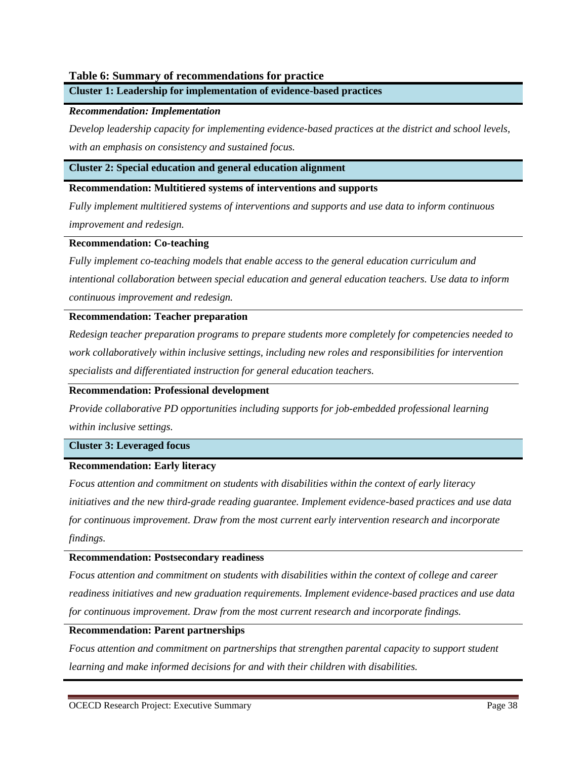**Table 6: Summary of recommendations for practice**

**Cluster 1: Leadership for implementation of evidence-based practices**

***Recommendation: Implementation***

*Develop leadership capacity for implementing evidence-based practices at the district and school levels, with an emphasis on consistency and sustained focus.*

**Cluster 2: Special education and general education alignment**

**Recommendation: Multitiered systems of interventions and supports**

*Fully implement multitiered systems of interventions and supports and use data to inform continuous improvement and redesign.*

**Recommendation: Co-teaching**

*Fully implement co-teaching models that enable access to the general education curriculum and intentional collaboration between special education and general education teachers. Use data to inform continuous improvement and redesign.*

**Recommendation: Teacher preparation**

*Redesign teacher preparation programs to prepare students more completely for competencies needed to work collaboratively within inclusive settings, including new roles and responsibilities for intervention specialists and differentiated instruction for general education teachers.*

**Recommendation: Professional development**

*Provide collaborative PD opportunities including supports for job-embedded professional learning within inclusive settings.*

**Cluster 3: Leveraged focus**

**Recommendation: Early literacy**

*Focus attention and commitment on students with disabilities within the context of early literacy initiatives and the new third-grade reading guarantee. Implement evidence-based practices and use data for continuous improvement. Draw from the most current early intervention research and incorporate findings.*

**Recommendation: Postsecondary readiness**

*Focus attention and commitment on students with disabilities within the context of college and career readiness initiatives and new graduation requirements. Implement evidence-based practices and use data for continuous improvement. Draw from the most current research and incorporate findings.*

**Recommendation: Parent partnerships**

*Focus attention and commitment on partnerships that strengthen parental capacity to support student learning and make informed decisions for and with their children with disabilities.*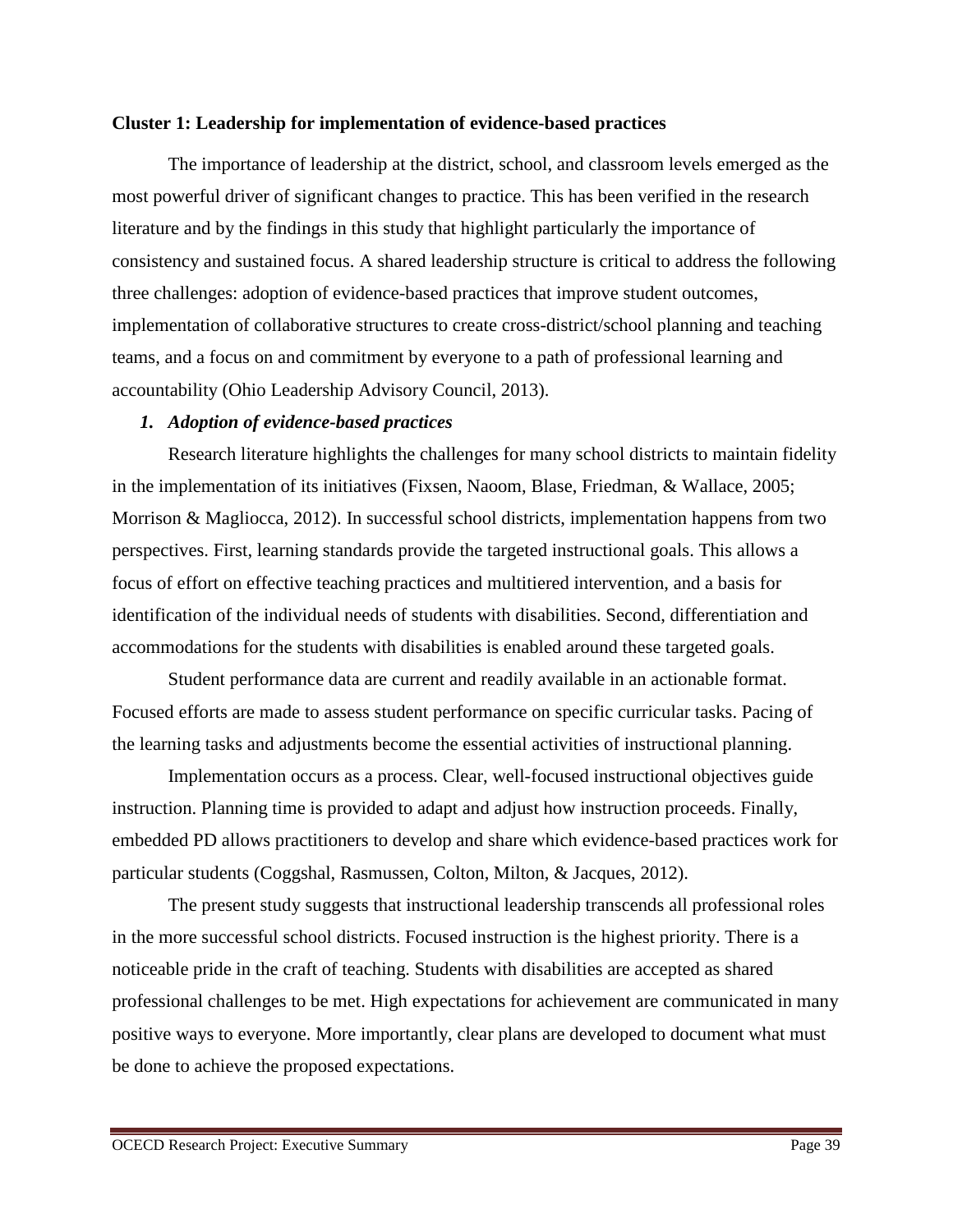**Cluster 1: Leadership for implementation of evidence-based practices**

The importance of leadership at the district, school, and classroom levels emerged as the most powerful driver of significant changes to practice. This has been verified in the research literature and by the findings in this study that highlight particularly the importance of consistency and sustained focus. A shared leadership structure is critical to address the following three challenges: adoption of evidence-based practices that improve student outcomes, implementation of collaborative structures to create cross-district/school planning and teaching teams, and a focus on and commitment by everyone to a path of professional learning and accountability (Ohio Leadership Advisory Council, 2013).

***1. Adoption of evidence-based practices***

Research literature highlights the challenges for many school districts to maintain fidelity in the implementation of its initiatives (Fixsen, Naoom, Blase, Friedman, & Wallace, 2005; Morrison & Magliocca, 2012). In successful school districts, implementation happens from two perspectives. First, learning standards provide the targeted instructional goals. This allows a focus of effort on effective teaching practices and multitiered intervention, and a basis for identification of the individual needs of students with disabilities. Second, differentiation and accommodations for the students with disabilities is enabled around these targeted goals.

Student performance data are current and readily available in an actionable format. Focused efforts are made to assess student performance on specific curricular tasks. Pacing of the learning tasks and adjustments become the essential activities of instructional planning.

Implementation occurs as a process. Clear, well-focused instructional objectives guide instruction. Planning time is provided to adapt and adjust how instruction proceeds. Finally, embedded PD allows practitioners to develop and share which evidence-based practices work for particular students (Coggshal, Rasmussen, Colton, Milton, & Jacques, 2012).

The present study suggests that instructional leadership transcends all professional roles in the more successful school districts. Focused instruction is the highest priority. There is a noticeable pride in the craft of teaching. Students with disabilities are accepted as shared professional challenges to be met. High expectations for achievement are communicated in many positive ways to everyone. More importantly, clear plans are developed to document what must be done to achieve the proposed expectations.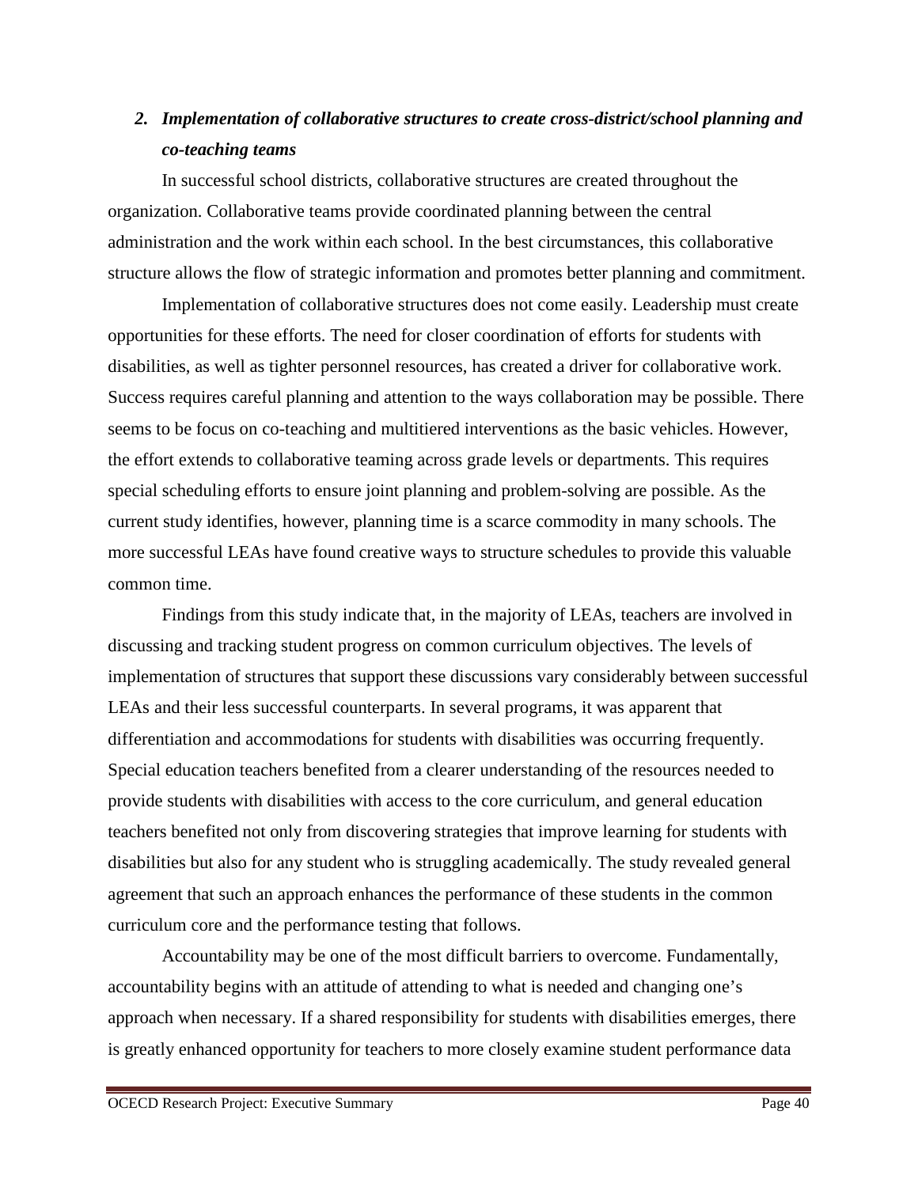### *2. Implementation of collaborative structures to create cross-district/school planning and co-teaching teams*

In successful school districts, collaborative structures are created throughout the organization. Collaborative teams provide coordinated planning between the central administration and the work within each school. In the best circumstances, this collaborative structure allows the flow of strategic information and promotes better planning and commitment.

Implementation of collaborative structures does not come easily. Leadership must create opportunities for these efforts. The need for closer coordination of efforts for students with disabilities, as well as tighter personnel resources, has created a driver for collaborative work. Success requires careful planning and attention to the ways collaboration may be possible. There seems to be focus on co-teaching and multitiered interventions as the basic vehicles. However, the effort extends to collaborative teaming across grade levels or departments. This requires special scheduling efforts to ensure joint planning and problem-solving are possible. As the current study identifies, however, planning time is a scarce commodity in many schools. The more successful LEAs have found creative ways to structure schedules to provide this valuable common time.

Findings from this study indicate that, in the majority of LEAs, teachers are involved in discussing and tracking student progress on common curriculum objectives. The levels of implementation of structures that support these discussions vary considerably between successful LEAs and their less successful counterparts. In several programs, it was apparent that differentiation and accommodations for students with disabilities was occurring frequently. Special education teachers benefited from a clearer understanding of the resources needed to provide students with disabilities with access to the core curriculum, and general education teachers benefited not only from discovering strategies that improve learning for students with disabilities but also for any student who is struggling academically. The study revealed general agreement that such an approach enhances the performance of these students in the common curriculum core and the performance testing that follows.

Accountability may be one of the most difficult barriers to overcome. Fundamentally, accountability begins with an attitude of attending to what is needed and changing one's approach when necessary. If a shared responsibility for students with disabilities emerges, there is greatly enhanced opportunity for teachers to more closely examine student performance data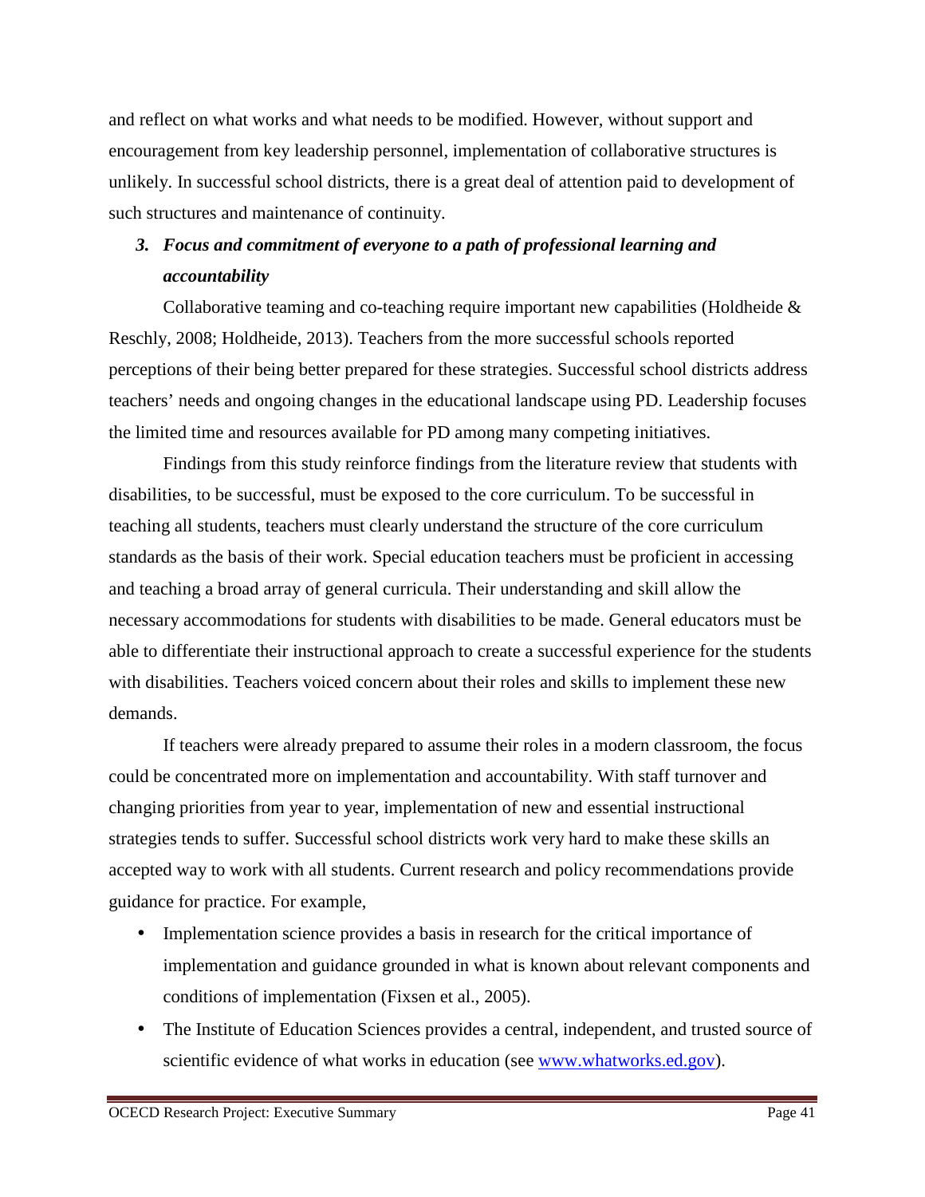and reflect on what works and what needs to be modified. However, without support and encouragement from key leadership personnel, implementation of collaborative structures is unlikely. In successful school districts, there is a great deal of attention paid to development of such structures and maintenance of continuity.

3. ***Focus and commitment of everyone to a path of professional learning and accountability***

Collaborative teaming and co-teaching require important new capabilities (Holdheide & Reschly, 2008; Holdheide, 2013). Teachers from the more successful schools reported perceptions of their being better prepared for these strategies. Successful school districts address teachers' needs and ongoing changes in the educational landscape using PD. Leadership focuses the limited time and resources available for PD among many competing initiatives.

Findings from this study reinforce findings from the literature review that students with disabilities, to be successful, must be exposed to the core curriculum. To be successful in teaching all students, teachers must clearly understand the structure of the core curriculum standards as the basis of their work. Special education teachers must be proficient in accessing and teaching a broad array of general curricula. Their understanding and skill allow the necessary accommodations for students with disabilities to be made. General educators must be able to differentiate their instructional approach to create a successful experience for the students with disabilities. Teachers voiced concern about their roles and skills to implement these new demands.

If teachers were already prepared to assume their roles in a modern classroom, the focus could be concentrated more on implementation and accountability. With staff turnover and changing priorities from year to year, implementation of new and essential instructional strategies tends to suffer. Successful school districts work very hard to make these skills an accepted way to work with all students. Current research and policy recommendations provide guidance for practice. For example,

- Implementation science provides a basis in research for the critical importance of implementation and guidance grounded in what is known about relevant components and conditions of implementation (Fixsen et al., 2005).
- The Institute of Education Sciences provides a central, independent, and trusted source of scientific evidence of what works in education (see [www.whatworks.ed.gov](www.whatworks.ed.gov)).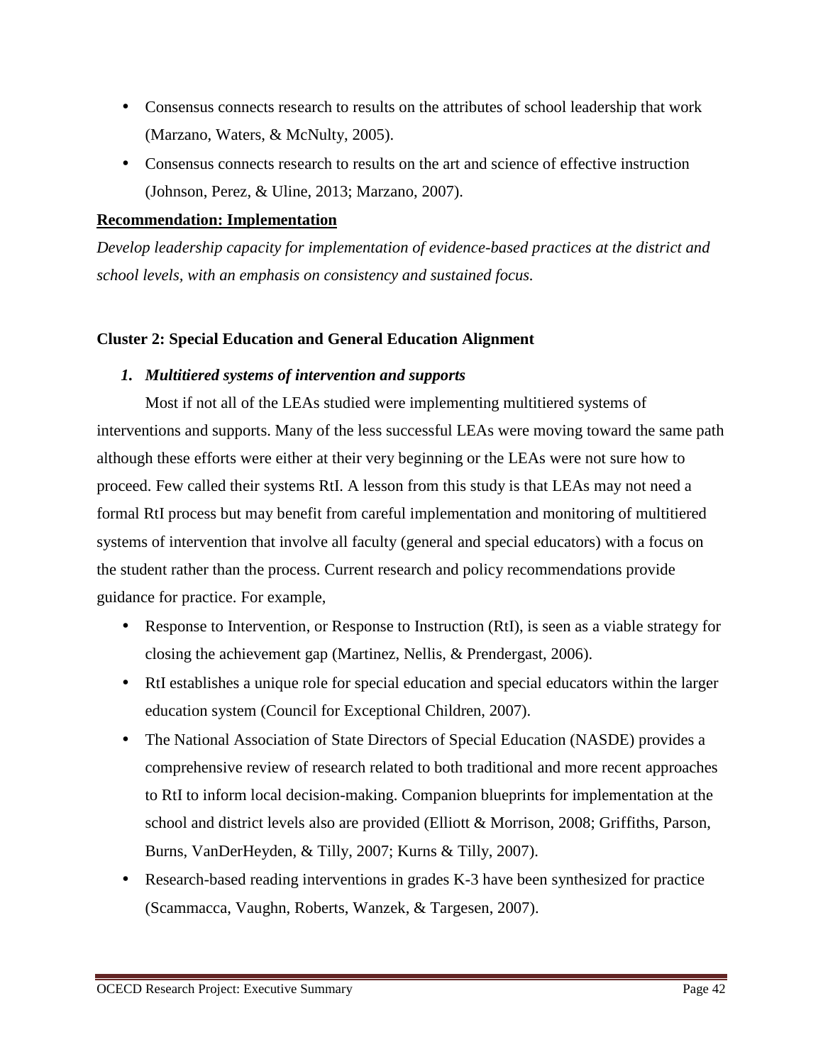- Consensus connects research to results on the attributes of school leadership that work (Marzano, Waters, & McNulty, 2005).
- Consensus connects research to results on the art and science of effective instruction (Johnson, Perez, & Uline, 2013; Marzano, 2007).

**Recommendation: Implementation**

*Develop leadership capacity for implementation of evidence-based practices at the district and school levels, with an emphasis on consistency and sustained focus.*

### Cluster 2: Special Education and General Education Alignment

#### *1. Multitiered systems of intervention and supports*

Most if not all of the LEAs studied were implementing multitiered systems of interventions and supports. Many of the less successful LEAs were moving toward the same path although these efforts were either at their very beginning or the LEAs were not sure how to proceed. Few called their systems RtI. A lesson from this study is that LEAs may not need a formal RtI process but may benefit from careful implementation and monitoring of multitiered systems of intervention that involve all faculty (general and special educators) with a focus on the student rather than the process. Current research and policy recommendations provide guidance for practice. For example,

- Response to Intervention, or Response to Instruction (RtI), is seen as a viable strategy for closing the achievement gap (Martinez, Nellis, & Prendergast, 2006).
- RtI establishes a unique role for special education and special educators within the larger education system (Council for Exceptional Children, 2007).
- The National Association of State Directors of Special Education (NASDE) provides a comprehensive review of research related to both traditional and more recent approaches to RtI to inform local decision-making. Companion blueprints for implementation at the school and district levels also are provided (Elliott & Morrison, 2008; Griffiths, Parson, Burns, VanDerHeyden, & Tilly, 2007; Kurns & Tilly, 2007).
- Research-based reading interventions in grades K-3 have been synthesized for practice (Scammacca, Vaughn, Roberts, Wanzek, & Targesen, 2007).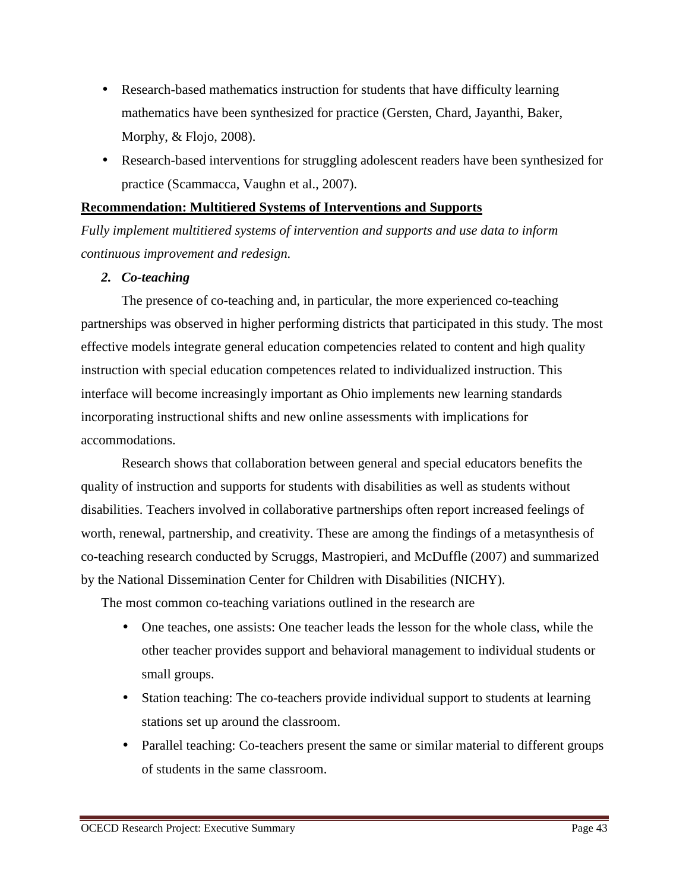- Research-based mathematics instruction for students that have difficulty learning mathematics have been synthesized for practice (Gersten, Chard, Jayanthi, Baker, Morphy, & Flojo, 2008).
- Research-based interventions for struggling adolescent readers have been synthesized for practice (Scammacca, Vaughn et al., 2007).

**Recommendation: Multitiered Systems of Interventions and Supports**

*Fully implement multitiered systems of intervention and supports and use data to inform continuous improvement and redesign.*

***2. Co-teaching***

The presence of co-teaching and, in particular, the more experienced co-teaching partnerships was observed in higher performing districts that participated in this study. The most effective models integrate general education competencies related to content and high quality instruction with special education competences related to individualized instruction. This interface will become increasingly important as Ohio implements new learning standards incorporating instructional shifts and new online assessments with implications for accommodations.

Research shows that collaboration between general and special educators benefits the quality of instruction and supports for students with disabilities as well as students without disabilities. Teachers involved in collaborative partnerships often report increased feelings of worth, renewal, partnership, and creativity. These are among the findings of a metasynthesis of co-teaching research conducted by Scruggs, Mastropieri, and McDuffle (2007) and summarized by the National Dissemination Center for Children with Disabilities (NICHY).

The most common co-teaching variations outlined in the research are

- One teaches, one assists: One teacher leads the lesson for the whole class, while the other teacher provides support and behavioral management to individual students or small groups.
- Station teaching: The co-teachers provide individual support to students at learning stations set up around the classroom.
- Parallel teaching: Co-teachers present the same or similar material to different groups of students in the same classroom.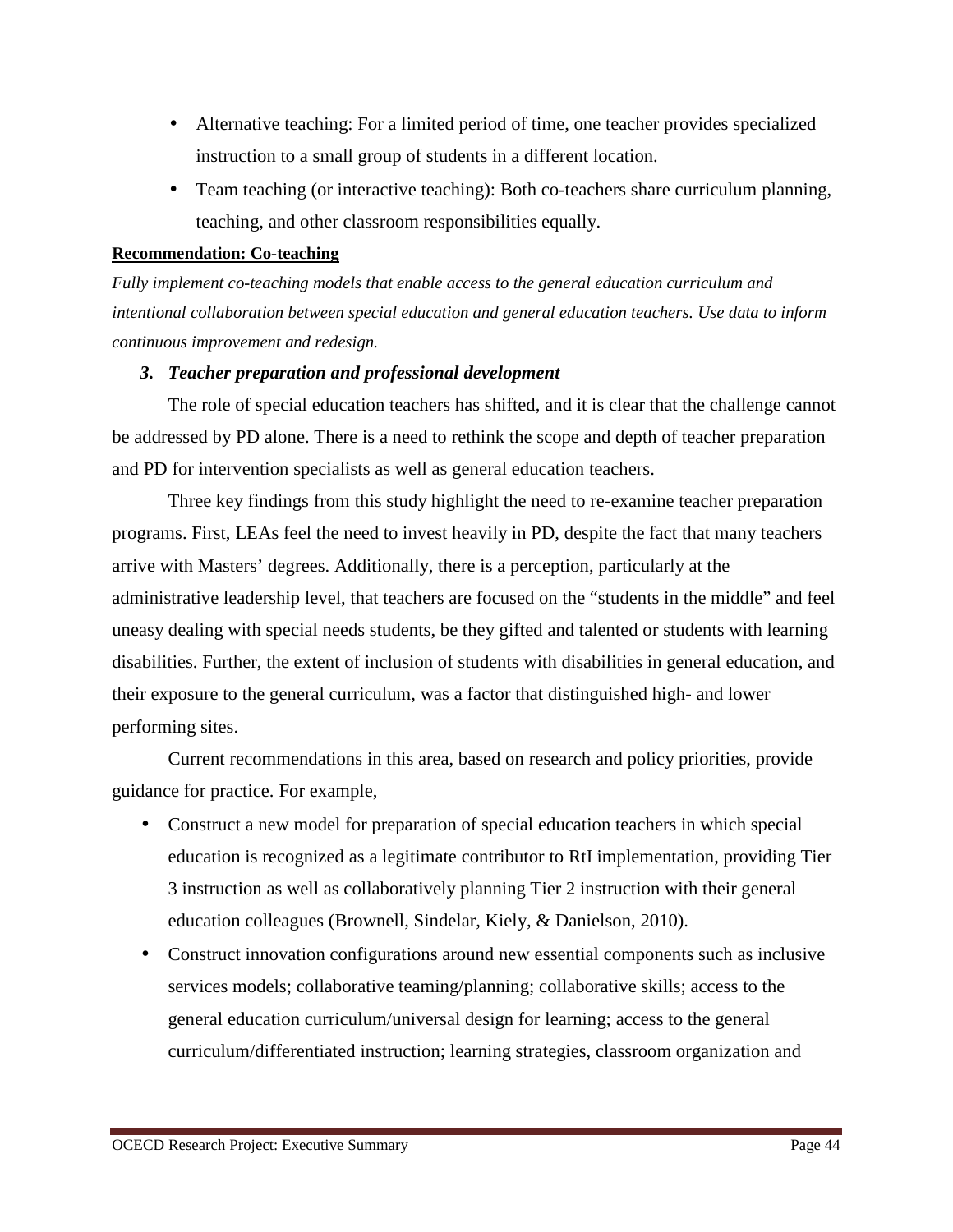- Alternative teaching: For a limited period of time, one teacher provides specialized instruction to a small group of students in a different location.
- Team teaching (or interactive teaching): Both co-teachers share curriculum planning, teaching, and other classroom responsibilities equally.

**Recommendation: Co-teaching**

*Fully implement co-teaching models that enable access to the general education curriculum and intentional collaboration between special education and general education teachers. Use data to inform continuous improvement and redesign.*

### 3. Teacher preparation and professional development

The role of special education teachers has shifted, and it is clear that the challenge cannot be addressed by PD alone. There is a need to rethink the scope and depth of teacher preparation and PD for intervention specialists as well as general education teachers.

Three key findings from this study highlight the need to re-examine teacher preparation programs. First, LEAs feel the need to invest heavily in PD, despite the fact that many teachers arrive with Masters' degrees. Additionally, there is a perception, particularly at the administrative leadership level, that teachers are focused on the "students in the middle" and feel uneasy dealing with special needs students, be they gifted and talented or students with learning disabilities. Further, the extent of inclusion of students with disabilities in general education, and their exposure to the general curriculum, was a factor that distinguished high- and lower performing sites.

Current recommendations in this area, based on research and policy priorities, provide guidance for practice. For example,

- Construct a new model for preparation of special education teachers in which special education is recognized as a legitimate contributor to RtI implementation, providing Tier 3 instruction as well as collaboratively planning Tier 2 instruction with their general education colleagues (Brownell, Sindelar, Kiely, & Danielson, 2010).
- Construct innovation configurations around new essential components such as inclusive services models; collaborative teaming/planning; collaborative skills; access to the general education curriculum/universal design for learning; access to the general curriculum/differentiated instruction; learning strategies, classroom organization and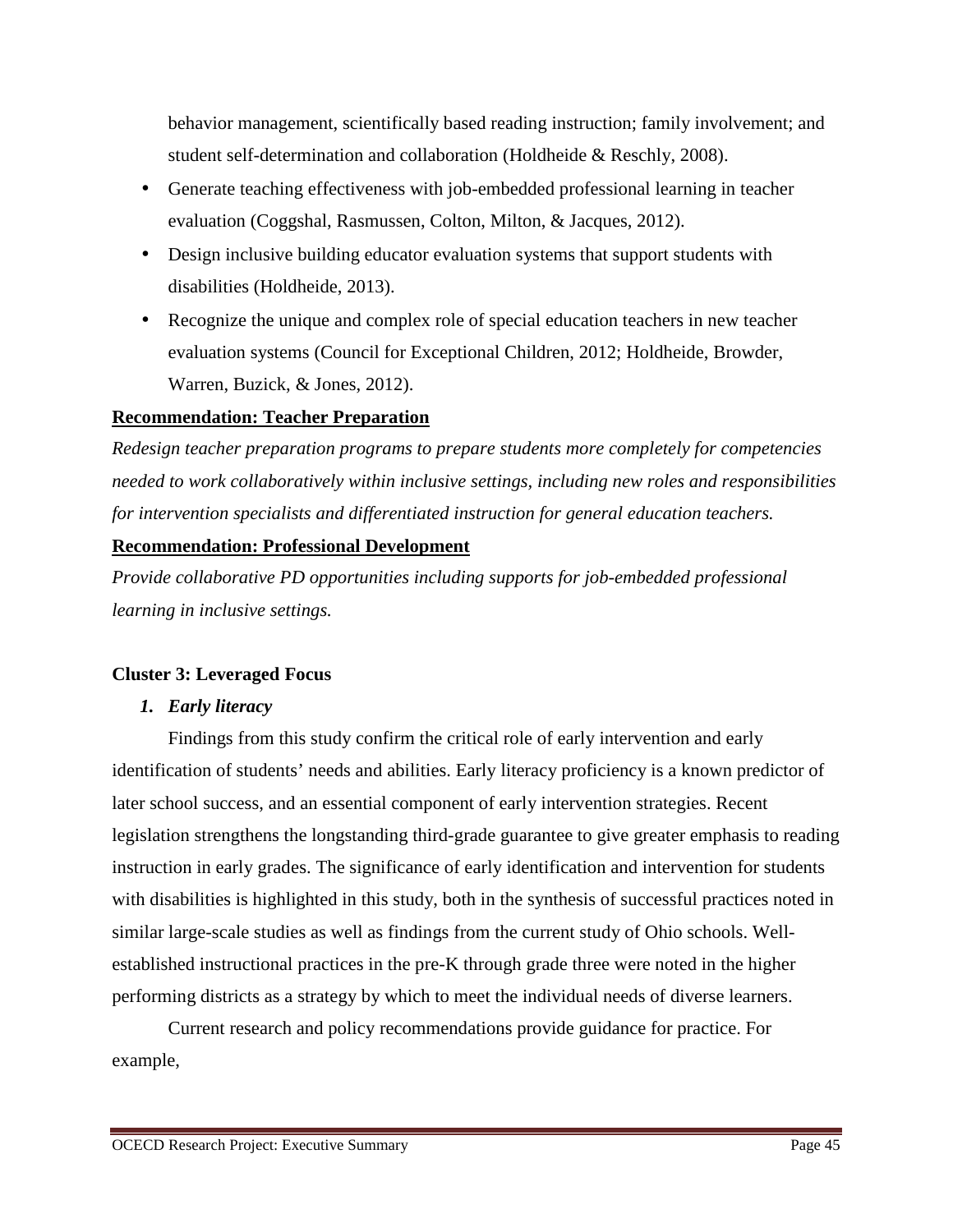behavior management, scientifically based reading instruction; family involvement; and student self-determination and collaboration (Holdheide & Reschly, 2008).

- Generate teaching effectiveness with job-embedded professional learning in teacher evaluation (Coggshal, Rasmussen, Colton, Milton, & Jacques, 2012).
- Design inclusive building educator evaluation systems that support students with disabilities (Holdheide, 2013).
- Recognize the unique and complex role of special education teachers in new teacher evaluation systems (Council for Exceptional Children, 2012; Holdheide, Browder, Warren, Buzick, & Jones, 2012).

**Recommendation: Teacher Preparation**

*Redesign teacher preparation programs to prepare students more completely for competencies needed to work collaboratively within inclusive settings, including new roles and responsibilities for intervention specialists and differentiated instruction for general education teachers.*

**Recommendation: Professional Development**

*Provide collaborative PD opportunities including supports for job-embedded professional learning in inclusive settings.*

### Cluster 3: Leveraged Focus

1. ***Early literacy***

Findings from this study confirm the critical role of early intervention and early identification of students' needs and abilities. Early literacy proficiency is a known predictor of later school success, and an essential component of early intervention strategies. Recent legislation strengthens the longstanding third-grade guarantee to give greater emphasis to reading instruction in early grades. The significance of early identification and intervention for students with disabilities is highlighted in this study, both in the synthesis of successful practices noted in similar large-scale studies as well as findings from the current study of Ohio schools. Well-established instructional practices in the pre-K through grade three were noted in the higher performing districts as a strategy by which to meet the individual needs of diverse learners.

Current research and policy recommendations provide guidance for practice. For example,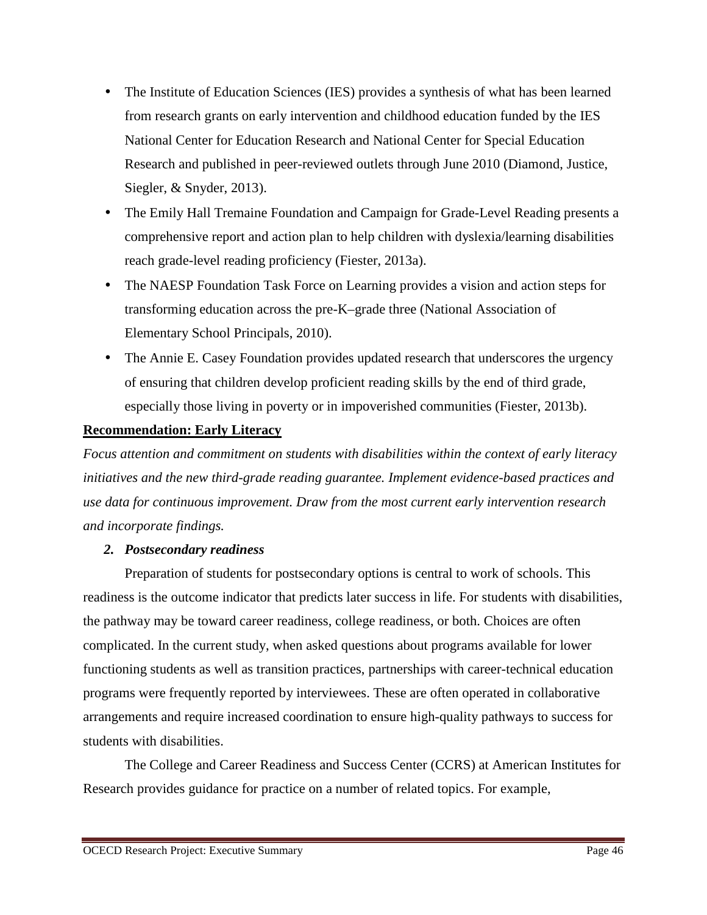- The Institute of Education Sciences (IES) provides a synthesis of what has been learned from research grants on early intervention and childhood education funded by the IES National Center for Education Research and National Center for Special Education Research and published in peer-reviewed outlets through June 2010 (Diamond, Justice, Siegler, & Snyder, 2013).
- The Emily Hall Tremaine Foundation and Campaign for Grade-Level Reading presents a comprehensive report and action plan to help children with dyslexia/learning disabilities reach grade-level reading proficiency (Fiester, 2013a).
- The NAESP Foundation Task Force on Learning provides a vision and action steps for transforming education across the pre-K–grade three (National Association of Elementary School Principals, 2010).
- The Annie E. Casey Foundation provides updated research that underscores the urgency of ensuring that children develop proficient reading skills by the end of third grade, especially those living in poverty or in impoverished communities (Fiester, 2013b).

**Recommendation: Early Literacy**

*Focus attention and commitment on students with disabilities within the context of early literacy initiatives and the new third-grade reading guarantee. Implement evidence-based practices and use data for continuous improvement. Draw from the most current early intervention research and incorporate findings.*

***2. Postsecondary readiness***

Preparation of students for postsecondary options is central to work of schools. This readiness is the outcome indicator that predicts later success in life. For students with disabilities, the pathway may be toward career readiness, college readiness, or both. Choices are often complicated. In the current study, when asked questions about programs available for lower functioning students as well as transition practices, partnerships with career-technical education programs were frequently reported by interviewees. These are often operated in collaborative arrangements and require increased coordination to ensure high-quality pathways to success for students with disabilities.

The College and Career Readiness and Success Center (CCRS) at American Institutes for Research provides guidance for practice on a number of related topics. For example,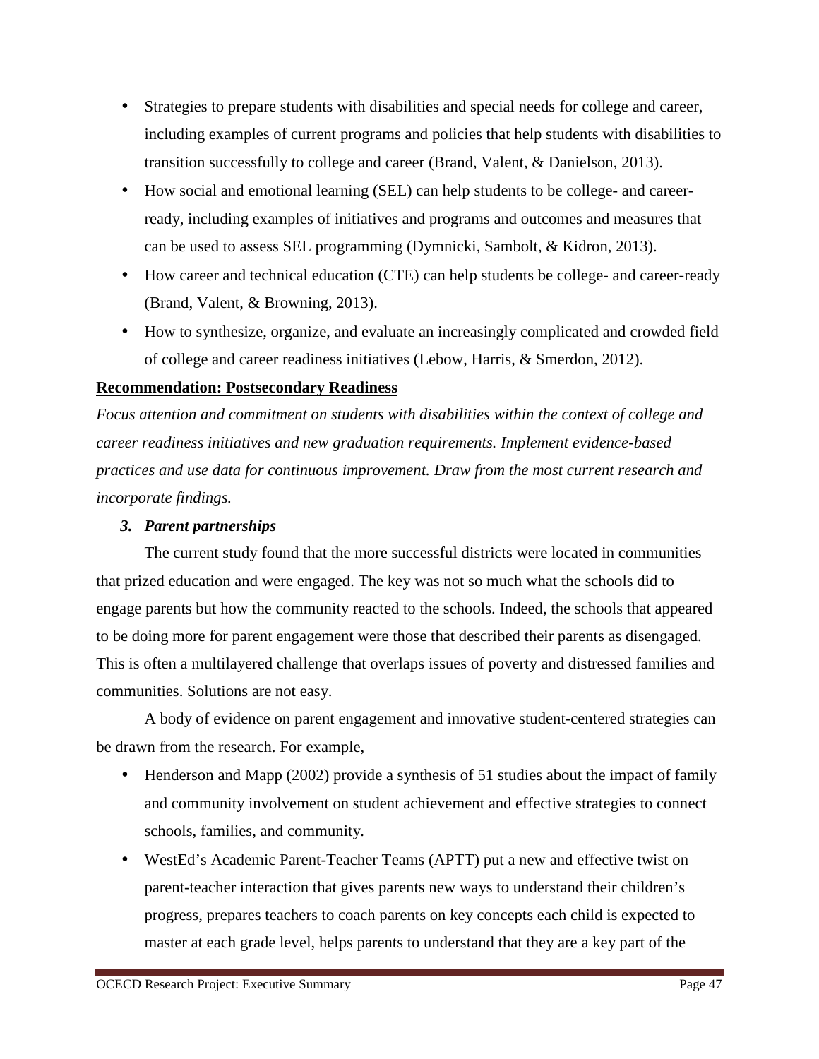- Strategies to prepare students with disabilities and special needs for college and career, including examples of current programs and policies that help students with disabilities to transition successfully to college and career (Brand, Valent, & Danielson, 2013).
- How social and emotional learning (SEL) can help students to be college- and career-ready, including examples of initiatives and programs and outcomes and measures that can be used to assess SEL programming (Dymnicki, Sambolt, & Kidron, 2013).
- How career and technical education (CTE) can help students be college- and career-ready (Brand, Valent, & Browning, 2013).
- How to synthesize, organize, and evaluate an increasingly complicated and crowded field of college and career readiness initiatives (Lebow, Harris, & Smerdon, 2012).

**<u>Recommendation: Postsecondary Readiness</u>**

*Focus attention and commitment on students with disabilities within the context of college and career readiness initiatives and new graduation requirements. Implement evidence-based practices and use data for continuous improvement. Draw from the most current research and incorporate findings.*

### *3. Parent partnerships*

The current study found that the more successful districts were located in communities that prized education and were engaged. The key was not so much what the schools did to engage parents but how the community reacted to the schools. Indeed, the schools that appeared to be doing more for parent engagement were those that described their parents as disengaged. This is often a multilayered challenge that overlaps issues of poverty and distressed families and communities. Solutions are not easy.

A body of evidence on parent engagement and innovative student-centered strategies can be drawn from the research. For example,

- Henderson and Mapp (2002) provide a synthesis of 51 studies about the impact of family and community involvement on student achievement and effective strategies to connect schools, families, and community.
- WestEd's Academic Parent-Teacher Teams (APTT) put a new and effective twist on parent-teacher interaction that gives parents new ways to understand their children's progress, prepares teachers to coach parents on key concepts each child is expected to master at each grade level, helps parents to understand that they are a key part of the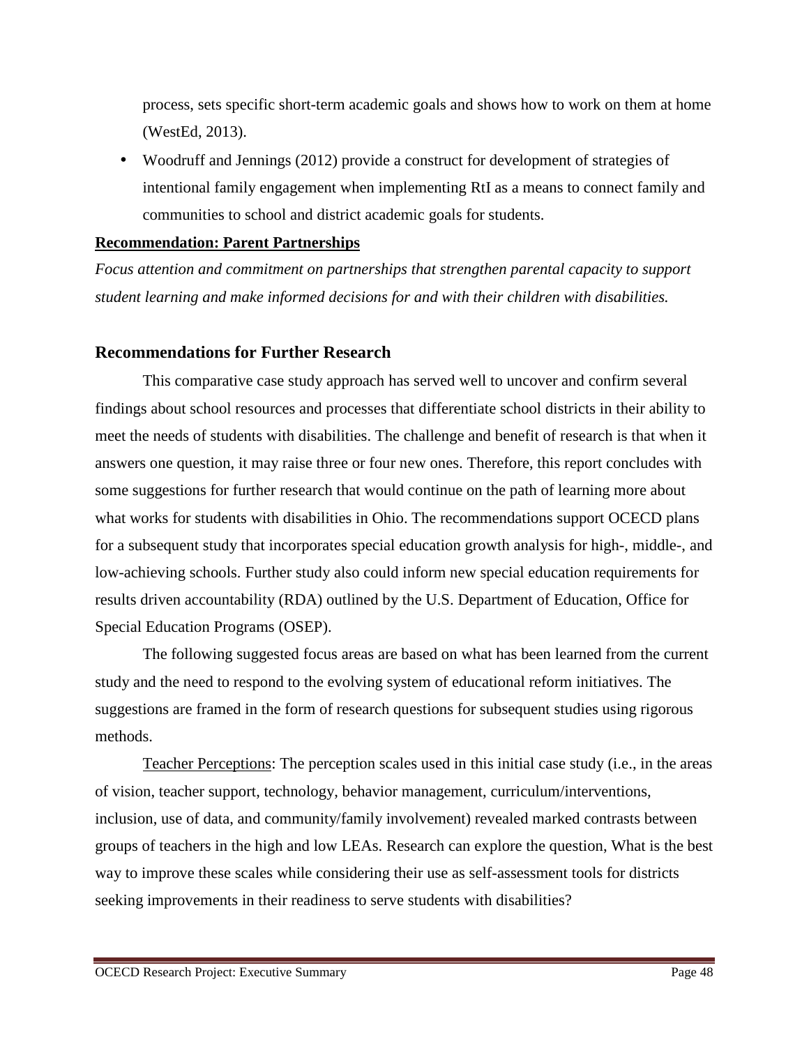process, sets specific short-term academic goals and shows how to work on them at home (WestEd, 2013).

- Woodruff and Jennings (2012) provide a construct for development of strategies of intentional family engagement when implementing RtI as a means to connect family and communities to school and district academic goals for students.

**Recommendation: Parent Partnerships**

*Focus attention and commitment on partnerships that strengthen parental capacity to support student learning and make informed decisions for and with their children with disabilities.*

## Recommendations for Further Research

This comparative case study approach has served well to uncover and confirm several findings about school resources and processes that differentiate school districts in their ability to meet the needs of students with disabilities. The challenge and benefit of research is that when it answers one question, it may raise three or four new ones. Therefore, this report concludes with some suggestions for further research that would continue on the path of learning more about what works for students with disabilities in Ohio. The recommendations support OCECD plans for a subsequent study that incorporates special education growth analysis for high-, middle-, and low-achieving schools. Further study also could inform new special education requirements for results driven accountability (RDA) outlined by the U.S. Department of Education, Office for Special Education Programs (OSEP).

The following suggested focus areas are based on what has been learned from the current study and the need to respond to the evolving system of educational reform initiatives. The suggestions are framed in the form of research questions for subsequent studies using rigorous methods.

Teacher Perceptions: The perception scales used in this initial case study (i.e., in the areas of vision, teacher support, technology, behavior management, curriculum/interventions, inclusion, use of data, and community/family involvement) revealed marked contrasts between groups of teachers in the high and low LEAs. Research can explore the question, What is the best way to improve these scales while considering their use as self-assessment tools for districts seeking improvements in their readiness to serve students with disabilities?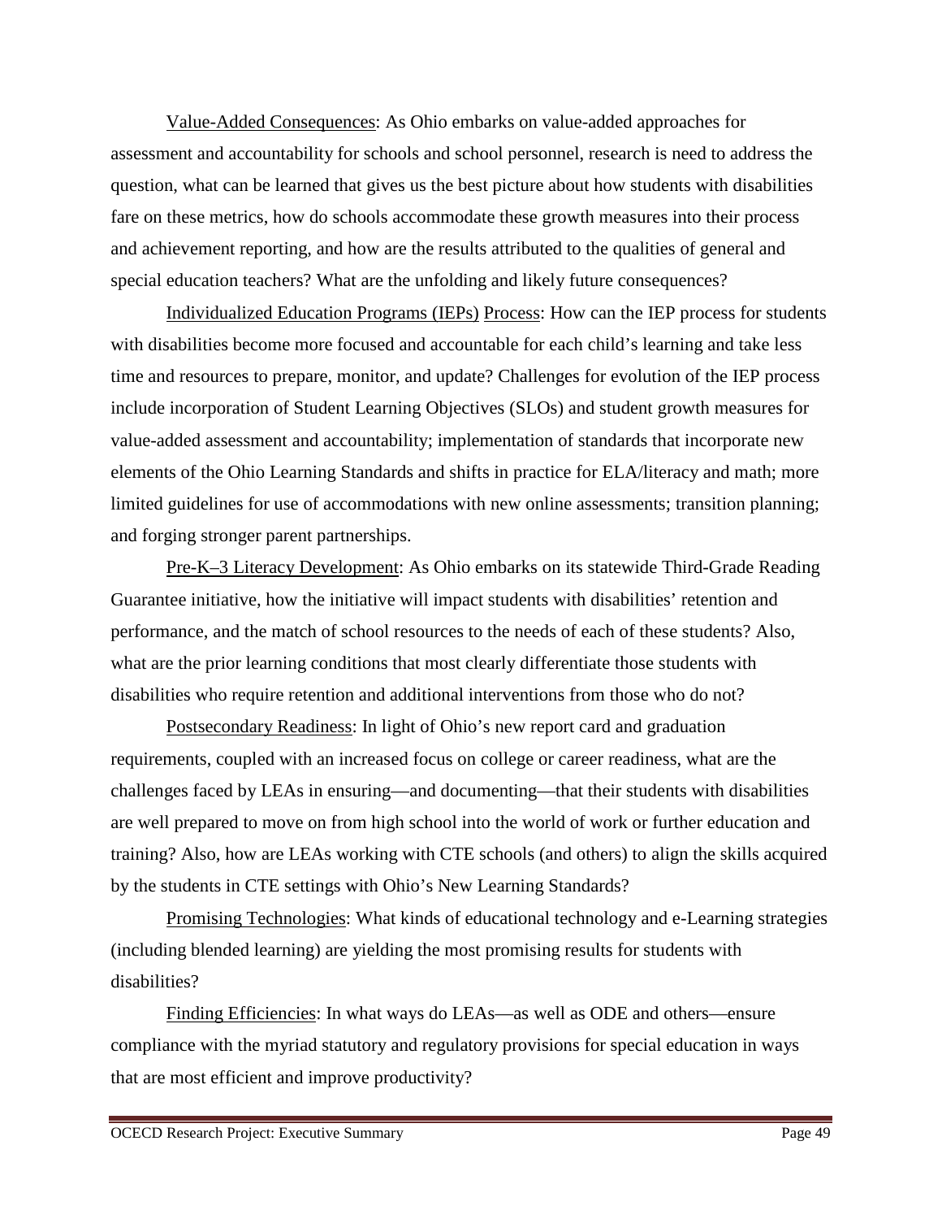Value-Added Consequences: As Ohio embarks on value-added approaches for assessment and accountability for schools and school personnel, research is need to address the question, what can be learned that gives us the best picture about how students with disabilities fare on these metrics, how do schools accommodate these growth measures into their process and achievement reporting, and how are the results attributed to the qualities of general and special education teachers? What are the unfolding and likely future consequences?

Individualized Education Programs (IEPs) Process: How can the IEP process for students with disabilities become more focused and accountable for each child's learning and take less time and resources to prepare, monitor, and update? Challenges for evolution of the IEP process include incorporation of Student Learning Objectives (SLOs) and student growth measures for value-added assessment and accountability; implementation of standards that incorporate new elements of the Ohio Learning Standards and shifts in practice for ELA/literacy and math; more limited guidelines for use of accommodations with new online assessments; transition planning; and forging stronger parent partnerships.

Pre-K–3 Literacy Development: As Ohio embarks on its statewide Third-Grade Reading Guarantee initiative, how the initiative will impact students with disabilities' retention and performance, and the match of school resources to the needs of each of these students? Also, what are the prior learning conditions that most clearly differentiate those students with disabilities who require retention and additional interventions from those who do not?

Postsecondary Readiness: In light of Ohio's new report card and graduation requirements, coupled with an increased focus on college or career readiness, what are the challenges faced by LEAs in ensuring—and documenting—that their students with disabilities are well prepared to move on from high school into the world of work or further education and training? Also, how are LEAs working with CTE schools (and others) to align the skills acquired by the students in CTE settings with Ohio's New Learning Standards?

Promising Technologies: What kinds of educational technology and e-Learning strategies (including blended learning) are yielding the most promising results for students with disabilities?

Finding Efficiencies: In what ways do LEAs—as well as ODE and others—ensure compliance with the myriad statutory and regulatory provisions for special education in ways that are most efficient and improve productivity?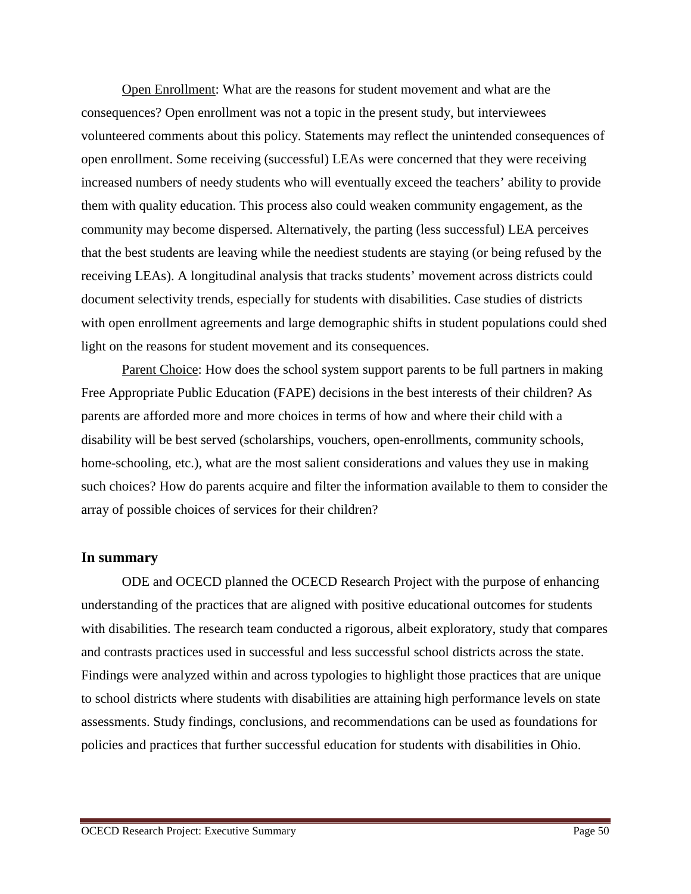Open Enrollment: What are the reasons for student movement and what are the consequences? Open enrollment was not a topic in the present study, but interviewees volunteered comments about this policy. Statements may reflect the unintended consequences of open enrollment. Some receiving (successful) LEAs were concerned that they were receiving increased numbers of needy students who will eventually exceed the teachers' ability to provide them with quality education. This process also could weaken community engagement, as the community may become dispersed. Alternatively, the parting (less successful) LEA perceives that the best students are leaving while the neediest students are staying (or being refused by the receiving LEAs). A longitudinal analysis that tracks students' movement across districts could document selectivity trends, especially for students with disabilities. Case studies of districts with open enrollment agreements and large demographic shifts in student populations could shed light on the reasons for student movement and its consequences.

Parent Choice: How does the school system support parents to be full partners in making Free Appropriate Public Education (FAPE) decisions in the best interests of their children? As parents are afforded more and more choices in terms of how and where their child with a disability will be best served (scholarships, vouchers, open-enrollments, community schools, home-schooling, etc.), what are the most salient considerations and values they use in making such choices? How do parents acquire and filter the information available to them to consider the array of possible choices of services for their children?

### In summary

ODE and OCECD planned the OCECD Research Project with the purpose of enhancing understanding of the practices that are aligned with positive educational outcomes for students with disabilities. The research team conducted a rigorous, albeit exploratory, study that compares and contrasts practices used in successful and less successful school districts across the state. Findings were analyzed within and across typologies to highlight those practices that are unique to school districts where students with disabilities are attaining high performance levels on state assessments. Study findings, conclusions, and recommendations can be used as foundations for policies and practices that further successful education for students with disabilities in Ohio.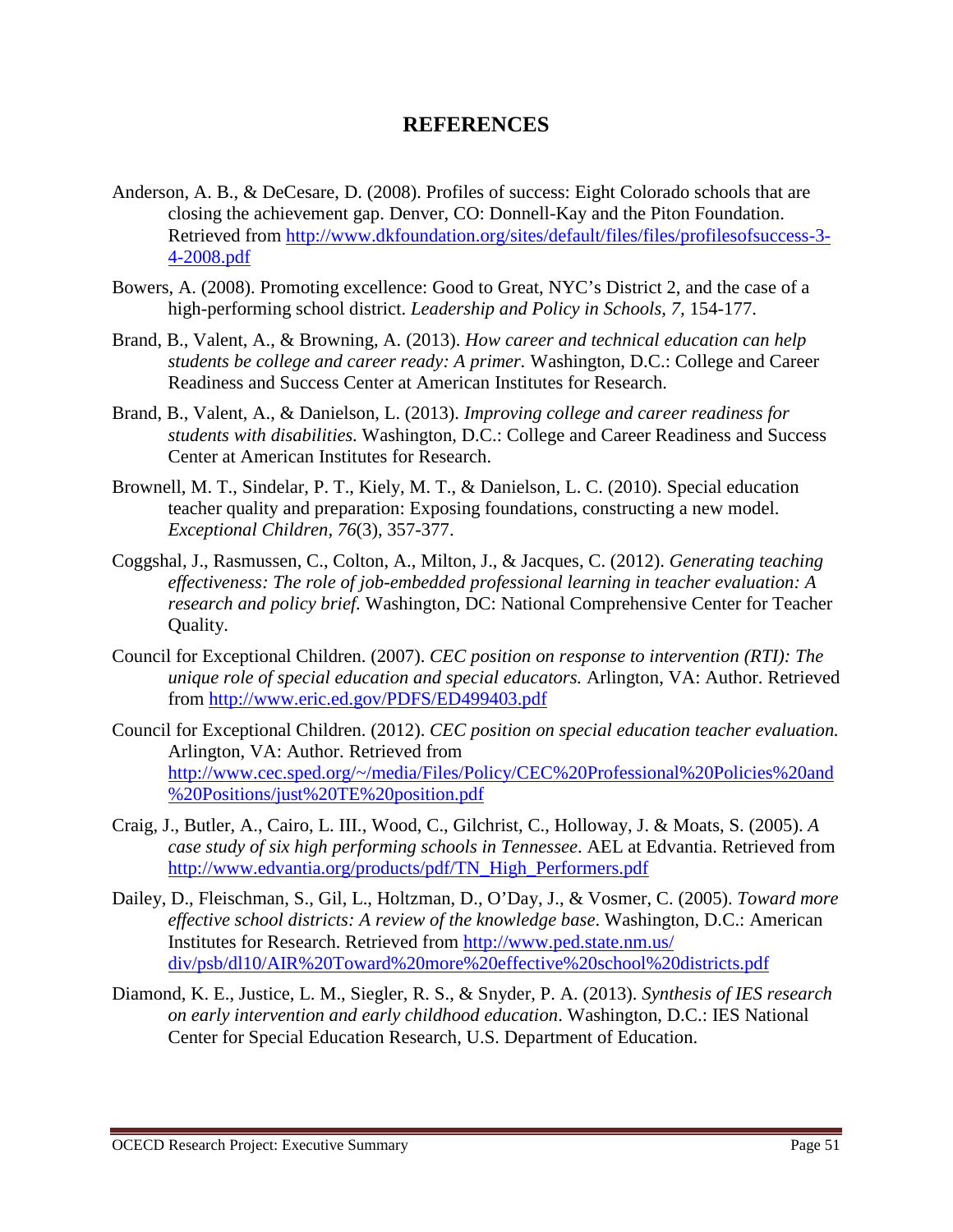# REFERENCES

Anderson, A. B., & DeCesare, D. (2008). Profiles of success: Eight Colorado schools that are closing the achievement gap. Denver, CO: Donnell-Kay and the Piton Foundation. Retrieved from http://www.dkfoundation.org/sites/default/files/files/profilesofsuccess-3-4-2008.pdf

Bowers, A. (2008). Promoting excellence: Good to Great, NYC's District 2, and the case of a high-performing school district. *Leadership and Policy in Schools, 7,* 154-177.

Brand, B., Valent, A., & Browning, A. (2013). *How career and technical education can help students be college and career ready: A primer.* Washington, D.C.: College and Career Readiness and Success Center at American Institutes for Research.

Brand, B., Valent, A., & Danielson, L. (2013). *Improving college and career readiness for students with disabilities.* Washington, D.C.: College and Career Readiness and Success Center at American Institutes for Research.

Brownell, M. T., Sindelar, P. T., Kiely, M. T., & Danielson, L. C. (2010). Special education teacher quality and preparation: Exposing foundations, constructing a new model. *Exceptional Children*, *76*(3), 357-377.

Coggshal, J., Rasmussen, C., Colton, A., Milton, J., & Jacques, C. (2012). *Generating teaching effectiveness: The role of job-embedded professional learning in teacher evaluation: A research and policy brief.* Washington, DC: National Comprehensive Center for Teacher Quality.

Council for Exceptional Children. (2007). *CEC position on response to intervention (RTI): The unique role of special education and special educators.* Arlington, VA: Author. Retrieved from http://www.eric.ed.gov/PDFS/ED499403.pdf

Council for Exceptional Children. (2012). *CEC position on special education teacher evaluation.* Arlington, VA: Author. Retrieved from http://www.cec.sped.org/~/media/Files/Policy/CEC%20Professional%20Policies%20and%20Positions/just%20TE%20position.pdf

Craig, J., Butler, A., Cairo, L. III., Wood, C., Gilchrist, C., Holloway, J. & Moats, S. (2005). *A case study of six high performing schools in Tennessee*. AEL at Edvantia. Retrieved from http://www.edvantia.org/products/pdf/TN_High_Performers.pdf

Dailey, D., Fleischman, S., Gil, L., Holtzman, D., O'Day, J., & Vosmer, C. (2005). *Toward more effective school districts: A review of the knowledge base*. Washington, D.C.: American Institutes for Research. Retrieved from http://www.ped.state.nm.us/div/psb/dl10/AIR%20Toward%20more%20effective%20school%20districts.pdf

Diamond, K. E., Justice, L. M., Siegler, R. S., & Snyder, P. A. (2013). *Synthesis of IES research on early intervention and early childhood education*. Washington, D.C.: IES National Center for Special Education Research, U.S. Department of Education.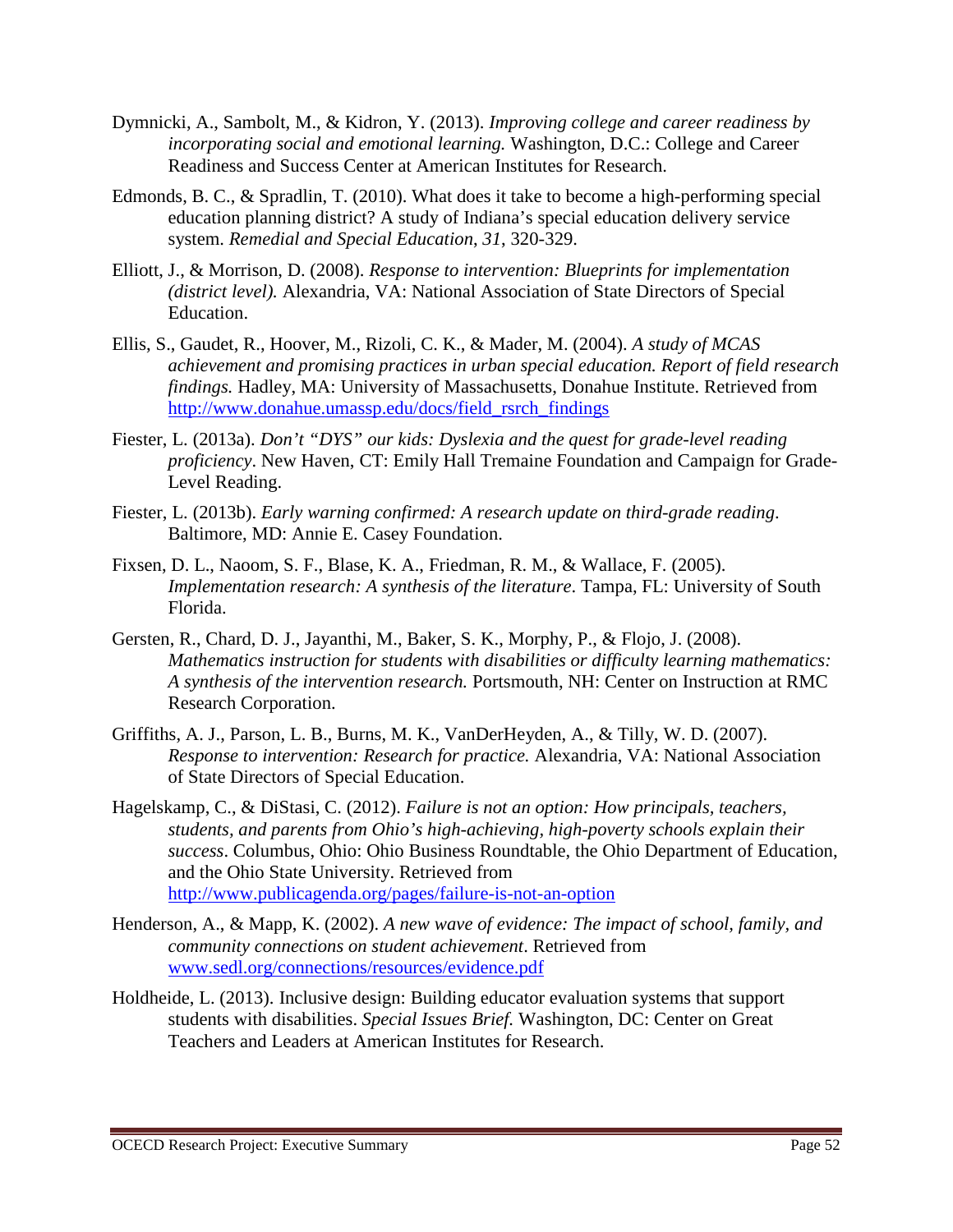Dymnicki, A., Sambolt, M., & Kidron, Y. (2013). *Improving college and career readiness by incorporating social and emotional learning.* Washington, D.C.: College and Career Readiness and Success Center at American Institutes for Research.

Edmonds, B. C., & Spradlin, T. (2010). What does it take to become a high-performing special education planning district? A study of Indiana's special education delivery service system. *Remedial and Special Education*, *31*, 320-329.

Elliott, J., & Morrison, D. (2008). *Response to intervention: Blueprints for implementation (district level).* Alexandria, VA: National Association of State Directors of Special Education.

Ellis, S., Gaudet, R., Hoover, M., Rizoli, C. K., & Mader, M. (2004). *A study of MCAS achievement and promising practices in urban special education. Report of field research findings.* Hadley, MA: University of Massachusetts, Donahue Institute. Retrieved from [http://www.donahue.umassp.edu/docs/field_rsrch_findings](http://www.donahue.umassp.edu/docs/field_rsrch_findings)

Fiester, L. (2013a). *Don't "DYS" our kids: Dyslexia and the quest for grade-level reading proficiency*. New Haven, CT: Emily Hall Tremaine Foundation and Campaign for Grade-Level Reading.

Fiester, L. (2013b). *Early warning confirmed: A research update on third-grade reading*. Baltimore, MD: Annie E. Casey Foundation.

Fixsen, D. L., Naoom, S. F., Blase, K. A., Friedman, R. M., & Wallace, F. (2005). *Implementation research: A synthesis of the literature*. Tampa, FL: University of South Florida.

Gersten, R., Chard, D. J., Jayanthi, M., Baker, S. K., Morphy, P., & Flojo, J. (2008). *Mathematics instruction for students with disabilities or difficulty learning mathematics: A synthesis of the intervention research.* Portsmouth, NH: Center on Instruction at RMC Research Corporation.

Griffiths, A. J., Parson, L. B., Burns, M. K., VanDerHeyden, A., & Tilly, W. D. (2007). *Response to intervention: Research for practice.* Alexandria, VA: National Association of State Directors of Special Education.

Hagelskamp, C., & DiStasi, C. (2012). *Failure is not an option: How principals, teachers, students, and parents from Ohio's high-achieving, high-poverty schools explain their success*. Columbus, Ohio: Ohio Business Roundtable, the Ohio Department of Education, and the Ohio State University. Retrieved from [http://www.publicagenda.org/pages/failure-is-not-an-option](http://www.publicagenda.org/pages/failure-is-not-an-option)

Henderson, A., & Mapp, K. (2002). *A new wave of evidence: The impact of school, family, and community connections on student achievement*. Retrieved from [www.sedl.org/connections/resources/evidence.pdf](www.sedl.org/connections/resources/evidence.pdf)

Holdheide, L. (2013). Inclusive design: Building educator evaluation systems that support students with disabilities. *Special Issues Brief.* Washington, DC: Center on Great Teachers and Leaders at American Institutes for Research.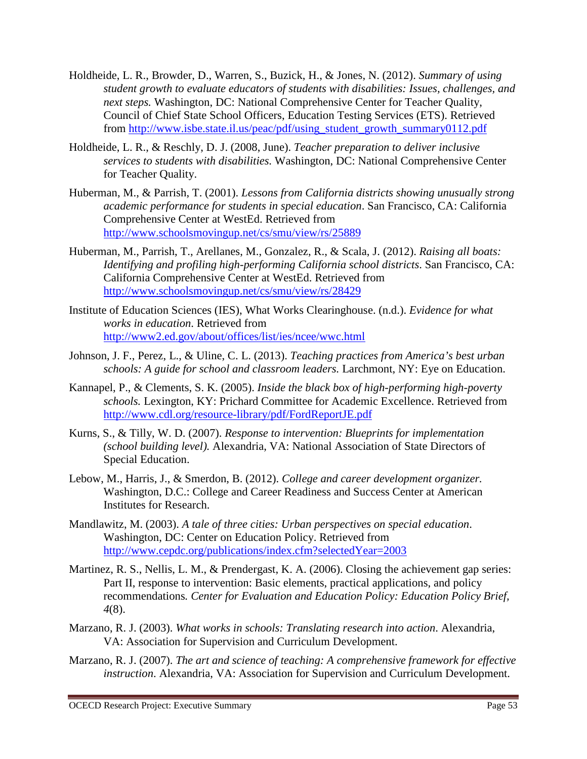Holdheide, L. R., Browder, D., Warren, S., Buzick, H., & Jones, N. (2012). *Summary of using student growth to evaluate educators of students with disabilities: Issues, challenges, and next steps.* Washington, DC: National Comprehensive Center for Teacher Quality, Council of Chief State School Officers, Education Testing Services (ETS). Retrieved from http://www.isbe.state.il.us/peac/pdf/using_student_growth_summary0112.pdf

Holdheide, L. R., & Reschly, D. J. (2008, June). *Teacher preparation to deliver inclusive services to students with disabilities.* Washington, DC: National Comprehensive Center for Teacher Quality.

Huberman, M., & Parrish, T. (2001). *Lessons from California districts showing unusually strong academic performance for students in special education*. San Francisco, CA: California Comprehensive Center at WestEd. Retrieved from http://www.schoolsmovingup.net/cs/smu/view/rs/25889

Huberman, M., Parrish, T., Arellanes, M., Gonzalez, R., & Scala, J. (2012). *Raising all boats: Identifying and profiling high-performing California school districts*. San Francisco, CA: California Comprehensive Center at WestEd. Retrieved from http://www.schoolsmovingup.net/cs/smu/view/rs/28429

Institute of Education Sciences (IES), What Works Clearinghouse. (n.d.). *Evidence for what works in education*. Retrieved from http://www2.ed.gov/about/offices/list/ies/ncee/wwc.html

Johnson, J. F., Perez, L., & Uline, C. L. (2013). *Teaching practices from America's best urban schools: A guide for school and classroom leaders.* Larchmont, NY: Eye on Education.

Kannapel, P., & Clements, S. K. (2005). *Inside the black box of high-performing high-poverty schools.* Lexington, KY: Prichard Committee for Academic Excellence. Retrieved from http://www.cdl.org/resource-library/pdf/FordReportJE.pdf

Kurns, S., & Tilly, W. D. (2007). *Response to intervention: Blueprints for implementation (school building level).* Alexandria, VA: National Association of State Directors of Special Education.

Lebow, M., Harris, J., & Smerdon, B. (2012). *College and career development organizer.* Washington, D.C.: College and Career Readiness and Success Center at American Institutes for Research.

Mandlawitz, M. (2003). *A tale of three cities: Urban perspectives on special education*. Washington, DC: Center on Education Policy. Retrieved from http://www.cepdc.org/publications/index.cfm?selectedYear=2003

Martinez, R. S., Nellis, L. M., & Prendergast, K. A. (2006). Closing the achievement gap series: Part II, response to intervention: Basic elements, practical applications, and policy recommendations*. Center for Evaluation and Education Policy: Education Policy Brief, 4*(8).

Marzano, R. J. (2003). *What works in schools: Translating research into action*. Alexandria, VA: Association for Supervision and Curriculum Development.

Marzano, R. J. (2007). *The art and science of teaching: A comprehensive framework for effective instruction*. Alexandria, VA: Association for Supervision and Curriculum Development.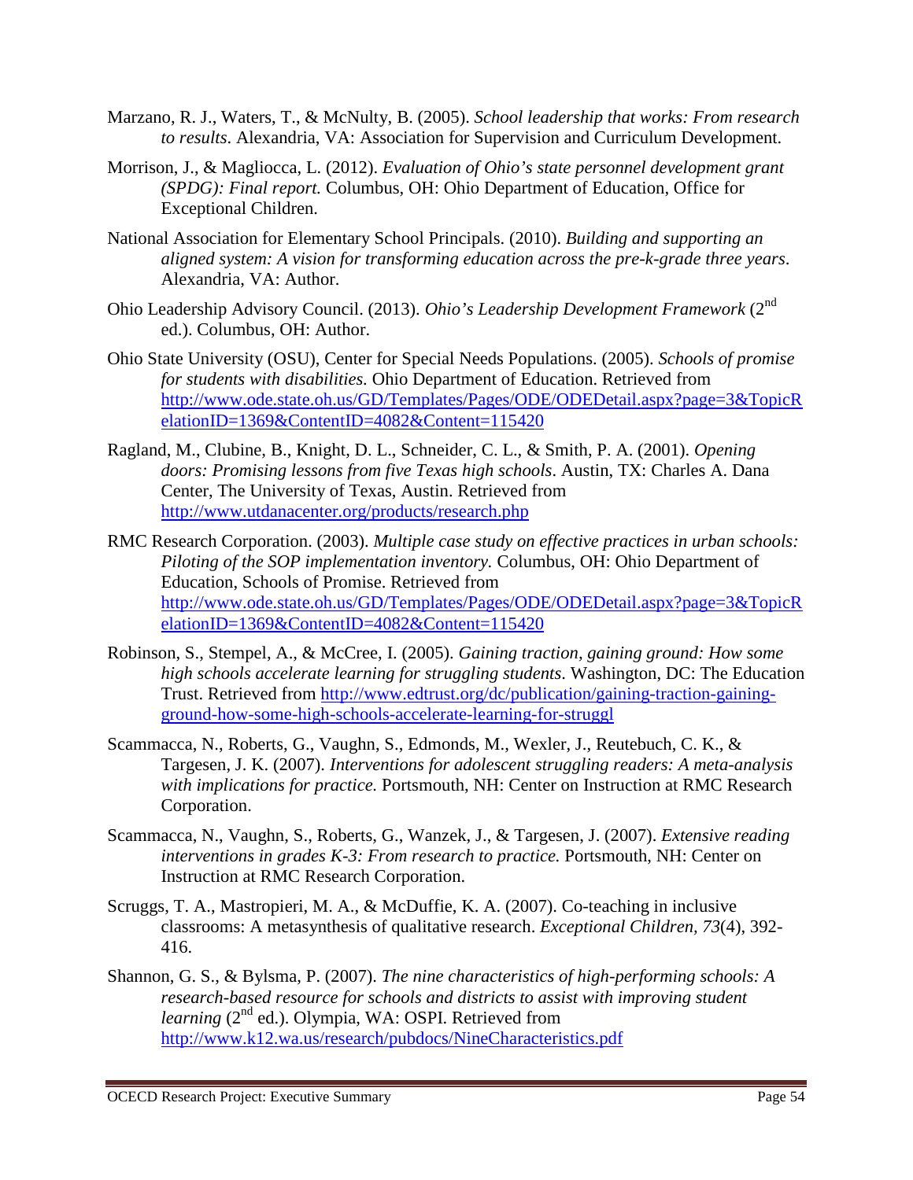Marzano, R. J., Waters, T., & McNulty, B. (2005). *School leadership that works: From research to results*. Alexandria, VA: Association for Supervision and Curriculum Development.

Morrison, J., & Magliocca, L. (2012). *Evaluation of Ohio's state personnel development grant (SPDG): Final report.* Columbus, OH: Ohio Department of Education, Office for Exceptional Children.

National Association for Elementary School Principals. (2010). *Building and supporting an aligned system: A vision for transforming education across the pre-k-grade three years*. Alexandria, VA: Author.

Ohio Leadership Advisory Council. (2013). *Ohio's Leadership Development Framework* (2nd ed.). Columbus, OH: Author.

Ohio State University (OSU), Center for Special Needs Populations. (2005). *Schools of promise for students with disabilities.* Ohio Department of Education. Retrieved from http://www.ode.state.oh.us/GD/Templates/Pages/ODE/ODEDetail.aspx?page=3&TopicRelationID=1369&ContentID=4082&Content=115420

Ragland, M., Clubine, B., Knight, D. L., Schneider, C. L., & Smith, P. A. (2001). *Opening doors: Promising lessons from five Texas high schools*. Austin, TX: Charles A. Dana Center, The University of Texas, Austin. Retrieved from http://www.utdanacenter.org/products/research.php

RMC Research Corporation. (2003). *Multiple case study on effective practices in urban schools: Piloting of the SOP implementation inventory.* Columbus, OH: Ohio Department of Education, Schools of Promise. Retrieved from http://www.ode.state.oh.us/GD/Templates/Pages/ODE/ODEDetail.aspx?page=3&TopicRelationID=1369&ContentID=4082&Content=115420

Robinson, S., Stempel, A., & McCree, I. (2005). *Gaining traction, gaining ground: How some high schools accelerate learning for struggling students*. Washington, DC: The Education Trust. Retrieved from http://www.edtrust.org/dc/publication/gaining-traction-gaining-ground-how-some-high-schools-accelerate-learning-for-struggl

Scammacca, N., Roberts, G., Vaughn, S., Edmonds, M., Wexler, J., Reutebuch, C. K., & Targesen, J. K. (2007). *Interventions for adolescent struggling readers: A meta-analysis with implications for practice.* Portsmouth, NH: Center on Instruction at RMC Research Corporation.

Scammacca, N., Vaughn, S., Roberts, G., Wanzek, J., & Targesen, J. (2007). *Extensive reading interventions in grades K-3: From research to practice.* Portsmouth, NH: Center on Instruction at RMC Research Corporation.

Scruggs, T. A., Mastropieri, M. A., & McDuffie, K. A. (2007). Co-teaching in inclusive classrooms: A metasynthesis of qualitative research. *Exceptional Children, 73*(4), 392-416.

Shannon, G. S., & Bylsma, P. (2007). *The nine characteristics of high-performing schools: A research-based resource for schools and districts to assist with improving student learning* (2nd ed.). Olympia, WA: OSPI. Retrieved from http://www.k12.wa.us/research/pubdocs/NineCharacteristics.pdf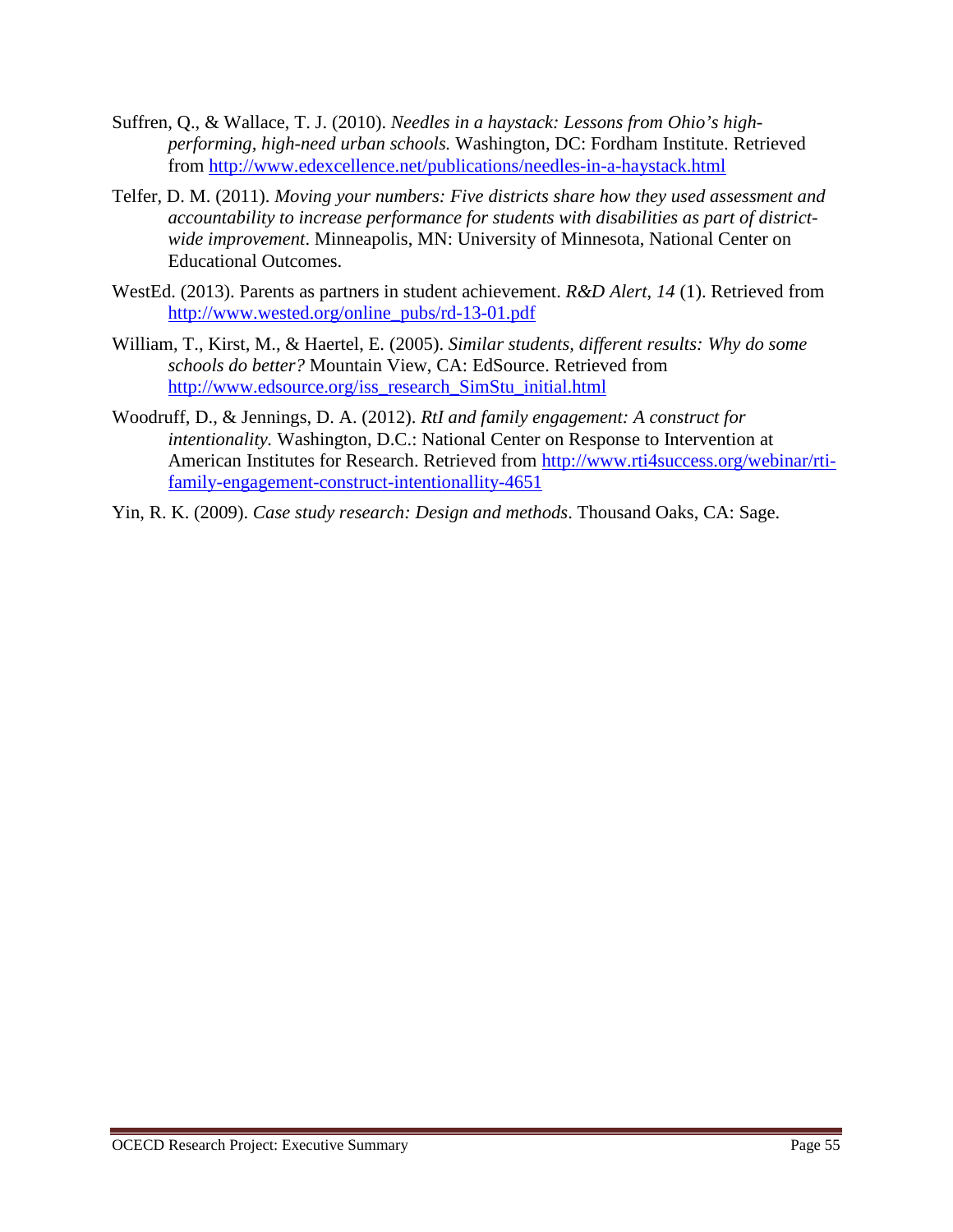Suffren, Q., & Wallace, T. J. (2010). *Needles in a haystack: Lessons from Ohio's high-performing, high-need urban schools.* Washington, DC: Fordham Institute. Retrieved from http://www.edexcellence.net/publications/needles-in-a-haystack.html

Telfer, D. M. (2011). *Moving your numbers: Five districts share how they used assessment and accountability to increase performance for students with disabilities as part of district-wide improvement*. Minneapolis, MN: University of Minnesota, National Center on Educational Outcomes.

WestEd. (2013). Parents as partners in student achievement. *R&D Alert*, *14* (1). Retrieved from http://www.wested.org/online_pubs/rd-13-01.pdf

William, T., Kirst, M., & Haertel, E. (2005). *Similar students, different results: Why do some schools do better?* Mountain View, CA: EdSource. Retrieved from http://www.edsource.org/iss_research_SimStu_initial.html

Woodruff, D., & Jennings, D. A. (2012). *RtI and family engagement: A construct for intentionality.* Washington, D.C.: National Center on Response to Intervention at American Institutes for Research. Retrieved from http://www.rti4success.org/webinar/rti-family-engagement-construct-intentionallity-4651

Yin, R. K. (2009). *Case study research: Design and methods*. Thousand Oaks, CA: Sage.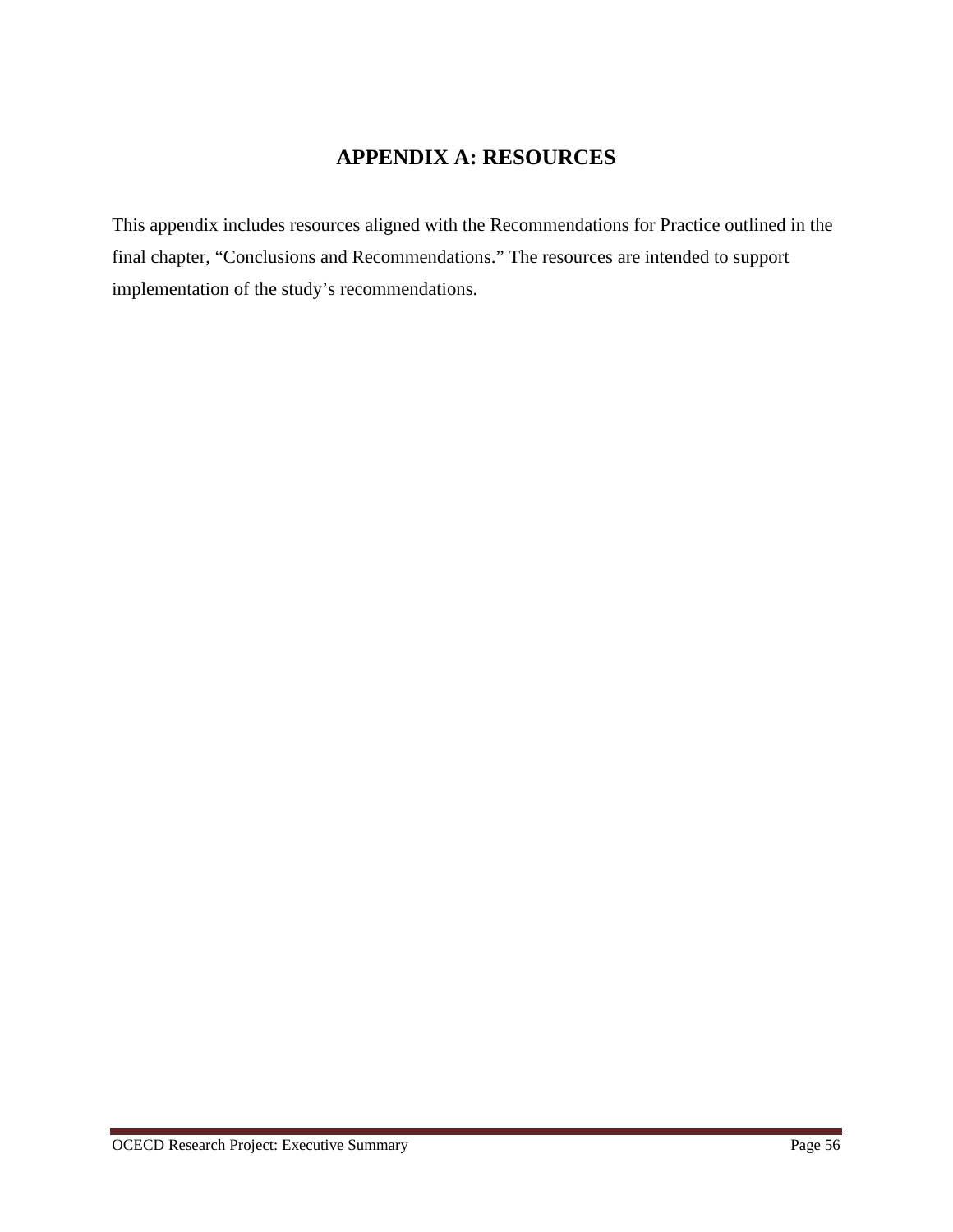# APPENDIX A: RESOURCES

This appendix includes resources aligned with the Recommendations for Practice outlined in the final chapter, “Conclusions and Recommendations.” The resources are intended to support implementation of the study’s recommendations.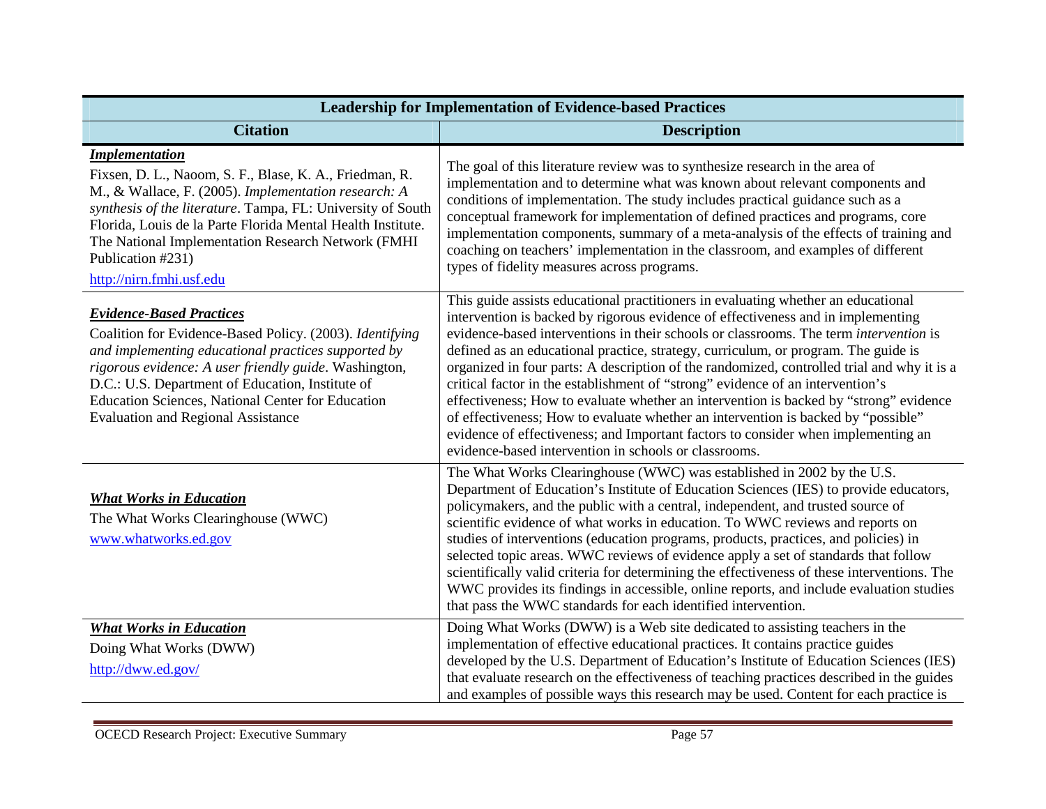| Leadership for Implementation of Evidence-based Practices | |
|---|---|
| **Citation** | **Description** |
| ***Implementation*** <br> Fixsen, D. L., Naoom, S. F., Blase, K. A., Friedman, R. M., & Wallace, F. (2005). *Implementation research: A synthesis of the literature*. Tampa, FL: University of South Florida, Louis de la Parte Florida Mental Health Institute. The National Implementation Research Network (FMHI Publication #231) <br> http://nirn.fmhi.usf.edu | The goal of this literature review was to synthesize research in the area of implementation and to determine what was known about relevant components and conditions of implementation. The study includes practical guidance such as a conceptual framework for implementation of defined practices and programs, core implementation components, summary of a meta-analysis of the effects of training and coaching on teachers' implementation in the classroom, and examples of different types of fidelity measures across programs. |
| ***Evidence-Based Practices*** <br> Coalition for Evidence-Based Policy. (2003). *Identifying and implementing educational practices supported by rigorous evidence: A user friendly guide*. Washington, D.C.: U.S. Department of Education, Institute of Education Sciences, National Center for Education Evaluation and Regional Assistance | This guide assists educational practitioners in evaluating whether an educational intervention is backed by rigorous evidence of effectiveness and in implementing evidence-based interventions in their schools or classrooms. The term *intervention* is defined as an educational practice, strategy, curriculum, or program. The guide is organized in four parts: A description of the randomized, controlled trial and why it is a critical factor in the establishment of "strong" evidence of an intervention's effectiveness; How to evaluate whether an intervention is backed by "strong" evidence of effectiveness; How to evaluate whether an intervention is backed by "possible" evidence of effectiveness; and Important factors to consider when implementing an evidence-based intervention in schools or classrooms. |
| ***What Works in Education*** <br> The What Works Clearinghouse (WWC) <br> www.whatworks.ed.gov | The What Works Clearinghouse (WWC) was established in 2002 by the U.S. Department of Education's Institute of Education Sciences (IES) to provide educators, policymakers, and the public with a central, independent, and trusted source of scientific evidence of what works in education. To WWC reviews and reports on studies of interventions (education programs, products, practices, and policies) in selected topic areas. WWC reviews of evidence apply a set of standards that follow scientifically valid criteria for determining the effectiveness of these interventions. The WWC provides its findings in accessible, online reports, and include evaluation studies that pass the WWC standards for each identified intervention. |
| ***What Works in Education*** <br> Doing What Works (DWW) <br> http://dww.ed.gov/ | Doing What Works (DWW) is a Web site dedicated to assisting teachers in the implementation of effective educational practices. It contains practice guides developed by the U.S. Department of Education's Institute of Education Sciences (IES) that evaluate research on the effectiveness of teaching practices described in the guides and examples of possible ways this research may be used. Content for each practice is |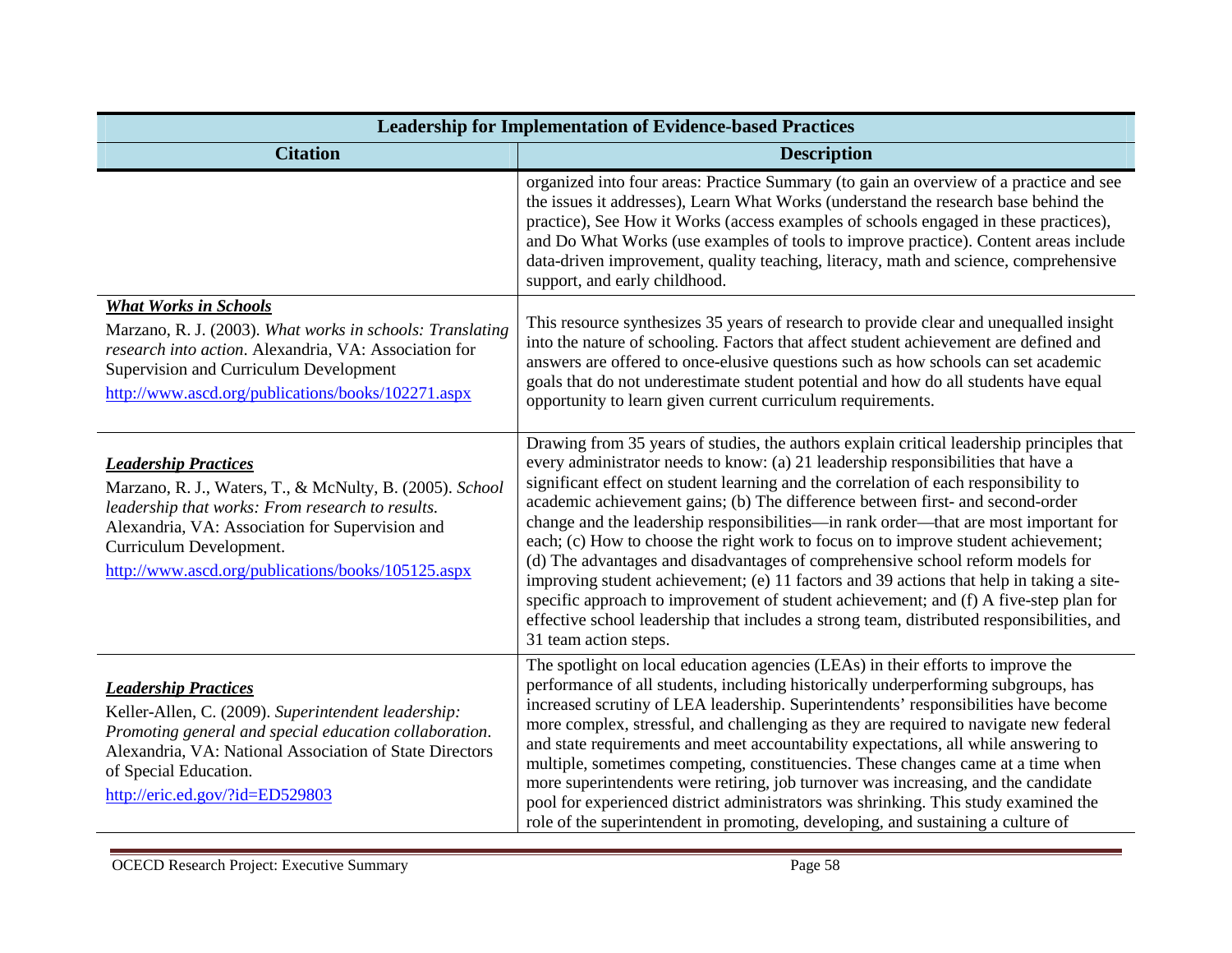| Leadership for Implementation of Evidence-based Practices | |
|---|---|
| **Citation** | **Description** |
| | organized into four areas: Practice Summary (to gain an overview of a practice and see the issues it addresses), Learn What Works (understand the research base behind the practice), See How it Works (access examples of schools engaged in these practices), and Do What Works (use examples of tools to improve practice). Content areas include data-driven improvement, quality teaching, literacy, math and science, comprehensive support, and early childhood. |
| ***What Works in Schools*** <br> Marzano, R. J. (2003). *What works in schools: Translating research into action*. Alexandria, VA: Association for Supervision and Curriculum Development <br> http://www.ascd.org/publications/books/102271.aspx | This resource synthesizes 35 years of research to provide clear and unequalled insight into the nature of schooling. Factors that affect student achievement are defined and answers are offered to once-elusive questions such as how schools can set academic goals that do not underestimate student potential and how do all students have equal opportunity to learn given current curriculum requirements. |
| ***Leadership Practices*** <br> Marzano, R. J., Waters, T., & McNulty, B. (2005). *School leadership that works: From research to results.* Alexandria, VA: Association for Supervision and Curriculum Development. <br> http://www.ascd.org/publications/books/105125.aspx | Drawing from 35 years of studies, the authors explain critical leadership principles that every administrator needs to know: (a) 21 leadership responsibilities that have a significant effect on student learning and the correlation of each responsibility to academic achievement gains; (b) The difference between first- and second-order change and the leadership responsibilities—in rank order—that are most important for each; (c) How to choose the right work to focus on to improve student achievement; (d) The advantages and disadvantages of comprehensive school reform models for improving student achievement; (e) 11 factors and 39 actions that help in taking a site-specific approach to improvement of student achievement; and (f) A five-step plan for effective school leadership that includes a strong team, distributed responsibilities, and 31 team action steps. |
| ***Leadership Practices*** <br> Keller-Allen, C. (2009). *Superintendent leadership: Promoting general and special education collaboration*. Alexandria, VA: National Association of State Directors of Special Education. <br> http://eric.ed.gov/?id=ED529803 | The spotlight on local education agencies (LEAs) in their efforts to improve the performance of all students, including historically underperforming subgroups, has increased scrutiny of LEA leadership. Superintendents' responsibilities have become more complex, stressful, and challenging as they are required to navigate new federal and state requirements and meet accountability expectations, all while answering to multiple, sometimes competing, constituencies. These changes came at a time when more superintendents were retiring, job turnover was increasing, and the candidate pool for experienced district administrators was shrinking. This study examined the role of the superintendent in promoting, developing, and sustaining a culture of |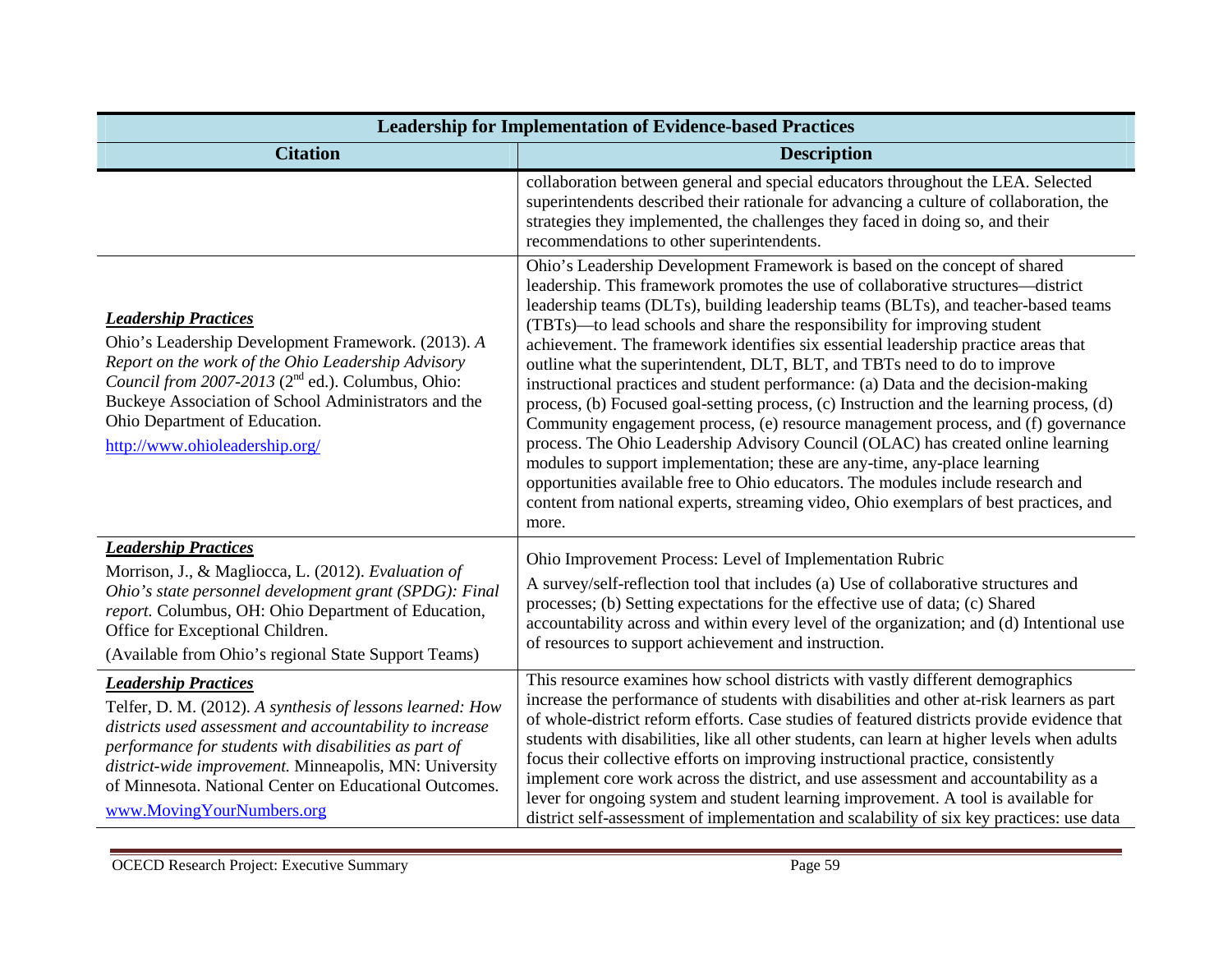| Leadership for Implementation of Evidence-based Practices | |
|---|---|
| **Citation** | **Description** |
| | collaboration between general and special educators throughout the LEA. Selected superintendents described their rationale for advancing a culture of collaboration, the strategies they implemented, the challenges they faced in doing so, and their recommendations to other superintendents. |
| ***Leadership Practices***<br>Ohio's Leadership Development Framework. (2013). *A Report on the work of the Ohio Leadership Advisory Council from 2007-2013* (2nd ed.). Columbus, Ohio: Buckeye Association of School Administrators and the Ohio Department of Education.<br>http://www.ohioleadership.org/ | Ohio's Leadership Development Framework is based on the concept of shared leadership. This framework promotes the use of collaborative structures—district leadership teams (DLTs), building leadership teams (BLTs), and teacher-based teams (TBTs)—to lead schools and share the responsibility for improving student achievement. The framework identifies six essential leadership practice areas that outline what the superintendent, DLT, BLT, and TBTs need to do to improve instructional practices and student performance: (a) Data and the decision-making process, (b) Focused goal-setting process, (c) Instruction and the learning process, (d) Community engagement process, (e) resource management process, and (f) governance process. The Ohio Leadership Advisory Council (OLAC) has created online learning modules to support implementation; these are any-time, any-place learning opportunities available free to Ohio educators. The modules include research and content from national experts, streaming video, Ohio exemplars of best practices, and more. |
| ***Leadership Practices***<br>Morrison, J., & Magliocca, L. (2012). *Evaluation of Ohio's state personnel development grant (SPDG): Final report.* Columbus, OH: Ohio Department of Education, Office for Exceptional Children.<br>(Available from Ohio's regional State Support Teams) | Ohio Improvement Process: Level of Implementation Rubric<br>A survey/self-reflection tool that includes (a) Use of collaborative structures and processes; (b) Setting expectations for the effective use of data; (c) Shared accountability across and within every level of the organization; and (d) Intentional use of resources to support achievement and instruction. |
| ***Leadership Practices***<br>Telfer, D. M. (2012). *A synthesis of lessons learned: How districts used assessment and accountability to increase performance for students with disabilities as part of district-wide improvement.* Minneapolis, MN: University of Minnesota. National Center on Educational Outcomes.<br>www.MovingYourNumbers.org | This resource examines how school districts with vastly different demographics increase the performance of students with disabilities and other at-risk learners as part of whole-district reform efforts. Case studies of featured districts provide evidence that students with disabilities, like all other students, can learn at higher levels when adults focus their collective efforts on improving instructional practice, consistently implement core work across the district, and use assessment and accountability as a lever for ongoing system and student learning improvement. A tool is available for district self-assessment of implementation and scalability of six key practices: use data |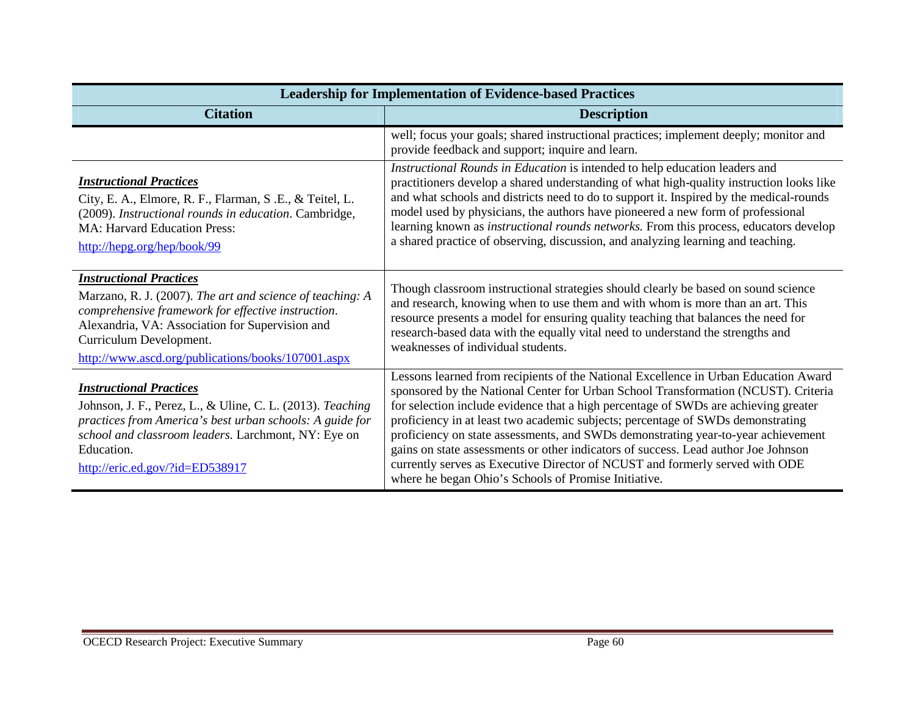| Leadership for Implementation of Evidence-based Practices | |
|---|---|
| **Citation** | **Description** |
| | well; focus your goals; shared instructional practices; implement deeply; monitor and provide feedback and support; inquire and learn. |
| ***Instructional Practices*** City, E. A., Elmore, R. F., Flarman, S .E., & Teitel, L. (2009). *Instructional rounds in education*. Cambridge, MA: Harvard Education Press: http://hepg.org/hep/book/99 | *Instructional Rounds in Education* is intended to help education leaders and practitioners develop a shared understanding of what high-quality instruction looks like and what schools and districts need to do to support it. Inspired by the medical-rounds model used by physicians, the authors have pioneered a new form of professional learning known as *instructional rounds networks.* From this process, educators develop a shared practice of observing, discussion, and analyzing learning and teaching. |
| ***Instructional Practices*** Marzano, R. J. (2007). *The art and science of teaching: A comprehensive framework for effective instruction*. Alexandria, VA: Association for Supervision and Curriculum Development. http://www.ascd.org/publications/books/107001.aspx | Though classroom instructional strategies should clearly be based on sound science and research, knowing when to use them and with whom is more than an art. This resource presents a model for ensuring quality teaching that balances the need for research-based data with the equally vital need to understand the strengths and weaknesses of individual students. |
| ***Instructional Practices*** Johnson, J. F., Perez, L., & Uline, C. L. (2013). *Teaching practices from America's best urban schools: A guide for school and classroom leaders.* Larchmont, NY: Eye on Education. http://eric.ed.gov/?id=ED538917 | Lessons learned from recipients of the National Excellence in Urban Education Award sponsored by the National Center for Urban School Transformation (NCUST). Criteria for selection include evidence that a high percentage of SWDs are achieving greater proficiency in at least two academic subjects; percentage of SWDs demonstrating proficiency on state assessments, and SWDs demonstrating year-to-year achievement gains on state assessments or other indicators of success. Lead author Joe Johnson currently serves as Executive Director of NCUST and formerly served with ODE where he began Ohio's Schools of Promise Initiative. |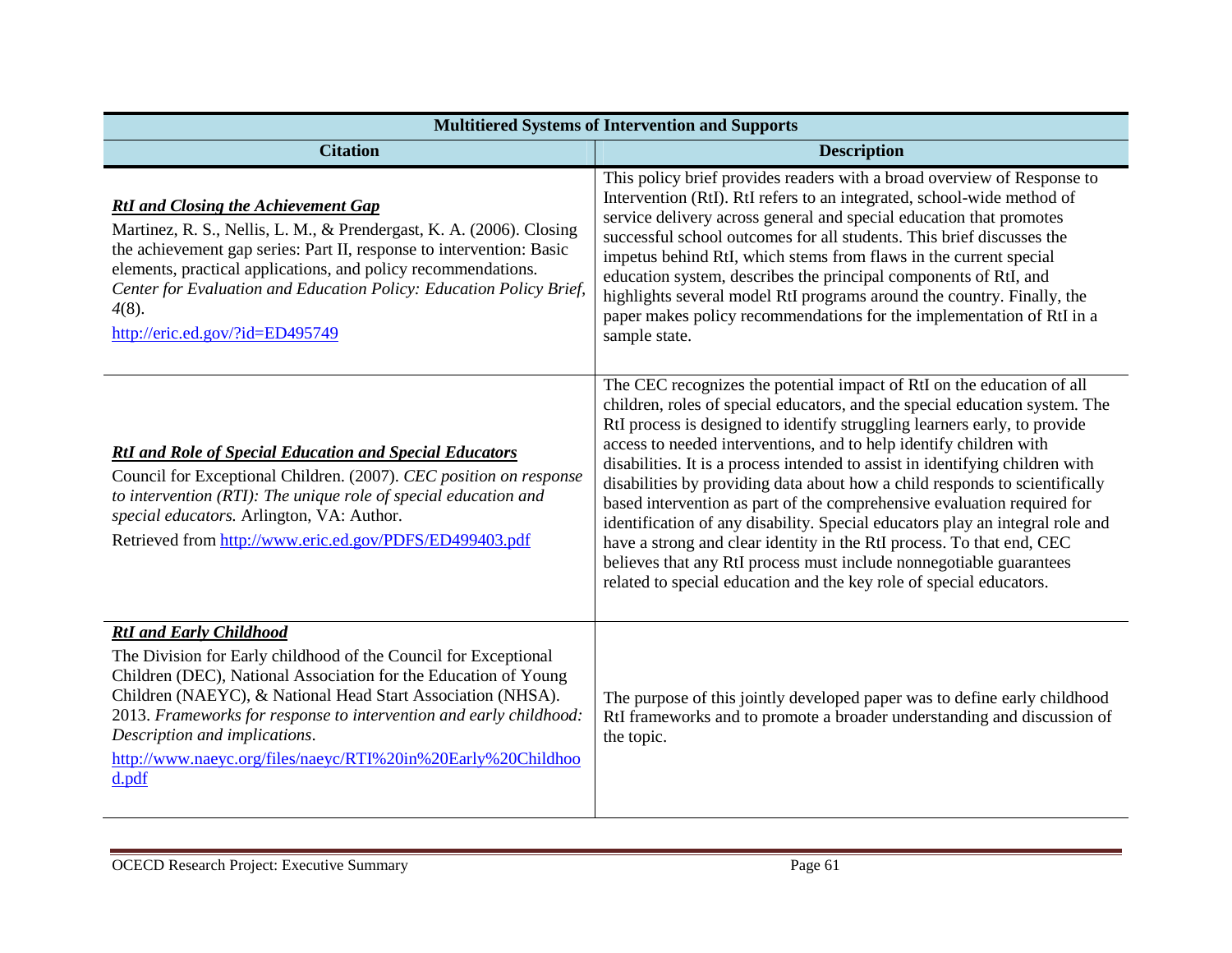| Multitiered Systems of Intervention and Supports | |
|---|---|
| **Citation** | **Description** |
| ***RtI and Closing the Achievement Gap*** Martinez, R. S., Nellis, L. M., & Prendergast, K. A. (2006). Closing the achievement gap series: Part II, response to intervention: Basic elements, practical applications, and policy recommendations. *Center for Evaluation and Education Policy: Education Policy Brief, 4*(8). http://eric.ed.gov/?id=ED495749 | This policy brief provides readers with a broad overview of Response to Intervention (RtI). RtI refers to an integrated, school-wide method of service delivery across general and special education that promotes successful school outcomes for all students. This brief discusses the impetus behind RtI, which stems from flaws in the current special education system, describes the principal components of RtI, and highlights several model RtI programs around the country. Finally, the paper makes policy recommendations for the implementation of RtI in a sample state. |
| ***RtI and Role of Special Education and Special Educators*** Council for Exceptional Children. (2007). *CEC position on response to intervention (RTI): The unique role of special education and special educators.* Arlington, VA: Author. Retrieved from http://www.eric.ed.gov/PDFS/ED499403.pdf | The CEC recognizes the potential impact of RtI on the education of all children, roles of special educators, and the special education system. The RtI process is designed to identify struggling learners early, to provide access to needed interventions, and to help identify children with disabilities. It is a process intended to assist in identifying children with disabilities by providing data about how a child responds to scientifically based intervention as part of the comprehensive evaluation required for identification of any disability. Special educators play an integral role and have a strong and clear identity in the RtI process. To that end, CEC believes that any RtI process must include nonnegotiable guarantees related to special education and the key role of special educators. |
| ***RtI and Early Childhood*** The Division for Early childhood of the Council for Exceptional Children (DEC), National Association for the Education of Young Children (NAEYC), & National Head Start Association (NHSA). 2013. *Frameworks for response to intervention and early childhood: Description and implications*. http://www.naeyc.org/files/naeyc/RTI%20in%20Early%20Childhood.pdf | The purpose of this jointly developed paper was to define early childhood RtI frameworks and to promote a broader understanding and discussion of the topic. |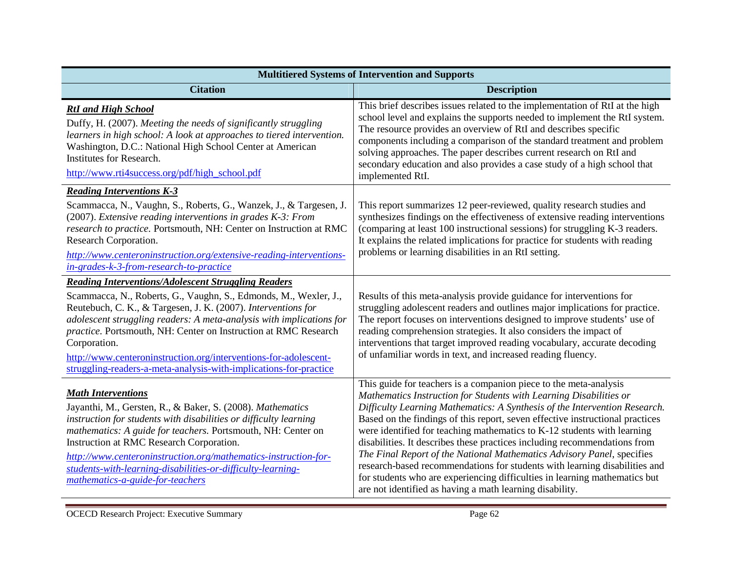| Multitiered Systems of Intervention and Supports | |
|---|---|
| **Citation** | **Description** |
| ***RtI and High School*** <br> Duffy, H. (2007). *Meeting the needs of significantly struggling learners in high school: A look at approaches to tiered intervention.* Washington, D.C.: National High School Center at American Institutes for Research. <br> http://www.rti4success.org/pdf/high_school.pdf | This brief describes issues related to the implementation of RtI at the high school level and explains the supports needed to implement the RtI system. The resource provides an overview of RtI and describes specific components including a comparison of the standard treatment and problem solving approaches. The paper describes current research on RtI and secondary education and also provides a case study of a high school that implemented RtI. |
| ***Reading Interventions K-3*** <br> Scammacca, N., Vaughn, S., Roberts, G., Wanzek, J., & Targesen, J. (2007). *Extensive reading interventions in grades K-3: From research to practice.* Portsmouth, NH: Center on Instruction at RMC Research Corporation. <br> *http://www.centeroninstruction.org/extensive-reading-interventions-in-grades-k-3-from-research-to-practice* | This report summarizes 12 peer-reviewed, quality research studies and synthesizes findings on the effectiveness of extensive reading interventions (comparing at least 100 instructional sessions) for struggling K-3 readers. It explains the related implications for practice for students with reading problems or learning disabilities in an RtI setting. |
| ***Reading Interventions/Adolescent Struggling Readers*** <br> Scammacca, N., Roberts, G., Vaughn, S., Edmonds, M., Wexler, J., Reutebuch, C. K., & Targesen, J. K. (2007). *Interventions for adolescent struggling readers: A meta-analysis with implications for practice.* Portsmouth, NH: Center on Instruction at RMC Research Corporation. <br> http://www.centeroninstruction.org/interventions-for-adolescent-struggling-readers-a-meta-analysis-with-implications-for-practice | Results of this meta-analysis provide guidance for interventions for struggling adolescent readers and outlines major implications for practice. The report focuses on interventions designed to improve students' use of reading comprehension strategies. It also considers the impact of interventions that target improved reading vocabulary, accurate decoding of unfamiliar words in text, and increased reading fluency. |
| ***Math Interventions*** <br> Jayanthi, M., Gersten, R., & Baker, S. (2008). *Mathematics instruction for students with disabilities or difficulty learning mathematics: A guide for teachers.* Portsmouth, NH: Center on Instruction at RMC Research Corporation. <br> *http://www.centeroninstruction.org/mathematics-instruction-for-students-with-learning-disabilities-or-difficulty-learning-mathematics-a-guide-for-teachers* | This guide for teachers is a companion piece to the meta-analysis *Mathematics Instruction for Students with Learning Disabilities or Difficulty Learning Mathematics: A Synthesis of the Intervention Research.* Based on the findings of this report, seven effective instructional practices were identified for teaching mathematics to K-12 students with learning disabilities. It describes these practices including recommendations from *The Final Report of the National Mathematics Advisory Panel*, specifies research-based recommendations for students with learning disabilities and for students who are experiencing difficulties in learning mathematics but are not identified as having a math learning disability. |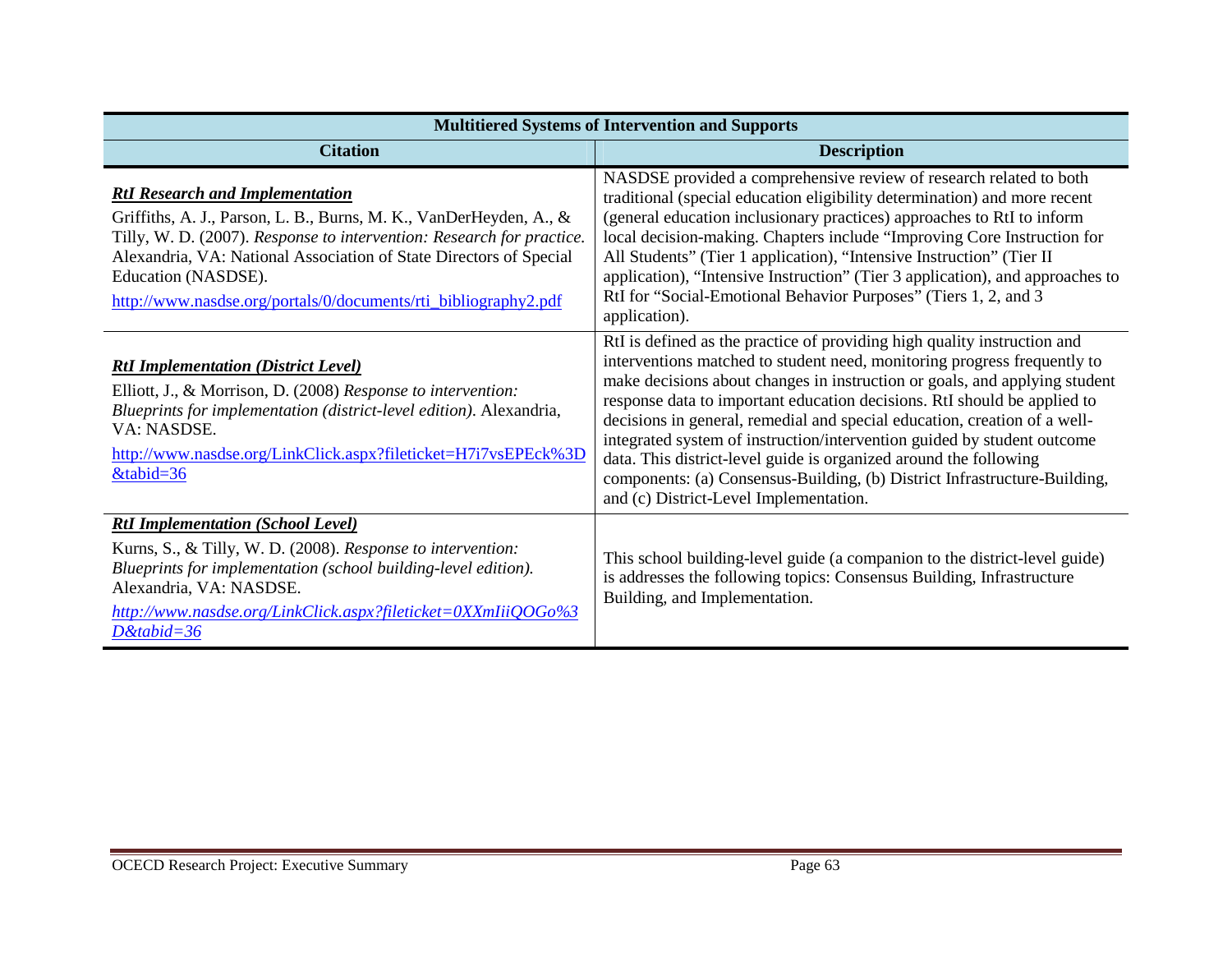| Multitiered Systems of Intervention and Supports | |
|---|---|
| **Citation** | **Description** |
| ***RtI Research and Implementation*** Griffiths, A. J., Parson, L. B., Burns, M. K., VanDerHeyden, A., & Tilly, W. D. (2007). *Response to intervention: Research for practice.* Alexandria, VA: National Association of State Directors of Special Education (NASDSE). http://www.nasdse.org/portals/0/documents/rti_bibliography2.pdf | NASDSE provided a comprehensive review of research related to both traditional (special education eligibility determination) and more recent (general education inclusionary practices) approaches to RtI to inform local decision-making. Chapters include "Improving Core Instruction for All Students" (Tier 1 application), "Intensive Instruction" (Tier II application), "Intensive Instruction" (Tier 3 application), and approaches to RtI for "Social-Emotional Behavior Purposes" (Tiers 1, 2, and 3 application). |
| ***RtI Implementation (District Level)*** Elliott, J., & Morrison, D. (2008) *Response to intervention: Blueprints for implementation (district-level edition)*. Alexandria, VA: NASDSE. http://www.nasdse.org/LinkClick.aspx?fileticket=H7i7vsEPEck%3D&tabid=36 | RtI is defined as the practice of providing high quality instruction and interventions matched to student need, monitoring progress frequently to make decisions about changes in instruction or goals, and applying student response data to important education decisions. RtI should be applied to decisions in general, remedial and special education, creation of a well-integrated system of instruction/intervention guided by student outcome data. This district-level guide is organized around the following components: (a) Consensus-Building, (b) District Infrastructure-Building, and (c) District-Level Implementation. |
| ***RtI Implementation (School Level)*** Kurns, S., & Tilly, W. D. (2008). *Response to intervention: Blueprints for implementation (school building-level edition).* Alexandria, VA: NASDSE. *http://www.nasdse.org/LinkClick.aspx?fileticket=0XXmIiiQOGo%3D&tabid=36* | This school building-level guide (a companion to the district-level guide) is addresses the following topics: Consensus Building, Infrastructure Building, and Implementation. |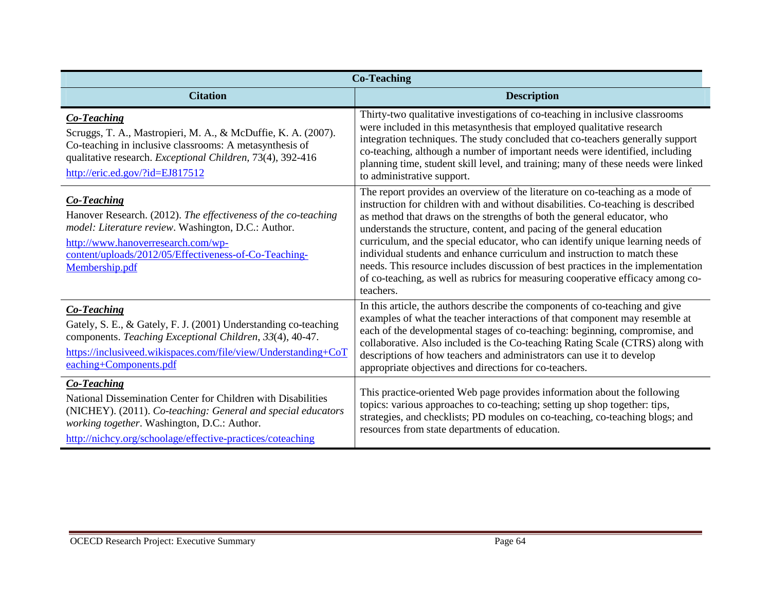| Co-Teaching | |
|---|---|
| **Citation** | **Description** |
| ***Co-Teaching*** Scruggs, T. A., Mastropieri, M. A., & McDuffie, K. A. (2007). Co-teaching in inclusive classrooms: A metasynthesis of qualitative research. *Exceptional Children,* 73(4), 392-416 http://eric.ed.gov/?id=EJ817512 | Thirty-two qualitative investigations of co-teaching in inclusive classrooms were included in this metasynthesis that employed qualitative research integration techniques. The study concluded that co-teachers generally support co-teaching, although a number of important needs were identified, including planning time, student skill level, and training; many of these needs were linked to administrative support. |
| ***Co-Teaching*** Hanover Research. (2012). *The effectiveness of the co-teaching model: Literature review*. Washington, D.C.: Author. http://www.hanoverresearch.com/wp-content/uploads/2012/05/Effectiveness-of-Co-Teaching-Membership.pdf | The report provides an overview of the literature on co-teaching as a mode of instruction for children with and without disabilities. Co-teaching is described as method that draws on the strengths of both the general educator, who understands the structure, content, and pacing of the general education curriculum, and the special educator, who can identify unique learning needs of individual students and enhance curriculum and instruction to match these needs. This resource includes discussion of best practices in the implementation of co-teaching, as well as rubrics for measuring cooperative efficacy among co-teachers. |
| ***Co-Teaching*** Gately, S. E., & Gately, F. J. (2001) Understanding co-teaching components. *Teaching Exceptional Children*, *33*(4), 40-47. https://inclusiveed.wikispaces.com/file/view/Understanding+CoTeaching+Components.pdf | In this article, the authors describe the components of co-teaching and give examples of what the teacher interactions of that component may resemble at each of the developmental stages of co-teaching: beginning, compromise, and collaborative. Also included is the Co-teaching Rating Scale (CTRS) along with descriptions of how teachers and administrators can use it to develop appropriate objectives and directions for co-teachers. |
| ***Co-Teaching*** National Dissemination Center for Children with Disabilities (NICHEY). (2011). *Co-teaching: General and special educators working together*. Washington, D.C.: Author. http://nichcy.org/schoolage/effective-practices/coteaching | This practice-oriented Web page provides information about the following topics: various approaches to co-teaching; setting up shop together: tips, strategies, and checklists; PD modules on co-teaching, co-teaching blogs; and resources from state departments of education. |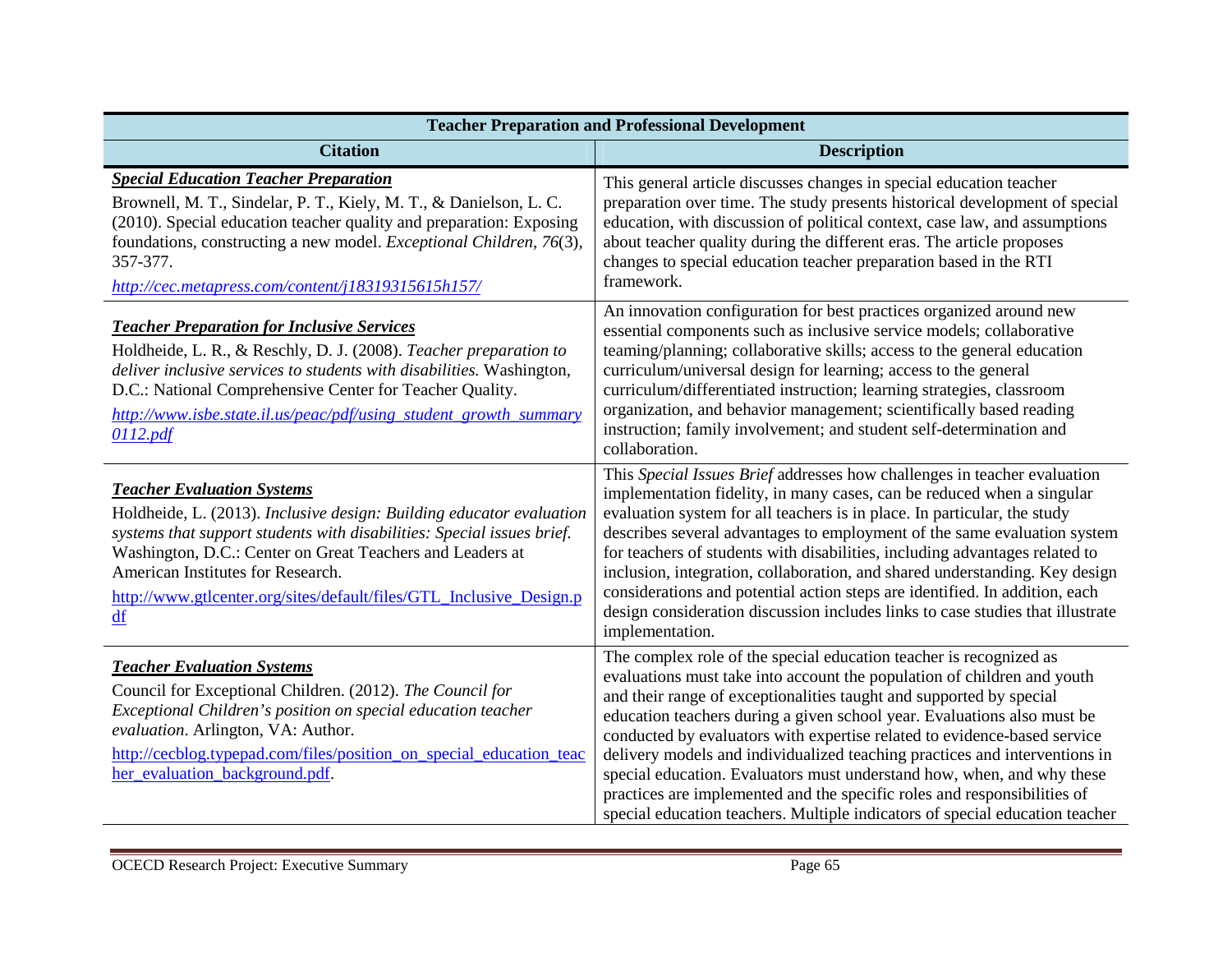| Teacher Preparation and Professional Development | |
|---|---|
| **Citation** | **Description** |
| ***Special Education Teacher Preparation*** Brownell, M. T., Sindelar, P. T., Kiely, M. T., & Danielson, L. C. (2010). Special education teacher quality and preparation: Exposing foundations, constructing a new model. *Exceptional Children, 76*(3), 357-377. *http://cec.metapress.com/content/j18319315615h157/* | This general article discusses changes in special education teacher preparation over time. The study presents historical development of special education, with discussion of political context, case law, and assumptions about teacher quality during the different eras. The article proposes changes to special education teacher preparation based in the RTI framework. |
| ***Teacher Preparation for Inclusive Services*** Holdheide, L. R., & Reschly, D. J. (2008). *Teacher preparation to deliver inclusive services to students with disabilities.* Washington, D.C.: National Comprehensive Center for Teacher Quality. *http://www.isbe.state.il.us/peac/pdf/using_student_growth_summary0112.pdf* | An innovation configuration for best practices organized around new essential components such as inclusive service models; collaborative teaming/planning; collaborative skills; access to the general education curriculum/universal design for learning; access to the general curriculum/differentiated instruction; learning strategies, classroom organization, and behavior management; scientifically based reading instruction; family involvement; and student self-determination and collaboration. |
| ***Teacher Evaluation Systems*** Holdheide, L. (2013). *Inclusive design: Building educator evaluation systems that support students with disabilities: Special issues brief.* Washington, D.C.: Center on Great Teachers and Leaders at American Institutes for Research. http://www.gtlcenter.org/sites/default/files/GTL_Inclusive_Design.pdf | This *Special Issues Brief* addresses how challenges in teacher evaluation implementation fidelity, in many cases, can be reduced when a singular evaluation system for all teachers is in place. In particular, the study describes several advantages to employment of the same evaluation system for teachers of students with disabilities, including advantages related to inclusion, integration, collaboration, and shared understanding. Key design considerations and potential action steps are identified. In addition, each design consideration discussion includes links to case studies that illustrate implementation. |
| ***Teacher Evaluation Systems*** Council for Exceptional Children. (2012). *The Council for Exceptional Children's position on special education teacher evaluation*. Arlington, VA: Author. http://cecblog.typepad.com/files/position_on_special_education_teacher_evaluation_background.pdf. | The complex role of the special education teacher is recognized as evaluations must take into account the population of children and youth and their range of exceptionalities taught and supported by special education teachers during a given school year. Evaluations also must be conducted by evaluators with expertise related to evidence-based service delivery models and individualized teaching practices and interventions in special education. Evaluators must understand how, when, and why these practices are implemented and the specific roles and responsibilities of special education teachers. Multiple indicators of special education teacher |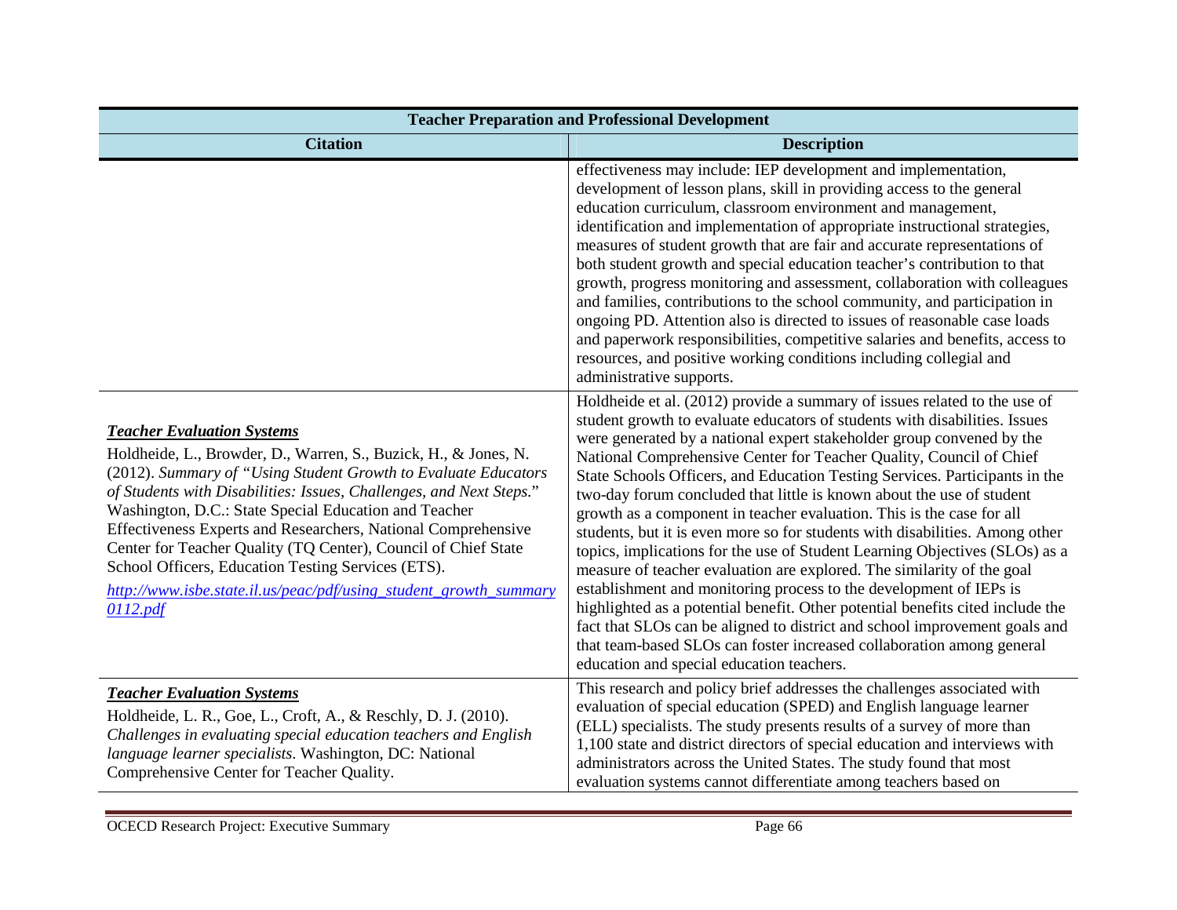| Teacher Preparation and Professional Development | |
|---|---|
| **Citation** | **Description** |
| | effectiveness may include: IEP development and implementation, development of lesson plans, skill in providing access to the general education curriculum, classroom environment and management, identification and implementation of appropriate instructional strategies, measures of student growth that are fair and accurate representations of both student growth and special education teacher's contribution to that growth, progress monitoring and assessment, collaboration with colleagues and families, contributions to the school community, and participation in ongoing PD. Attention also is directed to issues of reasonable case loads and paperwork responsibilities, competitive salaries and benefits, access to resources, and positive working conditions including collegial and administrative supports. |
| ***Teacher Evaluation Systems*** Holdheide, L., Browder, D., Warren, S., Buzick, H., & Jones, N. (2012). *Summary of "Using Student Growth to Evaluate Educators of Students with Disabilities: Issues, Challenges, and Next Steps.*" Washington, D.C.: State Special Education and Teacher Effectiveness Experts and Researchers, National Comprehensive Center for Teacher Quality (TQ Center), Council of Chief State School Officers, Education Testing Services (ETS). http://www.isbe.state.il.us/peac/pdf/using_student_growth_summary0112.pdf | Holdheide et al. (2012) provide a summary of issues related to the use of student growth to evaluate educators of students with disabilities. Issues were generated by a national expert stakeholder group convened by the National Comprehensive Center for Teacher Quality, Council of Chief State Schools Officers, and Education Testing Services. Participants in the two-day forum concluded that little is known about the use of student growth as a component in teacher evaluation. This is the case for all students, but it is even more so for students with disabilities. Among other topics, implications for the use of Student Learning Objectives (SLOs) as a measure of teacher evaluation are explored. The similarity of the goal establishment and monitoring process to the development of IEPs is highlighted as a potential benefit. Other potential benefits cited include the fact that SLOs can be aligned to district and school improvement goals and that team-based SLOs can foster increased collaboration among general education and special education teachers. |
| ***Teacher Evaluation Systems*** Holdheide, L. R., Goe, L., Croft, A., & Reschly, D. J. (2010). *Challenges in evaluating special education teachers and English language learner specialists*. Washington, DC: National Comprehensive Center for Teacher Quality. | This research and policy brief addresses the challenges associated with evaluation of special education (SPED) and English language learner (ELL) specialists. The study presents results of a survey of more than 1,100 state and district directors of special education and interviews with administrators across the United States. The study found that most evaluation systems cannot differentiate among teachers based on |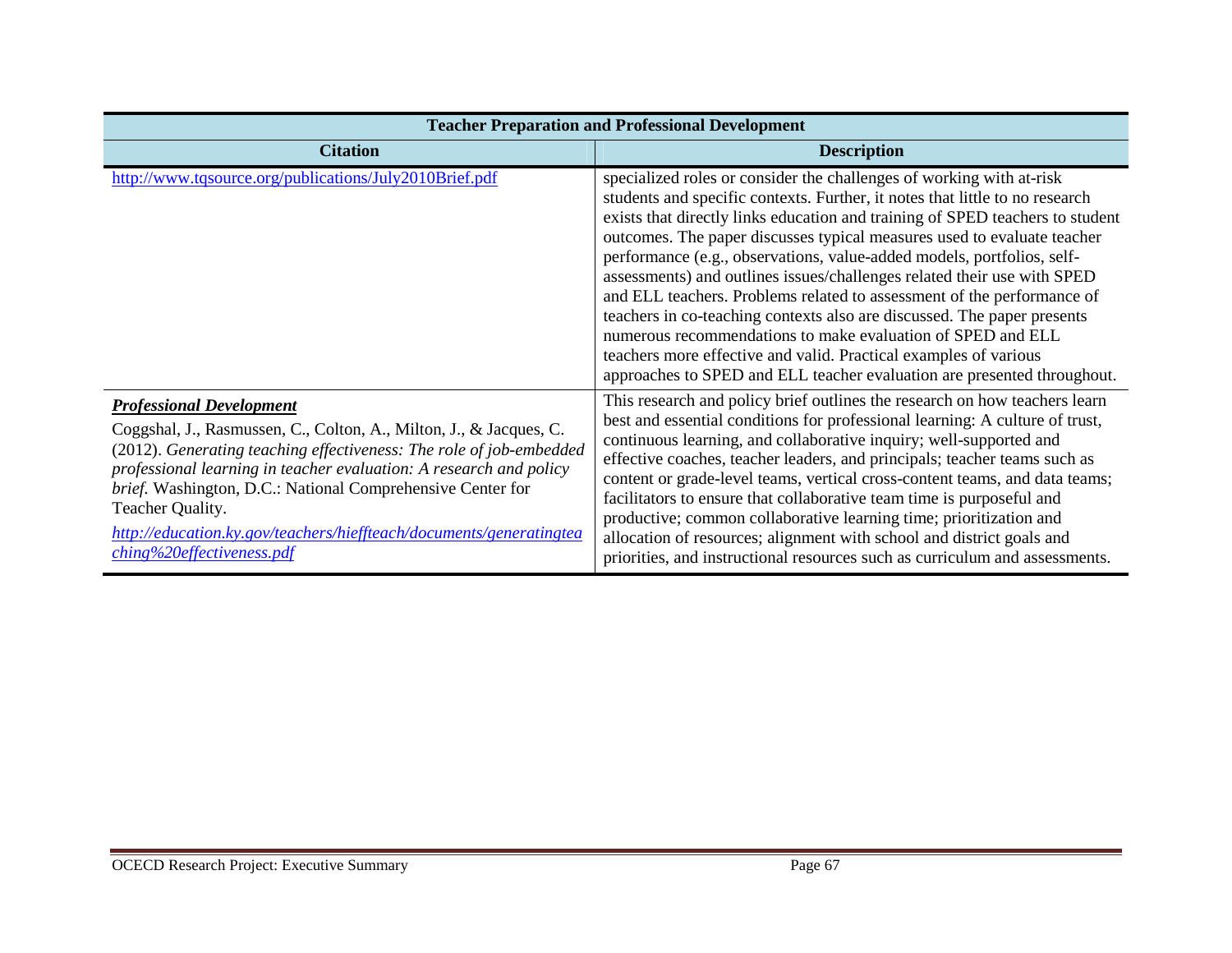| Teacher Preparation and Professional Development | |
|---|---|
| **Citation** | **Description** |
| http://www.tqsource.org/publications/July2010Brief.pdf | specialized roles or consider the challenges of working with at-risk students and specific contexts. Further, it notes that little to no research exists that directly links education and training of SPED teachers to student outcomes. The paper discusses typical measures used to evaluate teacher performance (e.g., observations, value-added models, portfolios, self-assessments) and outlines issues/challenges related their use with SPED and ELL teachers. Problems related to assessment of the performance of teachers in co-teaching contexts also are discussed. The paper presents numerous recommendations to make evaluation of SPED and ELL teachers more effective and valid. Practical examples of various approaches to SPED and ELL teacher evaluation are presented throughout. |
| ***Professional Development*** <br> Coggshal, J., Rasmussen, C., Colton, A., Milton, J., & Jacques, C. (2012). *Generating teaching effectiveness: The role of job-embedded professional learning in teacher evaluation: A research and policy brief.* Washington, D.C.: National Comprehensive Center for Teacher Quality. <br> *http://education.ky.gov/teachers/hieffteach/documents/generatingteaching%20effectiveness.pdf* | This research and policy brief outlines the research on how teachers learn best and essential conditions for professional learning: A culture of trust, continuous learning, and collaborative inquiry; well-supported and effective coaches, teacher leaders, and principals; teacher teams such as content or grade-level teams, vertical cross-content teams, and data teams; facilitators to ensure that collaborative team time is purposeful and productive; common collaborative learning time; prioritization and allocation of resources; alignment with school and district goals and priorities, and instructional resources such as curriculum and assessments. |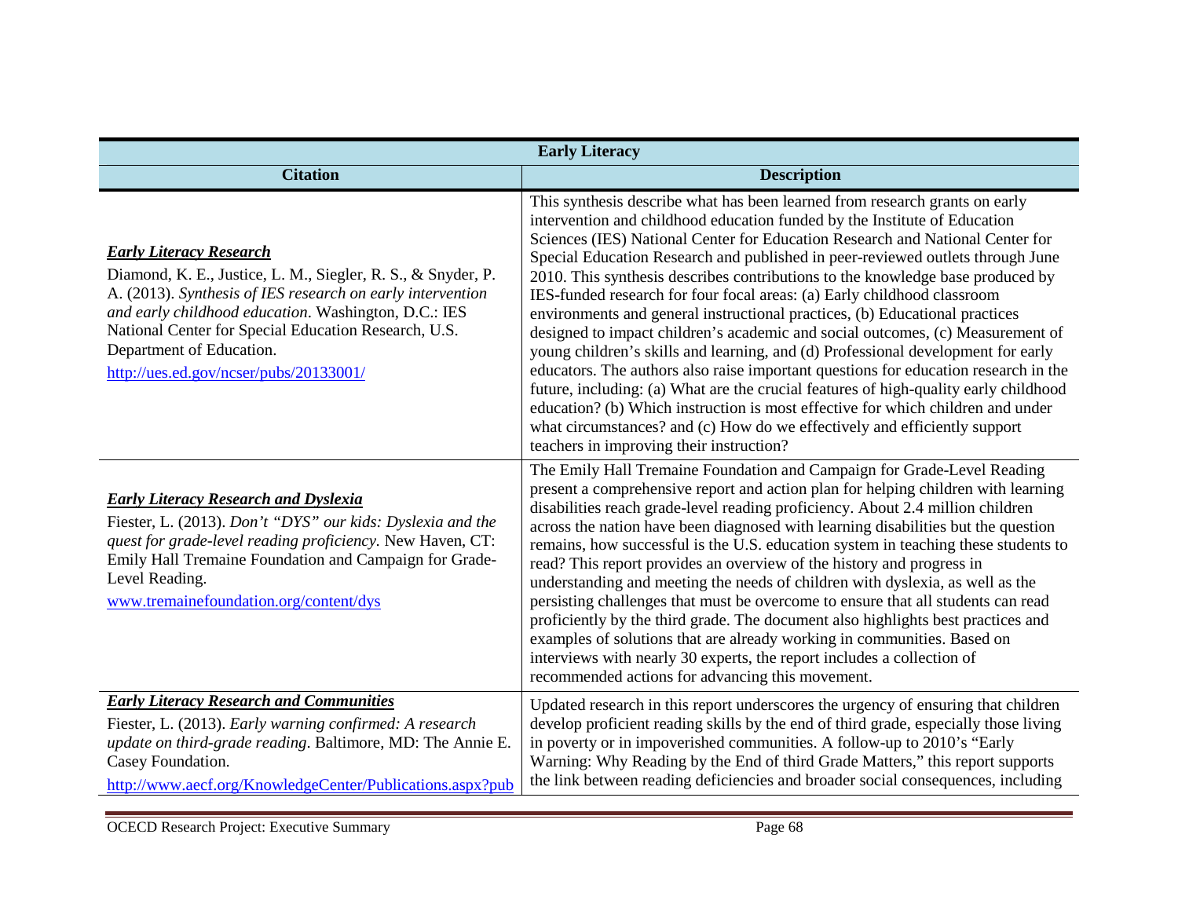| Early Literacy | |
|---|---|
| **Citation** | **Description** |
| ***Early Literacy Research*** Diamond, K. E., Justice, L. M., Siegler, R. S., & Snyder, P. A. (2013). *Synthesis of IES research on early intervention and early childhood education*. Washington, D.C.: IES National Center for Special Education Research, U.S. Department of Education. http://ues.ed.gov/ncser/pubs/20133001/ | This synthesis describe what has been learned from research grants on early intervention and childhood education funded by the Institute of Education Sciences (IES) National Center for Education Research and National Center for Special Education Research and published in peer-reviewed outlets through June 2010. This synthesis describes contributions to the knowledge base produced by IES-funded research for four focal areas: (a) Early childhood classroom environments and general instructional practices, (b) Educational practices designed to impact children's academic and social outcomes, (c) Measurement of young children's skills and learning, and (d) Professional development for early educators. The authors also raise important questions for education research in the future, including: (a) What are the crucial features of high-quality early childhood education? (b) Which instruction is most effective for which children and under what circumstances? and (c) How do we effectively and efficiently support teachers in improving their instruction? |
| ***Early Literacy Research and Dyslexia*** Fiester, L. (2013). *Don't "DYS" our kids: Dyslexia and the quest for grade-level reading proficiency.* New Haven, CT: Emily Hall Tremaine Foundation and Campaign for Grade-Level Reading. www.tremainefoundation.org/content/dys | The Emily Hall Tremaine Foundation and Campaign for Grade-Level Reading present a comprehensive report and action plan for helping children with learning disabilities reach grade-level reading proficiency. About 2.4 million children across the nation have been diagnosed with learning disabilities but the question remains, how successful is the U.S. education system in teaching these students to read? This report provides an overview of the history and progress in understanding and meeting the needs of children with dyslexia, as well as the persisting challenges that must be overcome to ensure that all students can read proficiently by the third grade. The document also highlights best practices and examples of solutions that are already working in communities. Based on interviews with nearly 30 experts, the report includes a collection of recommended actions for advancing this movement. |
| ***Early Literacy Research and Communities*** Fiester, L. (2013). *Early warning confirmed: A research update on third-grade reading*. Baltimore, MD: The Annie E. Casey Foundation. http://www.aecf.org/KnowledgeCenter/Publications.aspx?pub | Updated research in this report underscores the urgency of ensuring that children develop proficient reading skills by the end of third grade, especially those living in poverty or in impoverished communities. A follow-up to 2010's "Early Warning: Why Reading by the End of third Grade Matters," this report supports the link between reading deficiencies and broader social consequences, including |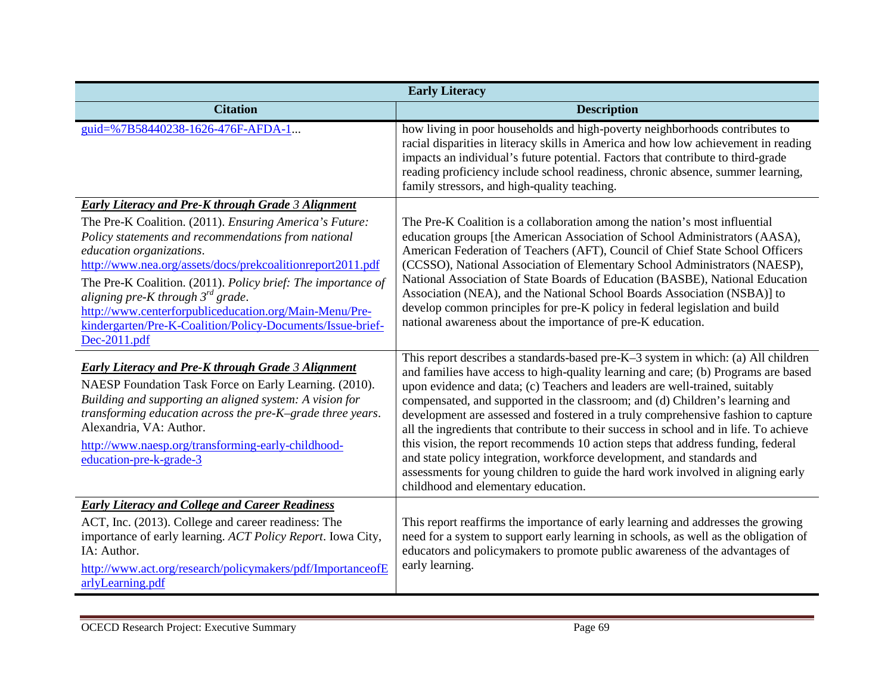| Early Literacy | |
|---|---|
| **Citation** | **Description** |
| guid=%7B58440238-1626-476F-AFDA-1... | how living in poor households and high-poverty neighborhoods contributes to racial disparities in literacy skills in America and how low achievement in reading impacts an individual's future potential. Factors that contribute to third-grade reading proficiency include school readiness, chronic absence, summer learning, family stressors, and high-quality teaching. |
| ***Early Literacy and Pre-K through Grade 3 Alignment*** <br> The Pre-K Coalition. (2011). *Ensuring America's Future: Policy statements and recommendations from national education organizations*. http://www.nea.org/assets/docs/prekcoalitionreport2011.pdf <br> The Pre-K Coalition. (2011). *Policy brief: The importance of aligning pre-K through 3rd grade*. http://www.centerforpubliceducation.org/Main-Menu/Pre-kindergarten/Pre-K-Coalition/Policy-Documents/Issue-brief-Dec-2011.pdf | The Pre-K Coalition is a collaboration among the nation's most influential education groups [the American Association of School Administrators (AASA), American Federation of Teachers (AFT), Council of Chief State School Officers (CCSSO), National Association of Elementary School Administrators (NAESP), National Association of State Boards of Education (BASBE), National Education Association (NEA), and the National School Boards Association (NSBA)] to develop common principles for pre-K policy in federal legislation and build national awareness about the importance of pre-K education. |
| ***Early Literacy and Pre-K through Grade 3 Alignment*** <br> NAESP Foundation Task Force on Early Learning. (2010). *Building and supporting an aligned system: A vision for transforming education across the pre-K–grade three years*. Alexandria, VA: Author. <br> http://www.naesp.org/transforming-early-childhood-education-pre-k-grade-3 | This report describes a standards-based pre-K–3 system in which: (a) All children and families have access to high-quality learning and care; (b) Programs are based upon evidence and data; (c) Teachers and leaders are well-trained, suitably compensated, and supported in the classroom; and (d) Children's learning and development are assessed and fostered in a truly comprehensive fashion to capture all the ingredients that contribute to their success in school and in life. To achieve this vision, the report recommends 10 action steps that address funding, federal and state policy integration, workforce development, and standards and assessments for young children to guide the hard work involved in aligning early childhood and elementary education. |
| ***Early Literacy and College and Career Readiness*** <br> ACT, Inc. (2013). College and career readiness: The importance of early learning. *ACT Policy Report*. Iowa City, IA: Author. <br> http://www.act.org/research/policymakers/pdf/ImportanceofEarlyLearning.pdf | This report reaffirms the importance of early learning and addresses the growing need for a system to support early learning in schools, as well as the obligation of educators and policymakers to promote public awareness of the advantages of early learning. |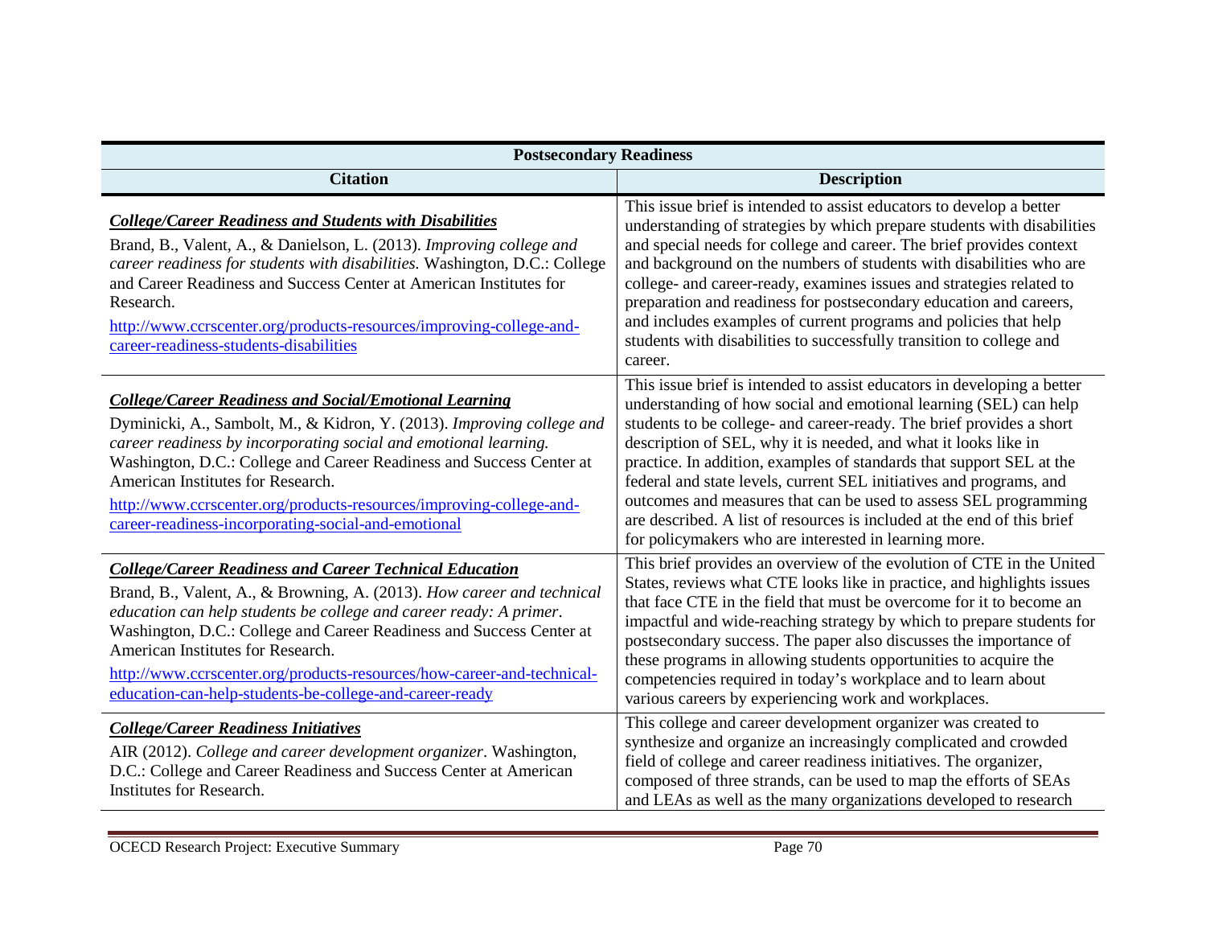| Postsecondary Readiness | |
|---|---|
| **Citation** | **Description** |
| ***College/Career Readiness and Students with Disabilities***<br>Brand, B., Valent, A., & Danielson, L. (2013). *Improving college and career readiness for students with disabilities.* Washington, D.C.: College and Career Readiness and Success Center at American Institutes for Research.<br>http://www.ccrscenter.org/products-resources/improving-college-and-career-readiness-students-disabilities | This issue brief is intended to assist educators to develop a better understanding of strategies by which prepare students with disabilities and special needs for college and career. The brief provides context and background on the numbers of students with disabilities who are college- and career-ready, examines issues and strategies related to preparation and readiness for postsecondary education and careers, and includes examples of current programs and policies that help students with disabilities to successfully transition to college and career. |
| ***College/Career Readiness and Social/Emotional Learning***<br>Dyminicki, A., Sambolt, M., & Kidron, Y. (2013). *Improving college and career readiness by incorporating social and emotional learning.* Washington, D.C.: College and Career Readiness and Success Center at American Institutes for Research.<br>http://www.ccrscenter.org/products-resources/improving-college-and-career-readiness-incorporating-social-and-emotional | This issue brief is intended to assist educators in developing a better understanding of how social and emotional learning (SEL) can help students to be college- and career-ready. The brief provides a short description of SEL, why it is needed, and what it looks like in practice. In addition, examples of standards that support SEL at the federal and state levels, current SEL initiatives and programs, and outcomes and measures that can be used to assess SEL programming are described. A list of resources is included at the end of this brief for policymakers who are interested in learning more. |
| ***College/Career Readiness and Career Technical Education***<br>Brand, B., Valent, A., & Browning, A. (2013). *How career and technical education can help students be college and career ready: A primer*. Washington, D.C.: College and Career Readiness and Success Center at American Institutes for Research.<br>http://www.ccrscenter.org/products-resources/how-career-and-technical-education-can-help-students-be-college-and-career-ready | This brief provides an overview of the evolution of CTE in the United States, reviews what CTE looks like in practice, and highlights issues that face CTE in the field that must be overcome for it to become an impactful and wide-reaching strategy by which to prepare students for postsecondary success. The paper also discusses the importance of these programs in allowing students opportunities to acquire the competencies required in today's workplace and to learn about various careers by experiencing work and workplaces. |
| ***College/Career Readiness Initiatives***<br>AIR (2012). *College and career development organizer*. Washington, D.C.: College and Career Readiness and Success Center at American Institutes for Research. | This college and career development organizer was created to synthesize and organize an increasingly complicated and crowded field of college and career readiness initiatives. The organizer, composed of three strands, can be used to map the efforts of SEAs and LEAs as well as the many organizations developed to research |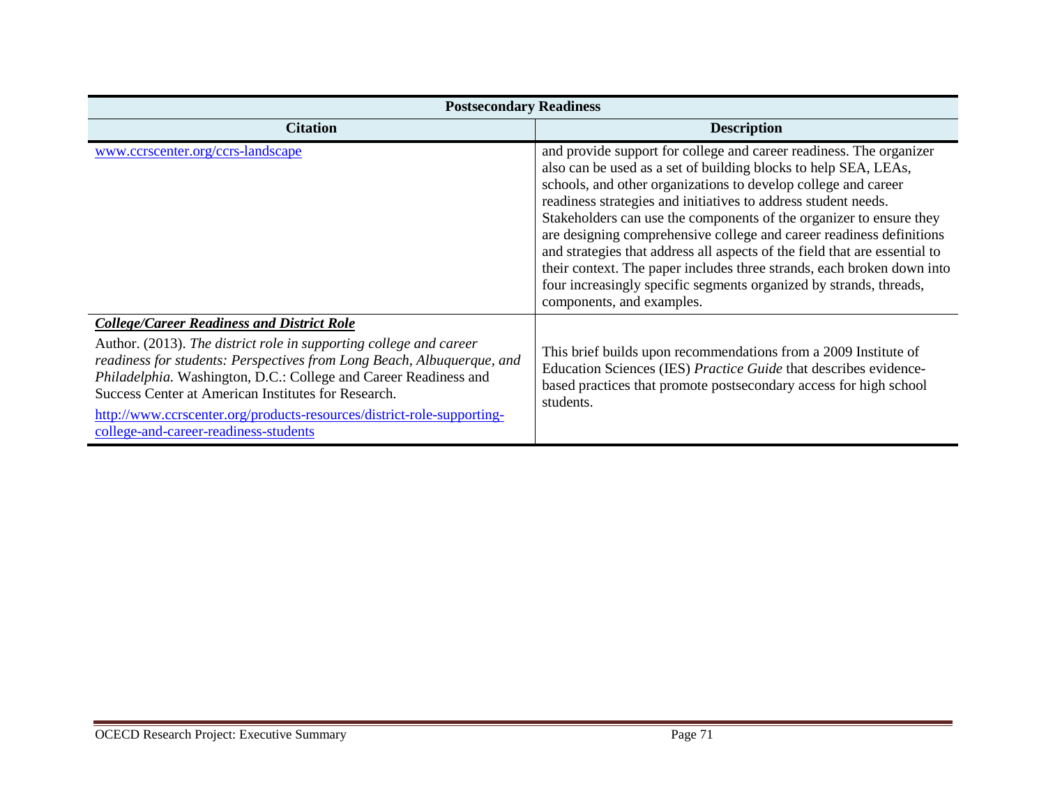| Postsecondary Readiness | |
|---|---|
| **Citation** | **Description** |
| www.ccrscenter.org/ccrs-landscape | and provide support for college and career readiness. The organizer also can be used as a set of building blocks to help SEA, LEAs, schools, and other organizations to develop college and career readiness strategies and initiatives to address student needs. Stakeholders can use the components of the organizer to ensure they are designing comprehensive college and career readiness definitions and strategies that address all aspects of the field that are essential to their context. The paper includes three strands, each broken down into four increasingly specific segments organized by strands, threads, components, and examples. |
| ***College/Career Readiness and District Role*** Author. (2013). *The district role in supporting college and career readiness for students: Perspectives from Long Beach, Albuquerque, and Philadelphia.* Washington, D.C.: College and Career Readiness and Success Center at American Institutes for Research. http://www.ccrscenter.org/products-resources/district-role-supporting-college-and-career-readiness-students | This brief builds upon recommendations from a 2009 Institute of Education Sciences (IES) *Practice Guide* that describes evidence-based practices that promote postsecondary access for high school students. |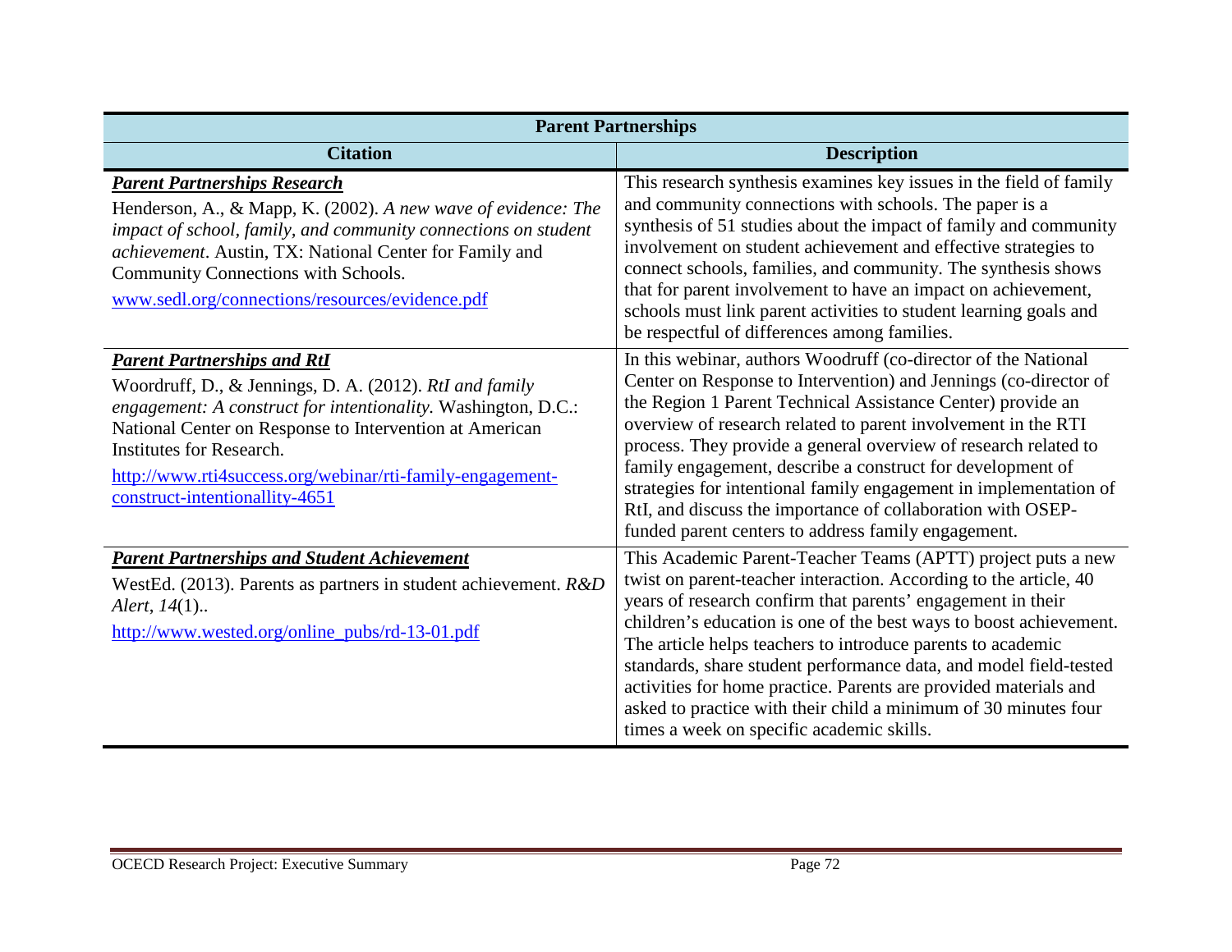| Parent Partnerships | |
|---|---|
| **Citation** | **Description** |
| ***Parent Partnerships Research*** Henderson, A., & Mapp, K. (2002). *A new wave of evidence: The impact of school, family, and community connections on student achievement*. Austin, TX: National Center for Family and Community Connections with Schools. www.sedl.org/connections/resources/evidence.pdf | This research synthesis examines key issues in the field of family and community connections with schools. The paper is a synthesis of 51 studies about the impact of family and community involvement on student achievement and effective strategies to connect schools, families, and community. The synthesis shows that for parent involvement to have an impact on achievement, schools must link parent activities to student learning goals and be respectful of differences among families. |
| ***Parent Partnerships and RtI*** Woordruff, D., & Jennings, D. A. (2012). *RtI and family engagement: A construct for intentionality.* Washington, D.C.: National Center on Response to Intervention at American Institutes for Research. http://www.rti4success.org/webinar/rti-family-engagement-construct-intentionallity-4651 | In this webinar, authors Woodruff (co-director of the National Center on Response to Intervention) and Jennings (co-director of the Region 1 Parent Technical Assistance Center) provide an overview of research related to parent involvement in the RTI process. They provide a general overview of research related to family engagement, describe a construct for development of strategies for intentional family engagement in implementation of RtI, and discuss the importance of collaboration with OSEP-funded parent centers to address family engagement. |
| ***Parent Partnerships and Student Achievement*** WestEd. (2013). Parents as partners in student achievement. *R&D Alert*, *14*(1).. http://www.wested.org/online_pubs/rd-13-01.pdf | This Academic Parent-Teacher Teams (APTT) project puts a new twist on parent-teacher interaction. According to the article, 40 years of research confirm that parents' engagement in their children's education is one of the best ways to boost achievement. The article helps teachers to introduce parents to academic standards, share student performance data, and model field-tested activities for home practice. Parents are provided materials and asked to practice with their child a minimum of 30 minutes four times a week on specific academic skills. |